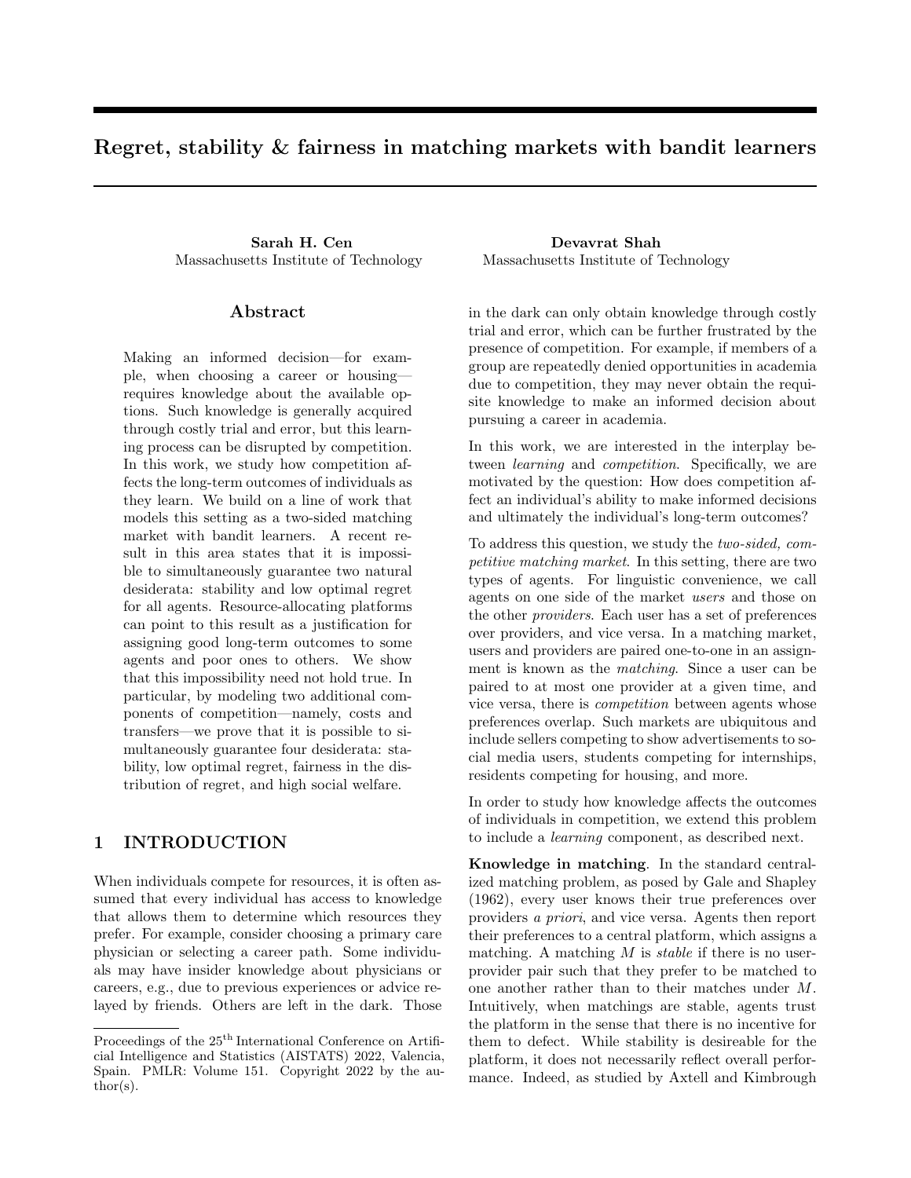# Regret, stability & fairness in matching markets with bandit learners

**Sarah H. Cen**
Massachusetts Institute of Technology

**Devavrat Shah**
Massachusetts Institute of Technology

## Abstract

Making an informed decision—for example, when choosing a career or housing—requires knowledge about the available options. Such knowledge is generally acquired through costly trial and error, but this learning process can be disrupted by competition. In this work, we study how competition affects the long-term outcomes of individuals as they learn. We build on a line of work that models this setting as a two-sided matching market with bandit learners. A recent result in this area states that it is impossible to simultaneously guarantee two natural desiderata: stability and low optimal regret for all agents. Resource-allocating platforms can point to this result as a justification for assigning good long-term outcomes to some agents and poor ones to others. We show that this impossibility need not hold true. In particular, by modeling two additional components of competition—namely, costs and transfers—we prove that it is possible to simultaneously guarantee four desiderata: stability, low optimal regret, fairness in the distribution of regret, and high social welfare.

## 1 INTRODUCTION

When individuals compete for resources, it is often assumed that every individual has access to knowledge that allows them to determine which resources they prefer. For example, consider choosing a primary care physician or selecting a career path. Some individuals may have insider knowledge about physicians or careers, e.g., due to previous experiences or advice relayed by friends. Others are left in the dark. Those in the dark can only obtain knowledge through costly trial and error, which can be further frustrated by the presence of competition. For example, if members of a group are repeatedly denied opportunities in academia due to competition, they may never obtain the requisite knowledge to make an informed decision about pursuing a career in academia.

In this work, we are interested in the interplay between *learning* and *competition*. Specifically, we are motivated by the question: How does competition affect an individual's ability to make informed decisions and ultimately the individual's long-term outcomes?

To address this question, we study the *two-sided, competitive matching market*. In this setting, there are two types of agents. For linguistic convenience, we call agents on one side of the market *users* and those on the other *providers*. Each user has a set of preferences over providers, and vice versa. In a matching market, users and providers are paired one-to-one in an assignment is known as the *matching*. Since a user can be paired to at most one provider at a given time, and vice versa, there is *competition* between agents whose preferences overlap. Such markets are ubiquitous and include sellers competing to show advertisements to social media users, students competing for internships, residents competing for housing, and more.

In order to study how knowledge affects the outcomes of individuals in competition, we extend this problem to include a *learning* component, as described next.

**Knowledge in matching**. In the standard centralized matching problem, as posed by Gale and Shapley (1962), every user knows their true preferences over providers *a priori*, and vice versa. Agents then report their preferences to a central platform, which assigns a matching. A matching $M$ is *stable* if there is no user-provider pair such that they prefer to be matched to one another rather than to their matches under $M$. Intuitively, when matchings are stable, agents trust the platform in the sense that there is no incentive for them to defect. While stability is desireable for the platform, it does not necessarily reflect overall performance. Indeed, as studied by Axtell and Kimbrough

Proceedings of the 25[th] International Conference on Artificial Intelligence and Statistics (AISTATS) 2022, Valencia, Spain. PMLR: Volume 151. Copyright 2022 by the author(s).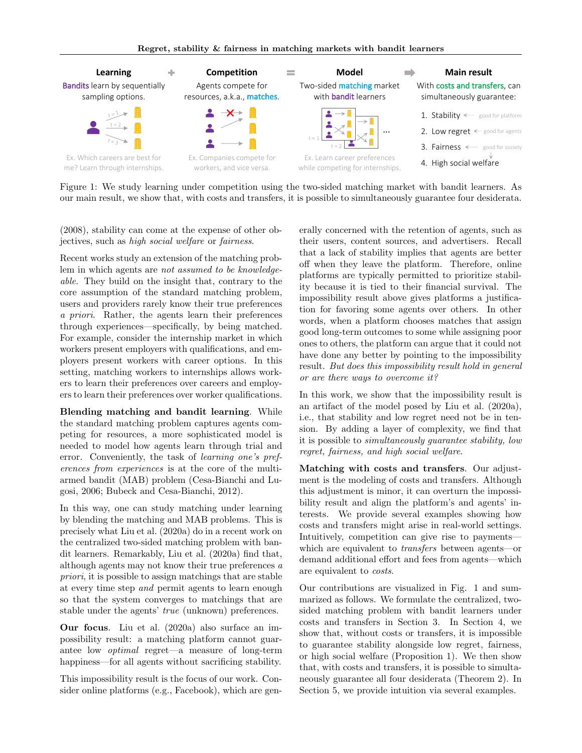Learning + Competition = Model ➡ Main result

**Learning**
Bandits learn by sequentially sampling options.
Ex. Which careers are best for me? Learn through internships.

**Competition**
Agents compete for resources, a.k.a., matches.
Ex. Companies compete for workers, and vice versa.

**Model**
Two-sided matching market with bandit learners
Ex. Learn career preferences while competing for internships.

**Main result**
With costs and transfers, can simultaneously guarantee:

1. Stability ← good for platform
2. Low regret ← good for agents
3. Fairness ← good for society
4. High social welfare

Figure 1: We study learning under competition using the two-sided matching market with bandit learners. As our main result, we show that, with costs and transfers, it is possible to simultaneously guarantee four desiderata.

(2008), stability can come at the expense of other objectives, such as *high social welfare* or *fairness*.

Recent works study an extension of the matching problem in which agents are *not assumed to be knowledgeable*. They build on the insight that, contrary to the core assumption of the standard matching problem, users and providers rarely know their true preferences *a priori*. Rather, the agents learn their preferences through experiences—specifically, by being matched. For example, consider the internship market in which workers present employers with qualifications, and employers present workers with career options. In this setting, matching workers to internships allows workers to learn their preferences over careers and employers to learn their preferences over worker qualifications.

**Blending matching and bandit learning**. While the standard matching problem captures agents competing for resources, a more sophisticated model is needed to model how agents learn through trial and error. Conveniently, the task of *learning one's preferences from experiences* is at the core of the multi-armed bandit (MAB) problem (Cesa-Bianchi and Lugosi, 2006; Bubeck and Cesa-Bianchi, 2012).

In this way, one can study matching under learning by blending the matching and MAB problems. This is precisely what Liu et al. (2020a) do in a recent work on the centralized two-sided matching problem with bandit learners. Remarkably, Liu et al. (2020a) find that, although agents may not know their true preferences *a priori*, it is possible to assign matchings that are stable at every time step *and* permit agents to learn enough so that the system converges to matchings that are stable under the agents' *true* (unknown) preferences.

**Our focus**. Liu et al. (2020a) also surface an impossibility result: a matching platform cannot guarantee low *optimal* regret—a measure of long-term happiness—for all agents without sacrificing stability.

This impossibility result is the focus of our work. Consider online platforms (e.g., Facebook), which are generally concerned with the retention of agents, such as their users, content sources, and advertisers. Recall that a lack of stability implies that agents are better off when they leave the platform. Therefore, online platforms are typically permitted to prioritize stability because it is tied to their financial survival. The impossibility result above gives platforms a justification for favoring some agents over others. In other words, when a platform chooses matches that assign good long-term outcomes to some while assigning poor ones to others, the platform can argue that it could not have done any better by pointing to the impossibility result. *But does this impossibility result hold in general or are there ways to overcome it?*

In this work, we show that the impossibility result is an artifact of the model posed by Liu et al. (2020a), i.e., that stability and low regret need not be in tension. By adding a layer of complexity, we find that it is possible to *simultaneously guarantee stability, low regret, fairness, and high social welfare.*

**Matching with costs and transfers**. Our adjustment is the modeling of costs and transfers. Although this adjustment is minor, it can overturn the impossibility result and align the platform's and agents' interests. We provide several examples showing how costs and transfers might arise in real-world settings. Intuitively, competition can give rise to payments—which are equivalent to *transfers* between agents—or demand additional effort and fees from agents—which are equivalent to *costs*.

Our contributions are visualized in Fig. 1 and summarized as follows. We formulate the centralized, two-sided matching problem with bandit learners under costs and transfers in Section 3. In Section 4, we show that, without costs or transfers, it is impossible to guarantee stability alongside low regret, fairness, or high social welfare (Proposition 1). We then show that, with costs and transfers, it is possible to simultaneously guarantee all four desiderata (Theorem 2). In Section 5, we provide intuition via several examples.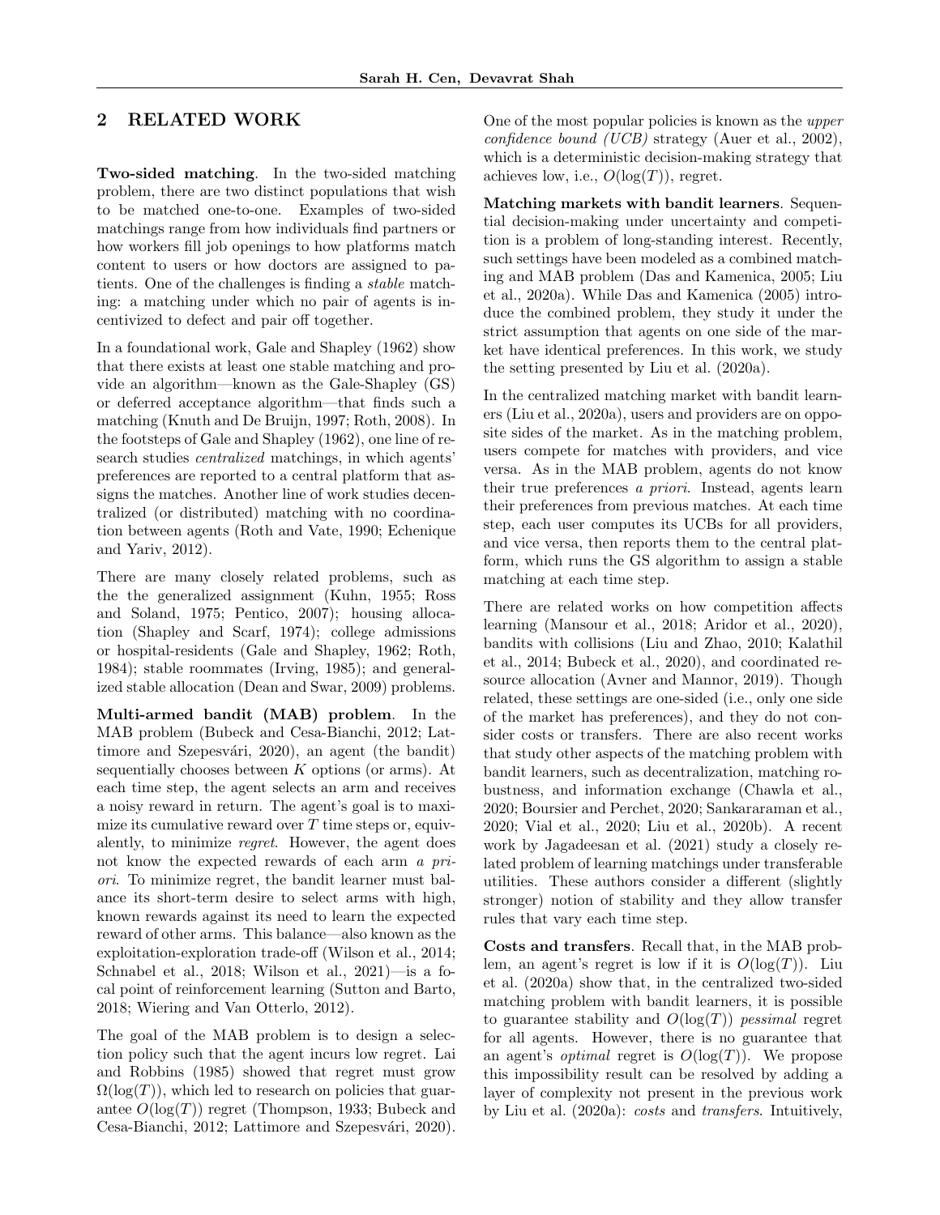## 2 RELATED WORK

**Two-sided matching**. In the two-sided matching problem, there are two distinct populations that wish to be matched one-to-one. Examples of two-sided matchings range from how individuals find partners or how workers fill job openings to how platforms match content to users or how doctors are assigned to patients. One of the challenges is finding a *stable* matching: a matching under which no pair of agents is incentivized to defect and pair off together.

In a foundational work, Gale and Shapley (1962) show that there exists at least one stable matching and provide an algorithm—known as the Gale-Shapley (GS) or deferred acceptance algorithm—that finds such a matching (Knuth and De Bruijn, 1997; Roth, 2008). In the footsteps of Gale and Shapley (1962), one line of research studies *centralized* matchings, in which agents' preferences are reported to a central platform that assigns the matches. Another line of work studies decentralized (or distributed) matching with no coordination between agents (Roth and Vate, 1990; Echenique and Yariv, 2012).

There are many closely related problems, such as the the generalized assignment (Kuhn, 1955; Ross and Soland, 1975; Pentico, 2007); housing allocation (Shapley and Scarf, 1974); college admissions or hospital-residents (Gale and Shapley, 1962; Roth, 1984); stable roommates (Irving, 1985); and generalized stable allocation (Dean and Swar, 2009) problems.

**Multi-armed bandit (MAB) problem**. In the MAB problem (Bubeck and Cesa-Bianchi, 2012; Lattimore and Szepesvári, 2020), an agent (the bandit) sequentially chooses between $K$ options (or arms). At each time step, the agent selects an arm and receives a noisy reward in return. The agent's goal is to maximize its cumulative reward over $T$ time steps or, equivalently, to minimize *regret*. However, the agent does not know the expected rewards of each arm *a priori*. To minimize regret, the bandit learner must balance its short-term desire to select arms with high, known rewards against its need to learn the expected reward of other arms. This balance—also known as the exploitation-exploration trade-off (Wilson et al., 2014; Schnabel et al., 2018; Wilson et al., 2021)—is a focal point of reinforcement learning (Sutton and Barto, 2018; Wiering and Van Otterlo, 2012).

The goal of the MAB problem is to design a selection policy such that the agent incurs low regret. Lai and Robbins (1985) showed that regret must grow $\Omega(\log(T))$, which led to research on policies that guarantee $O(\log(T))$ regret (Thompson, 1933; Bubeck and Cesa-Bianchi, 2012; Lattimore and Szepesvári, 2020). One of the most popular policies is known as the *upper confidence bound (UCB)* strategy (Auer et al., 2002), which is a deterministic decision-making strategy that achieves low, i.e., $O(\log(T))$, regret.

**Matching markets with bandit learners**. Sequential decision-making under uncertainty and competition is a problem of long-standing interest. Recently, such settings have been modeled as a combined matching and MAB problem (Das and Kamenica, 2005; Liu et al., 2020a). While Das and Kamenica (2005) introduce the combined problem, they study it under the strict assumption that agents on one side of the market have identical preferences. In this work, we study the setting presented by Liu et al. (2020a).

In the centralized matching market with bandit learners (Liu et al., 2020a), users and providers are on opposite sides of the market. As in the matching problem, users compete for matches with providers, and vice versa. As in the MAB problem, agents do not know their true preferences *a priori*. Instead, agents learn their preferences from previous matches. At each time step, each user computes its UCBs for all providers, and vice versa, then reports them to the central platform, which runs the GS algorithm to assign a stable matching at each time step.

There are related works on how competition affects learning (Mansour et al., 2018; Aridor et al., 2020), bandits with collisions (Liu and Zhao, 2010; Kalathil et al., 2014; Bubeck et al., 2020), and coordinated resource allocation (Avner and Mannor, 2019). Though related, these settings are one-sided (i.e., only one side of the market has preferences), and they do not consider costs or transfers. There are also recent works that study other aspects of the matching problem with bandit learners, such as decentralization, matching robustness, and information exchange (Chawla et al., 2020; Boursier and Perchet, 2020; Sankararaman et al., 2020; Vial et al., 2020; Liu et al., 2020b). A recent work by Jagadeesan et al. (2021) study a closely related problem of learning matchings under transferable utilities. These authors consider a different (slightly stronger) notion of stability and they allow transfer rules that vary each time step.

**Costs and transfers**. Recall that, in the MAB problem, an agent's regret is low if it is $O(\log(T))$. Liu et al. (2020a) show that, in the centralized two-sided matching problem with bandit learners, it is possible to guarantee stability and $O(\log(T))$ *pessimal* regret for all agents. However, there is no guarantee that an agent's *optimal* regret is $O(\log(T))$. We propose this impossibility result can be resolved by adding a layer of complexity not present in the previous work by Liu et al. (2020a): *costs* and *transfers*. Intuitively,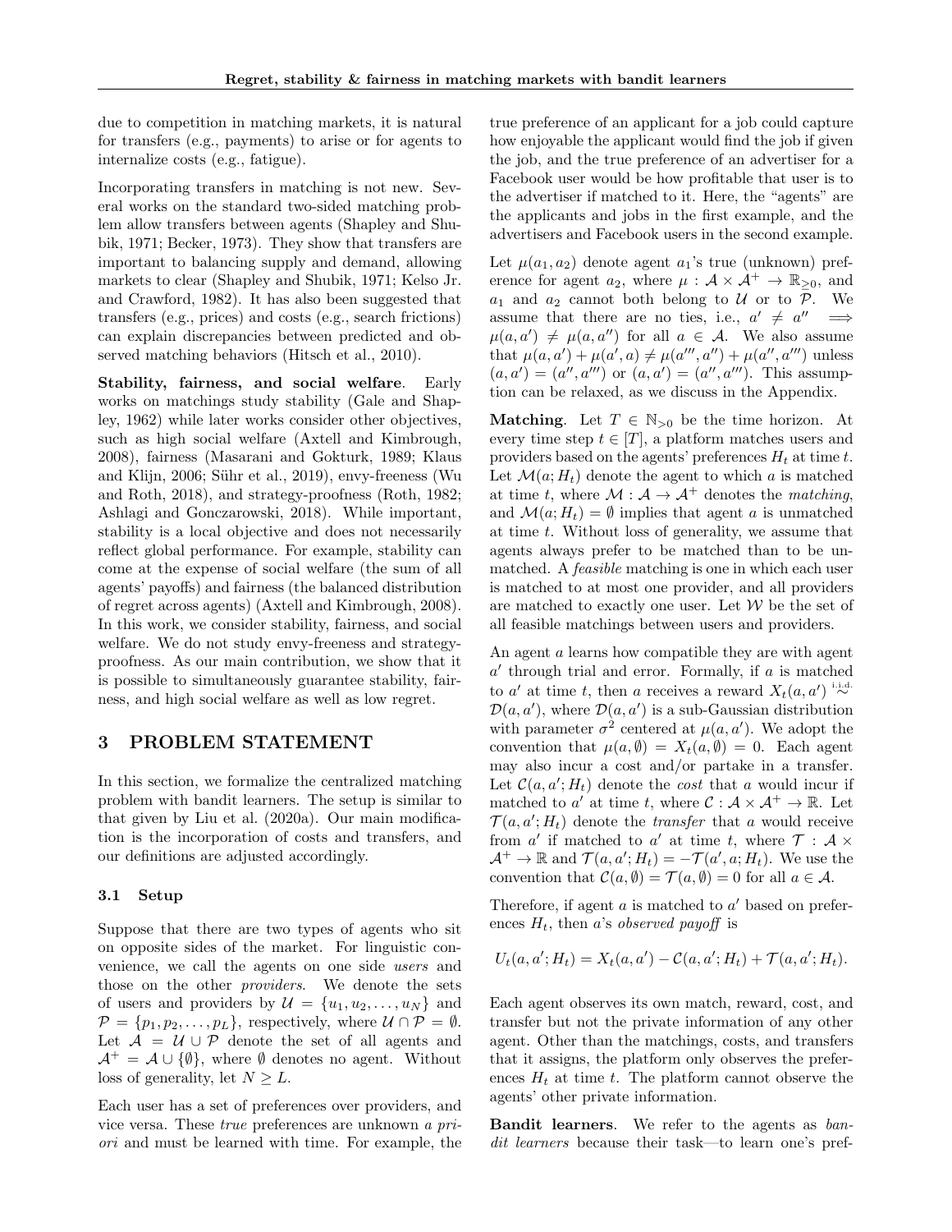due to competition in matching markets, it is natural for transfers (e.g., payments) to arise or for agents to internalize costs (e.g., fatigue).

Incorporating transfers in matching is not new. Several works on the standard two-sided matching problem allow transfers between agents (Shapley and Shubik, 1971; Becker, 1973). They show that transfers are important to balancing supply and demand, allowing markets to clear (Shapley and Shubik, 1971; Kelso Jr. and Crawford, 1982). It has also been suggested that transfers (e.g., prices) and costs (e.g., search frictions) can explain discrepancies between predicted and observed matching behaviors (Hitsch et al., 2010).

**Stability, fairness, and social welfare**. Early works on matchings study stability (Gale and Shapley, 1962) while later works consider other objectives, such as high social welfare (Axtell and Kimbrough, 2008), fairness (Masarani and Gokturk, 1989; Klaus and Klijn, 2006; Sühr et al., 2019), envy-freeness (Wu and Roth, 2018), and strategy-proofness (Roth, 1982; Ashlagi and Gonczarowski, 2018). While important, stability is a local objective and does not necessarily reflect global performance. For example, stability can come at the expense of social welfare (the sum of all agents' payoffs) and fairness (the balanced distribution of regret across agents) (Axtell and Kimbrough, 2008). In this work, we consider stability, fairness, and social welfare. We do not study envy-freeness and strategy-proofness. As our main contribution, we show that it is possible to simultaneously guarantee stability, fairness, and high social welfare as well as low regret.

# 3 PROBLEM STATEMENT

In this section, we formalize the centralized matching problem with bandit learners. The setup is similar to that given by Liu et al. (2020a). Our main modification is the incorporation of costs and transfers, and our definitions are adjusted accordingly.

## 3.1 Setup

Suppose that there are two types of agents who sit on opposite sides of the market. For linguistic convenience, we call the agents on one side *users* and those on the other *providers*. We denote the sets of users and providers by $\mathcal{U} = \{u_1, u_2, \ldots, u_N\}$ and $\mathcal{P} = \{p_1, p_2, \ldots, p_L\}$, respectively, where $\mathcal{U} \cap \mathcal{P} = \emptyset$. Let $\mathcal{A} = \mathcal{U} \cup \mathcal{P}$ denote the set of all agents and $\mathcal{A}^+ = \mathcal{A} \cup \{\emptyset\}$, where $\emptyset$ denotes no agent. Without loss of generality, let $N \geq L$.

Each user has a set of preferences over providers, and vice versa. These *true* preferences are unknown *a priori* and must be learned with time. For example, the true preference of an applicant for a job could capture how enjoyable the applicant would find the job if given the job, and the true preference of an advertiser for a Facebook user would be how profitable that user is to the advertiser if matched to it. Here, the "agents" are the applicants and jobs in the first example, and the advertisers and Facebook users in the second example.

Let $\mu(a_1, a_2)$ denote agent $a_1$'s true (unknown) preference for agent $a_2$, where $\mu : \mathcal{A} \times \mathcal{A}^+ \to \mathbb{R}_{\geq 0}$, and $a_1$ and $a_2$ cannot both belong to $\mathcal{U}$ or to $\mathcal{P}$. We assume that there are no ties, i.e., $a' \neq a'' \implies \mu(a, a') \neq \mu(a, a'')$ for all $a \in \mathcal{A}$. We also assume that $\mu(a, a') + \mu(a', a) \neq \mu(a''', a'') + \mu(a'', a''')$ unless $(a, a') = (a'', a''')$ or $(a, a') = (a''', a'')$. This assumption can be relaxed, as we discuss in the Appendix.

**Matching**. Let $T \in \mathbb{N}_{>0}$ be the time horizon. At every time step $t \in [T]$, a platform matches users and providers based on the agents' preferences $H_t$ at time $t$. Let $\mathcal{M}(a; H_t)$ denote the agent to which $a$ is matched at time $t$, where $\mathcal{M} : \mathcal{A} \to \mathcal{A}^+$ denotes the *matching*, and $\mathcal{M}(a; H_t) = \emptyset$ implies that agent $a$ is unmatched at time $t$. Without loss of generality, we assume that agents always prefer to be matched than to be unmatched. A *feasible* matching is one in which each user is matched to at most one provider, and all providers are matched to exactly one user. Let $\mathcal{W}$ be the set of all feasible matchings between users and providers.

An agent $a$ learns how compatible they are with agent $a'$ through trial and error. Formally, if $a$ is matched to $a'$ at time $t$, then $a$ receives a reward $X_t(a, a') \overset{\text{i.i.d.}}{\sim} \mathcal{D}(a, a')$, where $\mathcal{D}(a, a')$ is a sub-Gaussian distribution with parameter $\sigma^2$ centered at $\mu(a, a')$. We adopt the convention that $\mu(a, \emptyset) = X_t(a, \emptyset) = 0$. Each agent may also incur a cost and/or partake in a transfer. Let $\mathcal{C}(a, a'; H_t)$ denote the *cost* that $a$ would incur if matched to $a'$ at time $t$, where $\mathcal{C} : \mathcal{A} \times \mathcal{A}^+ \to \mathbb{R}$. Let $\mathcal{T}(a, a'; H_t)$ denote the *transfer* that $a$ would receive from $a'$ if matched to $a'$ at time $t$, where $\mathcal{T} : \mathcal{A} \times \mathcal{A}^+ \to \mathbb{R}$ and $\mathcal{T}(a, a'; H_t) = -\mathcal{T}(a', a; H_t)$. We use the convention that $\mathcal{C}(a, \emptyset) = \mathcal{T}(a, \emptyset) = 0$ for all $a \in \mathcal{A}$.

Therefore, if agent $a$ is matched to $a'$ based on preferences $H_t$, then $a$'s *observed payoff* is

$$U_t(a, a'; H_t) = X_t(a, a') - \mathcal{C}(a, a'; H_t) + \mathcal{T}(a, a'; H_t).$$

Each agent observes its own match, reward, cost, and transfer but not the private information of any other agent. Other than the matchings, costs, and transfers that it assigns, the platform only observes the preferences $H_t$ at time $t$. The platform cannot observe the agents' other private information.

**Bandit learners**. We refer to the agents as *bandit learners* because their task—to learn one's pref-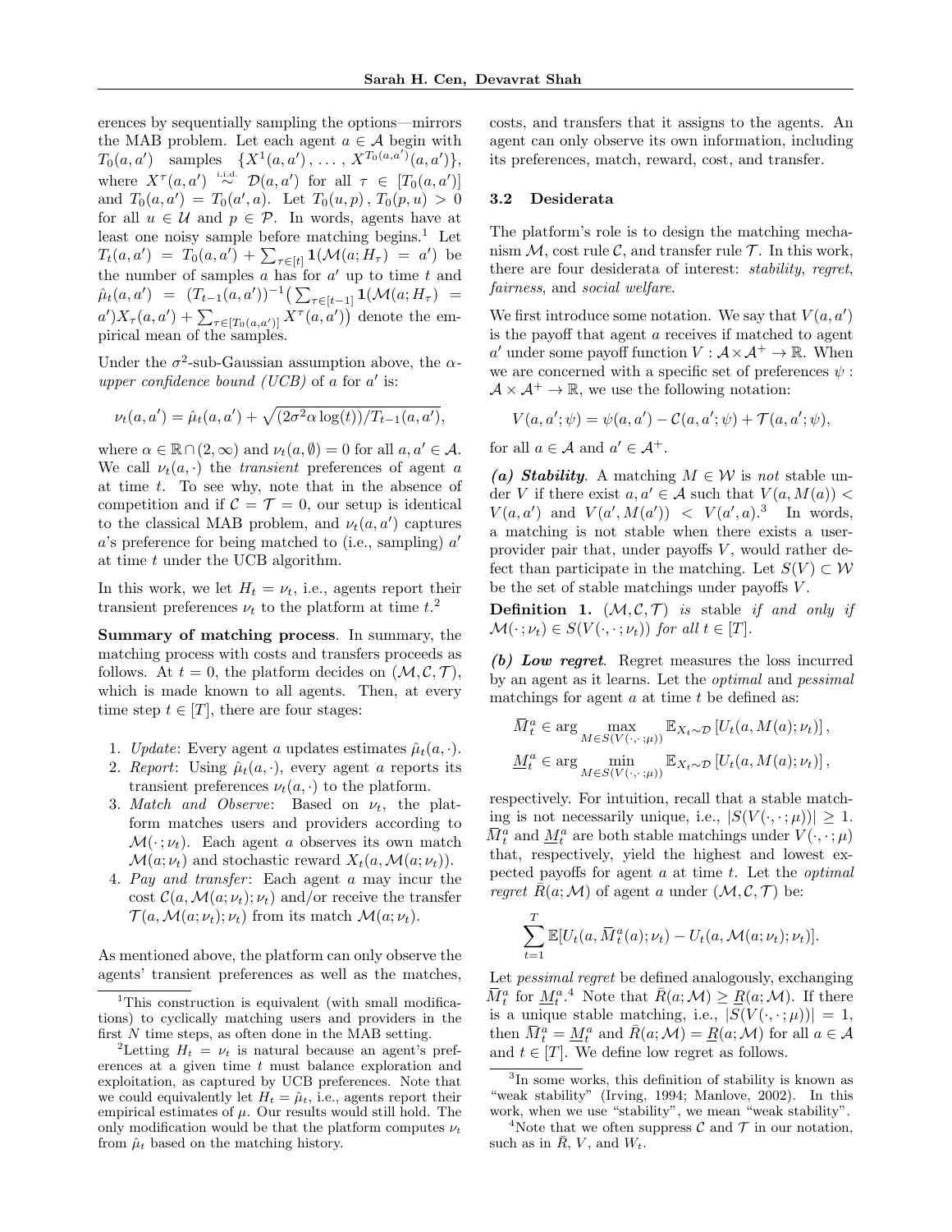erences by sequentially sampling the options—mirrors the MAB problem. Let each agent $a \in \mathcal{A}$ begin with $T_0(a,a')$ samples $\{X^1(a,a'), \ldots, X^{T_0(a,a')}(a,a')\}$, where $X^\tau(a,a') \overset{\text{i.i.d.}}{\sim} \mathcal{D}(a,a')$ for all $\tau \in [T_0(a,a')]$ and $T_0(a,a') = T_0(a',a)$. Let $T_0(u,p), T_0(p,u) > 0$ for all $u \in \mathcal{U}$ and $p \in \mathcal{P}$. In words, agents have at least one noisy sample before matching begins.[1] Let $T_t(a,a') = T_0(a,a') + \sum_{\tau \in [t]} \mathbf{1}(\mathcal{M}(a;H_\tau) = a')$ be the number of samples $a$ has for $a'$ up to time $t$ and $\hat{\mu}_t(a,a') = (T_{t-1}(a,a'))^{-1}\big(\sum_{\tau \in [t-1]} \mathbf{1}(\mathcal{M}(a;H_\tau) = a')X_\tau(a,a') + \sum_{\tau \in [T_0(a,a')]} X^\tau(a,a')\big)$ denote the empirical mean of the samples.

Under the $\sigma^2$-sub-Gaussian assumption above, the $\alpha$-*upper confidence bound (UCB)* of $a$ for $a'$ is:

$$\nu_t(a,a') = \hat{\mu}_t(a,a') + \sqrt{(2\sigma^2\alpha\log(t))/T_{t-1}(a,a')},$$

where $\alpha \in \mathbb{R} \cap (2,\infty)$ and $\nu_t(a,\emptyset) = 0$ for all $a, a' \in \mathcal{A}$. We call $\nu_t(a,\cdot)$ the *transient* preferences of agent $a$ at time $t$. To see why, note that in the absence of competition and if $\mathcal{C} = \mathcal{T} = 0$, our setup is identical to the classical MAB problem, and $\nu_t(a,a')$ captures $a$'s preference for being matched to (i.e., sampling) $a'$ at time $t$ under the UCB algorithm.

In this work, we let $H_t = \nu_t$, i.e., agents report their transient preferences $\nu_t$ to the platform at time $t$.[2]

**Summary of matching process**. In summary, the matching process with costs and transfers proceeds as follows. At $t = 0$, the platform decides on $(\mathcal{M},\mathcal{C},\mathcal{T})$, which is made known to all agents. Then, at every time step $t \in [T]$, there are four stages:

1. *Update*: Every agent $a$ updates estimates $\hat{\mu}_t(a,\cdot)$.
2. *Report*: Using $\hat{\mu}_t(a,\cdot)$, every agent $a$ reports its transient preferences $\nu_t(a,\cdot)$ to the platform.
3. *Match and Observe*: Based on $\nu_t$, the platform matches users and providers according to $\mathcal{M}(\cdot;\nu_t)$. Each agent $a$ observes its own match $\mathcal{M}(a;\nu_t)$ and stochastic reward $X_t(a,\mathcal{M}(a;\nu_t))$.
4. *Pay and transfer*: Each agent $a$ may incur the cost $\mathcal{C}(a,\mathcal{M}(a;\nu_t);\nu_t)$ and/or receive the transfer $\mathcal{T}(a,\mathcal{M}(a;\nu_t);\nu_t)$ from its match $\mathcal{M}(a;\nu_t)$.

As mentioned above, the platform can only observe the agents' transient preferences as well as the matches, costs, and transfers that it assigns to the agents. An agent can only observe its own information, including its preferences, match, reward, cost, and transfer.

### 3.2 Desiderata

The platform's role is to design the matching mechanism $\mathcal{M}$, cost rule $\mathcal{C}$, and transfer rule $\mathcal{T}$. In this work, there are four desiderata of interest: *stability*, *regret*, *fairness*, and *social welfare*.

We first introduce some notation. We say that $V(a,a')$ is the payoff that agent $a$ receives if matched to agent $a'$ under some payoff function $V : \mathcal{A} \times \mathcal{A}^+ \to \mathbb{R}$. When we are concerned with a specific set of preferences $\psi : \mathcal{A} \times \mathcal{A}^+ \to \mathbb{R}$, we use the following notation:

$$V(a,a';\psi) = \psi(a,a') - \mathcal{C}(a,a';\psi) + \mathcal{T}(a,a';\psi),$$

for all $a \in \mathcal{A}$ and $a' \in \mathcal{A}^+$.

***(a) Stability***. A matching $M \in \mathcal{W}$ is *not* stable under $V$ if there exist $a, a' \in \mathcal{A}$ such that $V(a,M(a)) < V(a,a')$ and $V(a',M(a')) < V(a',a)$.[3] In words, a matching is not stable when there exists a user-provider pair that, under payoffs $V$, would rather defect than participate in the matching. Let $S(V) \subset \mathcal{W}$ be the set of stable matchings under payoffs $V$.

**Definition 1.** *$(\mathcal{M},\mathcal{C},\mathcal{T})$ is* stable *if and only if $\mathcal{M}(\cdot;\nu_t) \in S(V(\cdot,\cdot;\nu_t))$ for all $t \in [T]$.*

***(b) Low regret***. Regret measures the loss incurred by an agent as it learns. Let the *optimal* and *pessimal* matchings for agent $a$ at time $t$ be defined as:

$$\bar{M}^a_t \in \arg\max_{M \in S(V(\cdot,\cdot;\mu))} \mathbb{E}_{X_t \sim \mathcal{D}}\left[U_t(a,M(a);\nu_t)\right],$$

$$\underline{M}^a_t \in \arg\min_{M \in S(V(\cdot,\cdot;\mu))} \mathbb{E}_{X_t \sim \mathcal{D}}\left[U_t(a,M(a);\nu_t)\right],$$

respectively. For intuition, recall that a stable matching is not necessarily unique, i.e., $|S(V(\cdot,\cdot;\mu))| \geq 1$. $\bar{M}^a_t$ and $\underline{M}^a_t$ are both stable matchings under $V(\cdot,\cdot;\mu)$ that, respectively, yield the highest and lowest expected payoffs for agent $a$ at time $t$. Let the *optimal regret* $\bar{R}(a;\mathcal{M})$ of agent $a$ under $(\mathcal{M},\mathcal{C},\mathcal{T})$ be:

$$\sum_{t=1}^{T} \mathbb{E}[U_t(a,\bar{M}^a_t(a);\nu_t) - U_t(a,\mathcal{M}(a;\nu_t);\nu_t)].$$

Let *pessimal regret* be defined analogously, exchanging $\bar{M}^a_t$ for $\underline{M}^a_t$.[4] Note that $\bar{R}(a;\mathcal{M}) \geq \underline{R}(a;\mathcal{M})$. If there is a unique stable matching, i.e., $|S(V(\cdot,\cdot;\mu))| = 1$, then $\bar{M}^a_t = \underline{M}^a_t$ and $\bar{R}(a;\mathcal{M}) = \underline{R}(a;\mathcal{M})$ for all $a \in \mathcal{A}$ and $t \in [T]$. We define low regret as follows.

---

[1] This construction is equivalent (with small modifications) to cyclically matching users and providers in the first $N$ time steps, as often done in the MAB setting.

[2] Letting $H_t = \nu_t$ is natural because an agent's preferences at a given time $t$ must balance exploration and exploitation, as captured by UCB preferences. Note that we could equivalently let $H_t = \hat{\mu}_t$, i.e., agents report their empirical estimates of $\mu$. Our results would still hold. The only modification would be that the platform computes $\nu_t$ from $\hat{\mu}_t$ based on the matching history.

[3] In some works, this definition of stability is known as "weak stability" (Irving, 1994; Manlove, 2002). In this work, when we use "stability", we mean "weak stability".

[4] Note that we often suppress $\mathcal{C}$ and $\mathcal{T}$ in our notation, such as in $\bar{R}$, $V$, and $W_t$.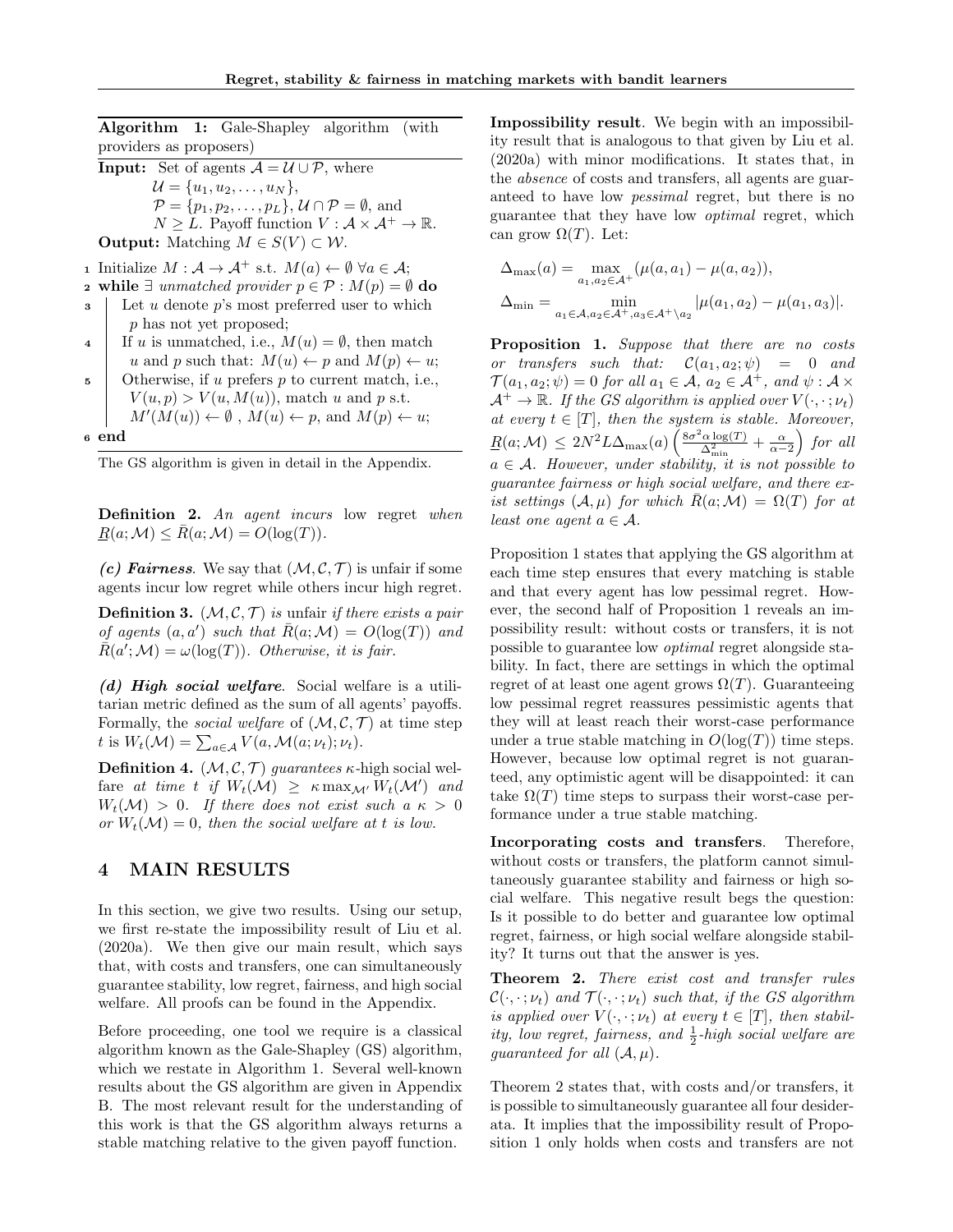**Algorithm 1:** Gale-Shapley algorithm (with providers as proposers)

**Input:** Set of agents $\mathcal{A} = \mathcal{U} \cup \mathcal{P}$, where $\mathcal{U} = \{u_1, u_2, \ldots, u_N\}$, $\mathcal{P} = \{p_1, p_2, \ldots, p_L\}$, $\mathcal{U} \cap \mathcal{P} = \emptyset$, and $N \geq L$. Payoff function $V : \mathcal{A} \times \mathcal{A}^+ \to \mathbb{R}$.

**Output:** Matching $M \in S(V) \subset \mathcal{W}$.

1. Initialize $M : \mathcal{A} \to \mathcal{A}^+$ s.t. $M(a) \leftarrow \emptyset \; \forall a \in \mathcal{A}$;
2. **while** $\exists$ *unmatched provider* $p \in \mathcal{P} : M(p) = \emptyset$ **do**
3. Let $u$ denote $p$'s most preferred user to which $p$ has not yet proposed;
4. If $u$ is unmatched, i.e., $M(u) = \emptyset$, then match $u$ and $p$ such that: $M(u) \leftarrow p$ and $M(p) \leftarrow u$;
5. Otherwise, if $u$ prefers $p$ to current match, i.e., $V(u,p) > V(u, M(u))$, match $u$ and $p$ s.t. $M'(M(u)) \leftarrow \emptyset$ , $M(u) \leftarrow p$, and $M(p) \leftarrow u$;
6. **end**

The GS algorithm is given in detail in the Appendix.

**Definition 2.** *An agent incurs* low regret *when* $\underline{R}(a;\mathcal{M}) \leq \bar{R}(a;\mathcal{M}) = O(\log(T))$.

***(c) Fairness***. We say that $(\mathcal{M}, \mathcal{C}, \mathcal{T})$ is unfair if some agents incur low regret while others incur high regret.

**Definition 3.** $(\mathcal{M}, \mathcal{C}, \mathcal{T})$ *is* unfair *if there exists a pair of agents* $(a, a')$ *such that* $\bar{R}(a;\mathcal{M}) = O(\log(T))$ *and* $\bar{R}(a';\mathcal{M}) = \omega(\log(T))$*. Otherwise, it is fair.*

***(d) High social welfare***. Social welfare is a utilitarian metric defined as the sum of all agents' payoffs. Formally, the *social welfare* of $(\mathcal{M}, \mathcal{C}, \mathcal{T})$ at time step $t$ is $W_t(\mathcal{M}) = \sum_{a \in \mathcal{A}} V(a, \mathcal{M}(a;\nu_t);\nu_t)$.

**Definition 4.** $(\mathcal{M}, \mathcal{C}, \mathcal{T})$ *guarantees* $\kappa$-high social welfare *at time* $t$ *if* $W_t(\mathcal{M}) \geq \kappa \max_{\mathcal{M}'} W_t(\mathcal{M}')$ *and* $W_t(\mathcal{M}) > 0$*. If there does not exist such a* $\kappa > 0$ *or* $W_t(\mathcal{M}) = 0$*, then the social welfare at* $t$ *is low.*

# 4 MAIN RESULTS

In this section, we give two results. Using our setup, we first re-state the impossibility result of Liu et al. (2020a). We then give our main result, which says that, with costs and transfers, one can simultaneously guarantee stability, low regret, fairness, and high social welfare. All proofs can be found in the Appendix.

Before proceeding, one tool we require is a classical algorithm known as the Gale-Shapley (GS) algorithm, which we restate in Algorithm 1. Several well-known results about the GS algorithm are given in Appendix B. The most relevant result for the understanding of this work is that the GS algorithm always returns a stable matching relative to the given payoff function.

**Impossibility result**. We begin with an impossibility result that is analogous to that given by Liu et al. (2020a) with minor modifications. It states that, in the *absence* of costs and transfers, all agents are guaranteed to have low *pessimal* regret, but there is no guarantee that they have low *optimal* regret, which can grow $\Omega(T)$. Let:

$$\Delta_{\max}(a) = \max_{a_1, a_2 \in \mathcal{A}^+} (\mu(a, a_1) - \mu(a, a_2)),$$

$$\Delta_{\min} = \min_{a_1 \in \mathcal{A}, a_2 \in \mathcal{A}^+, a_3 \in \mathcal{A}^+ \setminus a_2} |\mu(a_1, a_2) - \mu(a_1, a_3)|.$$

**Proposition 1.** *Suppose that there are no costs or transfers such that:* $\mathcal{C}(a_1, a_2; \psi) = 0$ *and* $\mathcal{T}(a_1, a_2; \psi) = 0$ *for all* $a_1 \in \mathcal{A}$, $a_2 \in \mathcal{A}^+$, *and* $\psi : \mathcal{A} \times \mathcal{A}^+ \to \mathbb{R}$*. If the GS algorithm is applied over* $V(\cdot, \cdot; \nu_t)$ *at every* $t \in [T]$*, then the system is stable. Moreover,* $\underline{R}(a;\mathcal{M}) \leq 2N^2 L \Delta_{\max}(a) \left( \frac{8\sigma^2 \alpha \log(T)}{\Delta_{\min}^2} + \frac{\alpha}{\alpha - 2} \right)$ *for all* $a \in \mathcal{A}$*. However, under stability, it is not possible to guarantee fairness or high social welfare, and there exist settings* $(\mathcal{A}, \mu)$ *for which* $\bar{R}(a;\mathcal{M}) = \Omega(T)$ *for at least one agent* $a \in \mathcal{A}$*.*

Proposition 1 states that applying the GS algorithm at each time step ensures that every matching is stable and that every agent has low pessimal regret. However, the second half of Proposition 1 reveals an impossibility result: without costs or transfers, it is not possible to guarantee low *optimal* regret alongside stability. In fact, there are settings in which the optimal regret of at least one agent grows $\Omega(T)$. Guaranteeing low pessimal regret reassures pessimistic agents that they will at least reach their worst-case performance under a true stable matching in $O(\log(T))$ time steps. However, because low optimal regret is not guaranteed, any optimistic agent will be disappointed: it can take $\Omega(T)$ time steps to surpass their worst-case performance under a true stable matching.

**Incorporating costs and transfers**. Therefore, without costs or transfers, the platform cannot simultaneously guarantee stability and fairness or high social welfare. This negative result begs the question: Is it possible to do better and guarantee low optimal regret, fairness, or high social welfare alongside stability? It turns out that the answer is yes.

**Theorem 2.** *There exist cost and transfer rules* $\mathcal{C}(\cdot, \cdot; \nu_t)$ *and* $\mathcal{T}(\cdot, \cdot; \nu_t)$ *such that, if the GS algorithm is applied over* $V(\cdot, \cdot; \nu_t)$ *at every* $t \in [T]$*, then stability, low regret, fairness, and* $\frac{1}{2}$*-high social welfare are guaranteed for all* $(\mathcal{A}, \mu)$*.*

Theorem 2 states that, with costs and/or transfers, it is possible to simultaneously guarantee all four desiderata. It implies that the impossibility result of Proposition 1 only holds when costs and transfers are not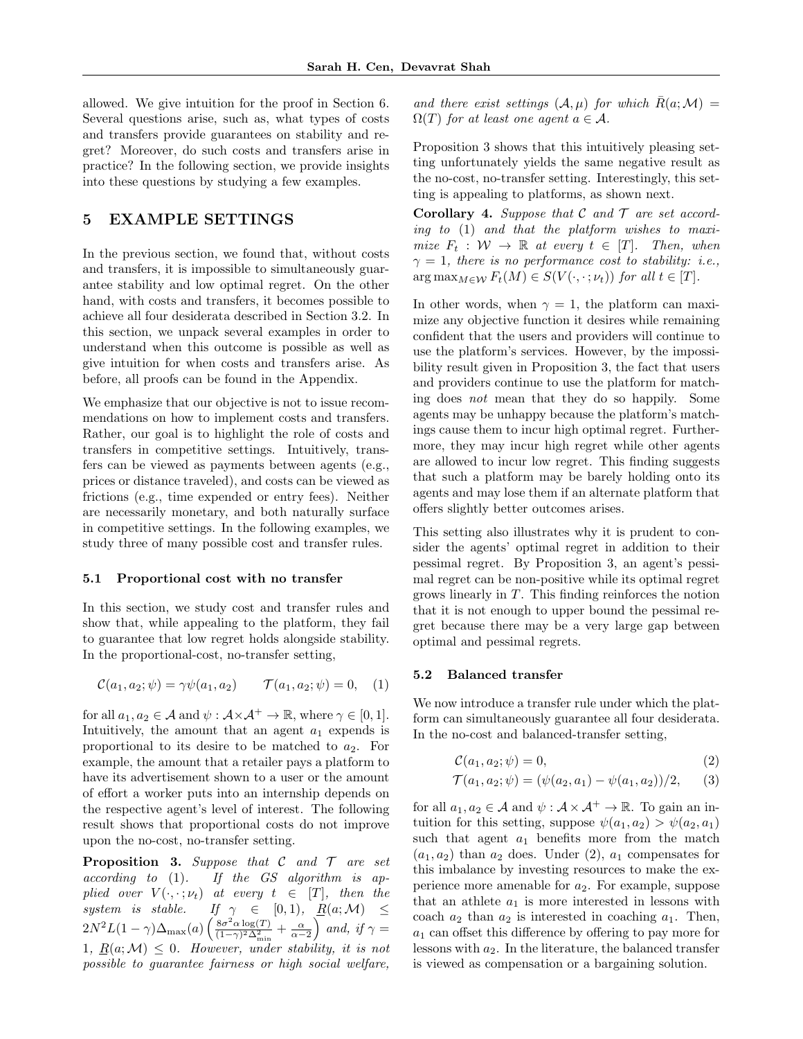allowed. We give intuition for the proof in Section 6. Several questions arise, such as, what types of costs and transfers provide guarantees on stability and regret? Moreover, do such costs and transfers arise in practice? In the following section, we provide insights into these questions by studying a few examples.

# 5 EXAMPLE SETTINGS

In the previous section, we found that, without costs and transfers, it is impossible to simultaneously guarantee stability and low optimal regret. On the other hand, with costs and transfers, it becomes possible to achieve all four desiderata described in Section 3.2. In this section, we unpack several examples in order to understand when this outcome is possible as well as give intuition for when costs and transfers arise. As before, all proofs can be found in the Appendix.

We emphasize that our objective is not to issue recommendations on how to implement costs and transfers. Rather, our goal is to highlight the role of costs and transfers in competitive settings. Intuitively, transfers can be viewed as payments between agents (e.g., prices or distance traveled), and costs can be viewed as frictions (e.g., time expended or entry fees). Neither are necessarily monetary, and both naturally surface in competitive settings. In the following examples, we study three of many possible cost and transfer rules.

## 5.1 Proportional cost with no transfer

In this section, we study cost and transfer rules and show that, while appealing to the platform, they fail to guarantee that low regret holds alongside stability. In the proportional-cost, no-transfer setting,

$$\mathcal{C}(a_1, a_2; \psi) = \gamma \psi(a_1, a_2) \qquad \mathcal{T}(a_1, a_2; \psi) = 0, \quad (1)$$

for all $a_1, a_2 \in \mathcal{A}$ and $\psi : \mathcal{A} \times \mathcal{A}^+ \to \mathbb{R}$, where $\gamma \in [0, 1]$. Intuitively, the amount that an agent $a_1$ expends is proportional to its desire to be matched to $a_2$. For example, the amount that a retailer pays a platform to have its advertisement shown to a user or the amount of effort a worker puts into an internship depends on the respective agent's level of interest. The following result shows that proportional costs do not improve upon the no-cost, no-transfer setting.

**Proposition 3.** *Suppose that $\mathcal{C}$ and $\mathcal{T}$ are set according to (1). If the GS algorithm is applied over $V(\cdot, \cdot; \nu_t)$ at every $t \in [T]$, then the system is stable. If $\gamma \in [0, 1)$, $\underline{R}(a; \mathcal{M}) \leq 2N^2 L(1-\gamma)\Delta_{\max}(a) \left( \frac{8\sigma^2 \alpha \log(T)}{(1-\gamma)^2 \Delta_{\min}^2} + \frac{\alpha}{\alpha - 2} \right)$ and, if $\gamma = 1$, $\underline{R}(a; \mathcal{M}) \leq 0$. However, under stability, it is not possible to guarantee fairness or high social welfare, and there exist settings $(\mathcal{A}, \mu)$ for which $\bar{R}(a; \mathcal{M}) = \Omega(T)$ for at least one agent $a \in \mathcal{A}$.*

Proposition 3 shows that this intuitively pleasing setting unfortunately yields the same negative result as the no-cost, no-transfer setting. Interestingly, this setting is appealing to platforms, as shown next.

**Corollary 4.** *Suppose that $\mathcal{C}$ and $\mathcal{T}$ are set according to (1) and that the platform wishes to maximize $F_t : \mathcal{W} \to \mathbb{R}$ at every $t \in [T]$. Then, when $\gamma = 1$, there is no performance cost to stability: i.e., $\arg\max_{M \in \mathcal{W}} F_t(M) \in S(V(\cdot, \cdot; \nu_t))$ for all $t \in [T]$.*

In other words, when $\gamma = 1$, the platform can maximize any objective function it desires while remaining confident that the users and providers will continue to use the platform's services. However, by the impossibility result given in Proposition 3, the fact that users and providers continue to use the platform for matching does *not* mean that they do so happily. Some agents may be unhappy because the platform's matchings cause them to incur high optimal regret. Furthermore, they may incur high regret while other agents are allowed to incur low regret. This finding suggests that such a platform may be barely holding onto its agents and may lose them if an alternate platform that offers slightly better outcomes arises.

This setting also illustrates why it is prudent to consider the agents' optimal regret in addition to their pessimal regret. By Proposition 3, an agent's pessimal regret can be non-positive while its optimal regret grows linearly in $T$. This finding reinforces the notion that it is not enough to upper bound the pessimal regret because there may be a very large gap between optimal and pessimal regrets.

## 5.2 Balanced transfer

We now introduce a transfer rule under which the platform can simultaneously guarantee all four desiderata. In the no-cost and balanced-transfer setting,

$$\mathcal{C}(a_1, a_2; \psi) = 0, \quad (2)$$

$$\mathcal{T}(a_1, a_2; \psi) = (\psi(a_2, a_1) - \psi(a_1, a_2))/2, \quad (3)$$

for all $a_1, a_2 \in \mathcal{A}$ and $\psi : \mathcal{A} \times \mathcal{A}^+ \to \mathbb{R}$. To gain an intuition for this setting, suppose $\psi(a_1, a_2) > \psi(a_2, a_1)$ such that agent $a_1$ benefits more from the match $(a_1, a_2)$ than $a_2$ does. Under (2), $a_1$ compensates for this imbalance by investing resources to make the experience more amenable for $a_2$. For example, suppose that an athlete $a_1$ is more interested in lessons with coach $a_2$ than $a_2$ is interested in coaching $a_1$. Then, $a_1$ can offset this difference by offering to pay more for lessons with $a_2$. In the literature, the balanced transfer is viewed as compensation or a bargaining solution.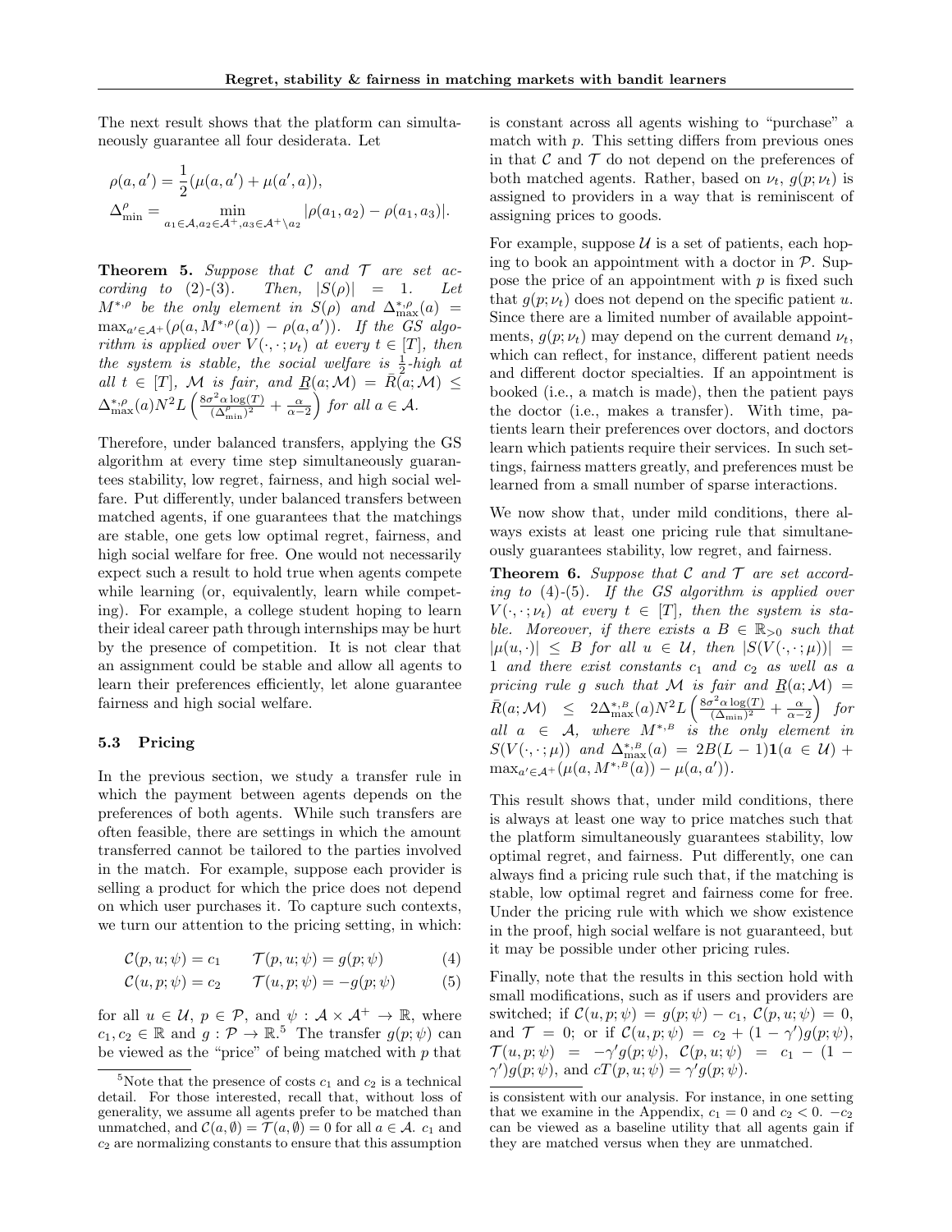The next result shows that the platform can simultaneously guarantee all four desiderata. Let

$$\rho(a, a') = \frac{1}{2}(\mu(a, a') + \mu(a', a)),$$
$$\Delta^{\rho}_{\min} = \min_{a_1 \in \mathcal{A}, a_2 \in \mathcal{A}^+, a_3 \in \mathcal{A}^+ \setminus a_2} |\rho(a_1, a_2) - \rho(a_1, a_3)|.$$

**Theorem 5.** *Suppose that $\mathcal{C}$ and $\mathcal{T}$ are set according to (2)-(3). Then, $|S(\rho)| = 1$. Let $M^{*,\rho}$ be the only element in $S(\rho)$ and $\Delta^{*,\rho}_{\max}(a) = \max_{a' \in \mathcal{A}^+}(\rho(a, M^{*,\rho}(a)) - \rho(a, a'))$. If the GS algorithm is applied over $V(\cdot, \cdot; \nu_t)$ at every $t \in [T]$, then the system is stable, the social welfare is $\frac{1}{2}$-high at all $t \in [T]$, $\mathcal{M}$ is fair, and $\underline{R}(a; \mathcal{M}) = \bar{R}(a; \mathcal{M}) \leq \Delta^{*,\rho}_{\max}(a) N^2 L \left( \frac{8\sigma^2 \alpha \log(T)}{(\Delta^{\rho}_{\min})^2} + \frac{\alpha}{\alpha - 2} \right)$ for all $a \in \mathcal{A}$.*

Therefore, under balanced transfers, applying the GS algorithm at every time step simultaneously guarantees stability, low regret, fairness, and high social welfare. Put differently, under balanced transfers between matched agents, if one guarantees that the matchings are stable, one gets low optimal regret, fairness, and high social welfare for free. One would not necessarily expect such a result to hold true when agents compete while learning (or, equivalently, learn while competing). For example, a college student hoping to learn their ideal career path through internships may be hurt by the presence of competition. It is not clear that an assignment could be stable and allow all agents to learn their preferences efficiently, let alone guarantee fairness and high social welfare.

### 5.3 Pricing

In the previous section, we study a transfer rule in which the payment between agents depends on the preferences of both agents. While such transfers are often feasible, there are settings in which the amount transferred cannot be tailored to the parties involved in the match. For example, suppose each provider is selling a product for which the price does not depend on which user purchases it. To capture such contexts, we turn our attention to the pricing setting, in which:

$$\mathcal{C}(p, u; \psi) = c_1 \qquad \mathcal{T}(p, u; \psi) = g(p; \psi) \tag{4}$$
$$\mathcal{C}(u, p; \psi) = c_2 \qquad \mathcal{T}(u, p; \psi) = -g(p; \psi) \tag{5}$$

for all $u \in \mathcal{U}$, $p \in \mathcal{P}$, and $\psi : \mathcal{A} \times \mathcal{A}^+ \to \mathbb{R}$, where $c_1, c_2 \in \mathbb{R}$ and $g : \mathcal{P} \to \mathbb{R}$.[5] The transfer $g(p; \psi)$ can be viewed as the "price" of being matched with $p$ that is constant across all agents wishing to "purchase" a match with $p$. This setting differs from previous ones in that $\mathcal{C}$ and $\mathcal{T}$ do not depend on the preferences of both matched agents. Rather, based on $\nu_t$, $g(p; \nu_t)$ is assigned to providers in a way that is reminiscent of assigning prices to goods.

For example, suppose $\mathcal{U}$ is a set of patients, each hoping to book an appointment with a doctor in $\mathcal{P}$. Suppose the price of an appointment with $p$ is fixed such that $g(p; \nu_t)$ does not depend on the specific patient $u$. Since there are a limited number of available appointments, $g(p; \nu_t)$ may depend on the current demand $\nu_t$, which can reflect, for instance, different patient needs and different doctor specialties. If an appointment is booked (i.e., a match is made), then the patient pays the doctor (i.e., makes a transfer). With time, patients learn their preferences over doctors, and doctors learn which patients require their services. In such settings, fairness matters greatly, and preferences must be learned from a small number of sparse interactions.

We now show that, under mild conditions, there always exists at least one pricing rule that simultaneously guarantees stability, low regret, and fairness.

**Theorem 6.** *Suppose that $\mathcal{C}$ and $\mathcal{T}$ are set according to (4)-(5). If the GS algorithm is applied over $V(\cdot, \cdot; \nu_t)$ at every $t \in [T]$, then the system is stable. Moreover, if there exists a $B \in \mathbb{R}_{>0}$ such that $|\mu(u, \cdot)| \leq B$ for all $u \in \mathcal{U}$, then $|S(V(\cdot, \cdot; \mu))| = 1$ and there exist constants $c_1$ and $c_2$ as well as a pricing rule $g$ such that $\mathcal{M}$ is fair and $\underline{R}(a; \mathcal{M}) = \bar{R}(a; \mathcal{M}) \leq 2\Delta^{*,B}_{\max}(a) N^2 L \left( \frac{8\sigma^2 \alpha \log(T)}{(\Delta_{\min})^2} + \frac{\alpha}{\alpha - 2} \right)$ for all $a \in \mathcal{A}$, where $M^{*,B}$ is the only element in $S(V(\cdot, \cdot; \mu))$ and $\Delta^{*,B}_{\max}(a) = 2B(L-1)\mathbf{1}(a \in \mathcal{U}) + \max_{a' \in \mathcal{A}^+}(\mu(a, M^{*,B}(a)) - \mu(a, a'))$.*

This result shows that, under mild conditions, there is always at least one way to price matches such that the platform simultaneously guarantees stability, low optimal regret, and fairness. Put differently, one can always find a pricing rule such that, if the matching is stable, low optimal regret and fairness come for free. Under the pricing rule with which we show existence in the proof, high social welfare is not guaranteed, but it may be possible under other pricing rules.

Finally, note that the results in this section hold with small modifications, such as if users and providers are switched; if $\mathcal{C}(u, p; \psi) = g(p; \psi) - c_1$, $\mathcal{C}(p, u; \psi) = 0$, and $\mathcal{T} = 0$; or if $\mathcal{C}(u, p; \psi) = c_2 + (1 - \gamma')g(p; \psi)$, $\mathcal{T}(u, p; \psi) = -\gamma' g(p; \psi)$, $\mathcal{C}(p, u; \psi) = c_1 - (1 - \gamma')g(p; \psi)$, and $cT(p, u; \psi) = \gamma' g(p; \psi)$.

[5] Note that the presence of costs $c_1$ and $c_2$ is a technical detail. For those interested, recall that, without loss of generality, we assume all agents prefer to be matched than unmatched, and $\mathcal{C}(a, \emptyset) = \mathcal{T}(a, \emptyset) = 0$ for all $a \in \mathcal{A}$. $c_1$ and $c_2$ are normalizing constants to ensure that this assumption is consistent with our analysis. For instance, in one setting that we examine in the Appendix, $c_1 = 0$ and $c_2 < 0$. $-c_2$ can be viewed as a baseline utility that all agents gain if they are matched versus when they are unmatched.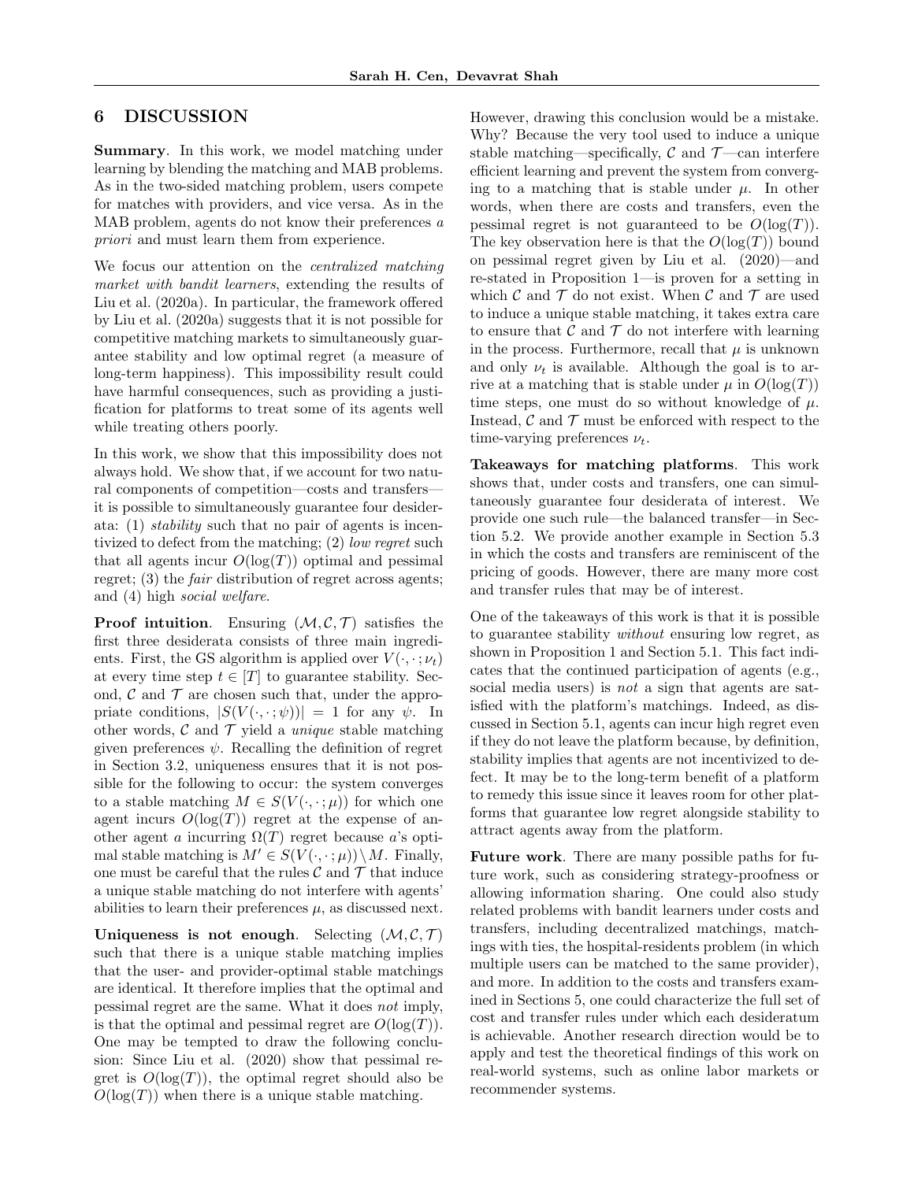# 6 DISCUSSION

**Summary**. In this work, we model matching under learning by blending the matching and MAB problems. As in the two-sided matching problem, users compete for matches with providers, and vice versa. As in the MAB problem, agents do not know their preferences *a priori* and must learn them from experience.

We focus our attention on the *centralized matching market with bandit learners*, extending the results of Liu et al. (2020a). In particular, the framework offered by Liu et al. (2020a) suggests that it is not possible for competitive matching markets to simultaneously guarantee stability and low optimal regret (a measure of long-term happiness). This impossibility result could have harmful consequences, such as providing a justification for platforms to treat some of its agents well while treating others poorly.

In this work, we show that this impossibility does not always hold. We show that, if we account for two natural components of competition—costs and transfers—it is possible to simultaneously guarantee four desiderata: (1) *stability* such that no pair of agents is incentivized to defect from the matching; (2) *low regret* such that all agents incur $O(\log(T))$ optimal and pessimal regret; (3) the *fair* distribution of regret across agents; and (4) high *social welfare*.

**Proof intuition**. Ensuring $(\mathcal{M}, \mathcal{C}, \mathcal{T})$ satisfies the first three desiderata consists of three main ingredients. First, the GS algorithm is applied over $V(\cdot, \cdot; \nu_t)$ at every time step $t \in [T]$ to guarantee stability. Second, $\mathcal{C}$ and $\mathcal{T}$ are chosen such that, under the appropriate conditions, $|S(V(\cdot, \cdot; \psi))| = 1$ for any $\psi$. In other words, $\mathcal{C}$ and $\mathcal{T}$ yield a *unique* stable matching given preferences $\psi$. Recalling the definition of regret in Section 3.2, uniqueness ensures that it is not possible for the following to occur: the system converges to a stable matching $M \in S(V(\cdot, \cdot; \mu))$ for which one agent incurs $O(\log(T))$ regret at the expense of another agent $a$ incurring $\Omega(T)$ regret because $a$'s optimal stable matching is $M' \in S(V(\cdot, \cdot; \mu)) \setminus M$. Finally, one must be careful that the rules $\mathcal{C}$ and $\mathcal{T}$ that induce a unique stable matching do not interfere with agents' abilities to learn their preferences $\mu$, as discussed next.

**Uniqueness is not enough**. Selecting $(\mathcal{M}, \mathcal{C}, \mathcal{T})$ such that there is a unique stable matching implies that the user- and provider-optimal stable matchings are identical. It therefore implies that the optimal and pessimal regret are the same. What it does *not* imply, is that the optimal and pessimal regret are $O(\log(T))$. One may be tempted to draw the following conclusion: Since Liu et al. (2020) show that pessimal regret is $O(\log(T))$, the optimal regret should also be $O(\log(T))$ when there is a unique stable matching. However, drawing this conclusion would be a mistake. Why? Because the very tool used to induce a unique stable matching—specifically, $\mathcal{C}$ and $\mathcal{T}$—can interfere efficient learning and prevent the system from converging to a matching that is stable under $\mu$. In other words, when there are costs and transfers, even the pessimal regret is not guaranteed to be $O(\log(T))$. The key observation here is that the $O(\log(T))$ bound on pessimal regret given by Liu et al. (2020)—and re-stated in Proposition 1—is proven for a setting in which $\mathcal{C}$ and $\mathcal{T}$ do not exist. When $\mathcal{C}$ and $\mathcal{T}$ are used to induce a unique stable matching, it takes extra care to ensure that $\mathcal{C}$ and $\mathcal{T}$ do not interfere with learning in the process. Furthermore, recall that $\mu$ is unknown and only $\nu_t$ is available. Although the goal is to arrive at a matching that is stable under $\mu$ in $O(\log(T))$ time steps, one must do so without knowledge of $\mu$. Instead, $\mathcal{C}$ and $\mathcal{T}$ must be enforced with respect to the time-varying preferences $\nu_t$.

**Takeaways for matching platforms**. This work shows that, under costs and transfers, one can simultaneously guarantee four desiderata of interest. We provide one such rule—the balanced transfer—in Section 5.2. We provide another example in Section 5.3 in which the costs and transfers are reminiscent of the pricing of goods. However, there are many more cost and transfer rules that may be of interest.

One of the takeaways of this work is that it is possible to guarantee stability *without* ensuring low regret, as shown in Proposition 1 and Section 5.1. This fact indicates that the continued participation of agents (e.g., social media users) is *not* a sign that agents are satisfied with the platform's matchings. Indeed, as discussed in Section 5.1, agents can incur high regret even if they do not leave the platform because, by definition, stability implies that agents are not incentivized to defect. It may be to the long-term benefit of a platform to remedy this issue since it leaves room for other platforms that guarantee low regret alongside stability to attract agents away from the platform.

**Future work**. There are many possible paths for future work, such as considering strategy-proofness or allowing information sharing. One could also study related problems with bandit learners under costs and transfers, including decentralized matchings, matchings with ties, the hospital-residents problem (in which multiple users can be matched to the same provider), and more. In addition to the costs and transfers examined in Sections 5, one could characterize the full set of cost and transfer rules under which each desideratum is achievable. Another research direction would be to apply and test the theoretical findings of this work on real-world systems, such as online labor markets or recommender systems.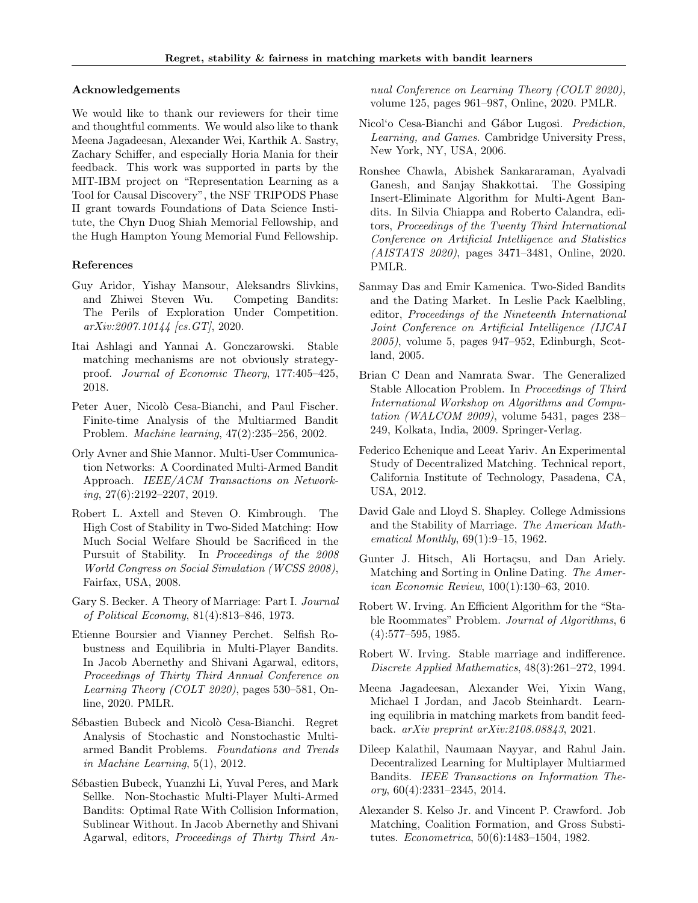### Acknowledgements

We would like to thank our reviewers for their time and thoughtful comments. We would also like to thank Meena Jagadeesan, Alexander Wei, Karthik A. Sastry, Zachary Schiffer, and especially Horia Mania for their feedback. This work was supported in parts by the MIT-IBM project on "Representation Learning as a Tool for Causal Discovery", the NSF TRIPODS Phase II grant towards Foundations of Data Science Institute, the Chyn Duog Shiah Memorial Fellowship, and the Hugh Hampton Young Memorial Fund Fellowship.

### References

Guy Aridor, Yishay Mansour, Aleksandrs Slivkins, and Zhiwei Steven Wu. Competing Bandits: The Perils of Exploration Under Competition. *arXiv:2007.10144 [cs.GT]*, 2020.

Itai Ashlagi and Yannai A. Gonczarowski. Stable matching mechanisms are not obviously strategy-proof. *Journal of Economic Theory*, 177:405–425, 2018.

Peter Auer, Nicolò Cesa-Bianchi, and Paul Fischer. Finite-time Analysis of the Multiarmed Bandit Problem. *Machine learning*, 47(2):235–256, 2002.

Orly Avner and Shie Mannor. Multi-User Communication Networks: A Coordinated Multi-Armed Bandit Approach. *IEEE/ACM Transactions on Networking*, 27(6):2192–2207, 2019.

Robert L. Axtell and Steven O. Kimbrough. The High Cost of Stability in Two-Sided Matching: How Much Social Welfare Should be Sacrificed in the Pursuit of Stability. In *Proceedings of the 2008 World Congress on Social Simulation (WCSS 2008)*, Fairfax, USA, 2008.

Gary S. Becker. A Theory of Marriage: Part I. *Journal of Political Economy*, 81(4):813–846, 1973.

Etienne Boursier and Vianney Perchet. Selfish Robustness and Equilibria in Multi-Player Bandits. In Jacob Abernethy and Shivani Agarwal, editors, *Proceedings of Thirty Third Annual Conference on Learning Theory (COLT 2020)*, pages 530–581, Online, 2020. PMLR.

Sébastien Bubeck and Nicolò Cesa-Bianchi. Regret Analysis of Stochastic and Nonstochastic Multi-armed Bandit Problems. *Foundations and Trends in Machine Learning*, 5(1), 2012.

Sébastien Bubeck, Yuanzhi Li, Yuval Peres, and Mark Sellke. Non-Stochastic Multi-Player Multi-Armed Bandits: Optimal Rate With Collision Information, Sublinear Without. In Jacob Abernethy and Shivani Agarwal, editors, *Proceedings of Thirty Third Annual Conference on Learning Theory (COLT 2020)*, volume 125, pages 961–987, Online, 2020. PMLR.

Nicol'o Cesa-Bianchi and Gábor Lugosi. *Prediction, Learning, and Games*. Cambridge University Press, New York, NY, USA, 2006.

Ronshee Chawla, Abishek Sankararaman, Ayalvadi Ganesh, and Sanjay Shakkottai. The Gossiping Insert-Eliminate Algorithm for Multi-Agent Bandits. In Silvia Chiappa and Roberto Calandra, editors, *Proceedings of the Twenty Third International Conference on Artificial Intelligence and Statistics (AISTATS 2020)*, pages 3471–3481, Online, 2020. PMLR.

Sanmay Das and Emir Kamenica. Two-Sided Bandits and the Dating Market. In Leslie Pack Kaelbling, editor, *Proceedings of the Nineteenth International Joint Conference on Artificial Intelligence (IJCAI 2005)*, volume 5, pages 947–952, Edinburgh, Scotland, 2005.

Brian C Dean and Namrata Swar. The Generalized Stable Allocation Problem. In *Proceedings of Third International Workshop on Algorithms and Computation (WALCOM 2009)*, volume 5431, pages 238–249, Kolkata, India, 2009. Springer-Verlag.

Federico Echenique and Leeat Yariv. An Experimental Study of Decentralized Matching. Technical report, California Institute of Technology, Pasadena, CA, USA, 2012.

David Gale and Lloyd S. Shapley. College Admissions and the Stability of Marriage. *The American Mathematical Monthly*, 69(1):9–15, 1962.

Gunter J. Hitsch, Ali Hortaçsu, and Dan Ariely. Matching and Sorting in Online Dating. *The American Economic Review*, 100(1):130–63, 2010.

Robert W. Irving. An Efficient Algorithm for the "Stable Roommates" Problem. *Journal of Algorithms*, 6 (4):577–595, 1985.

Robert W. Irving. Stable marriage and indifference. *Discrete Applied Mathematics*, 48(3):261–272, 1994.

Meena Jagadeesan, Alexander Wei, Yixin Wang, Michael I Jordan, and Jacob Steinhardt. Learning equilibria in matching markets from bandit feedback. *arXiv preprint arXiv:2108.08843*, 2021.

Dileep Kalathil, Naumaan Nayyar, and Rahul Jain. Decentralized Learning for Multiplayer Multiarmed Bandits. *IEEE Transactions on Information Theory*, 60(4):2331–2345, 2014.

Alexander S. Kelso Jr. and Vincent P. Crawford. Job Matching, Coalition Formation, and Gross Substitutes. *Econometrica*, 50(6):1483–1504, 1982.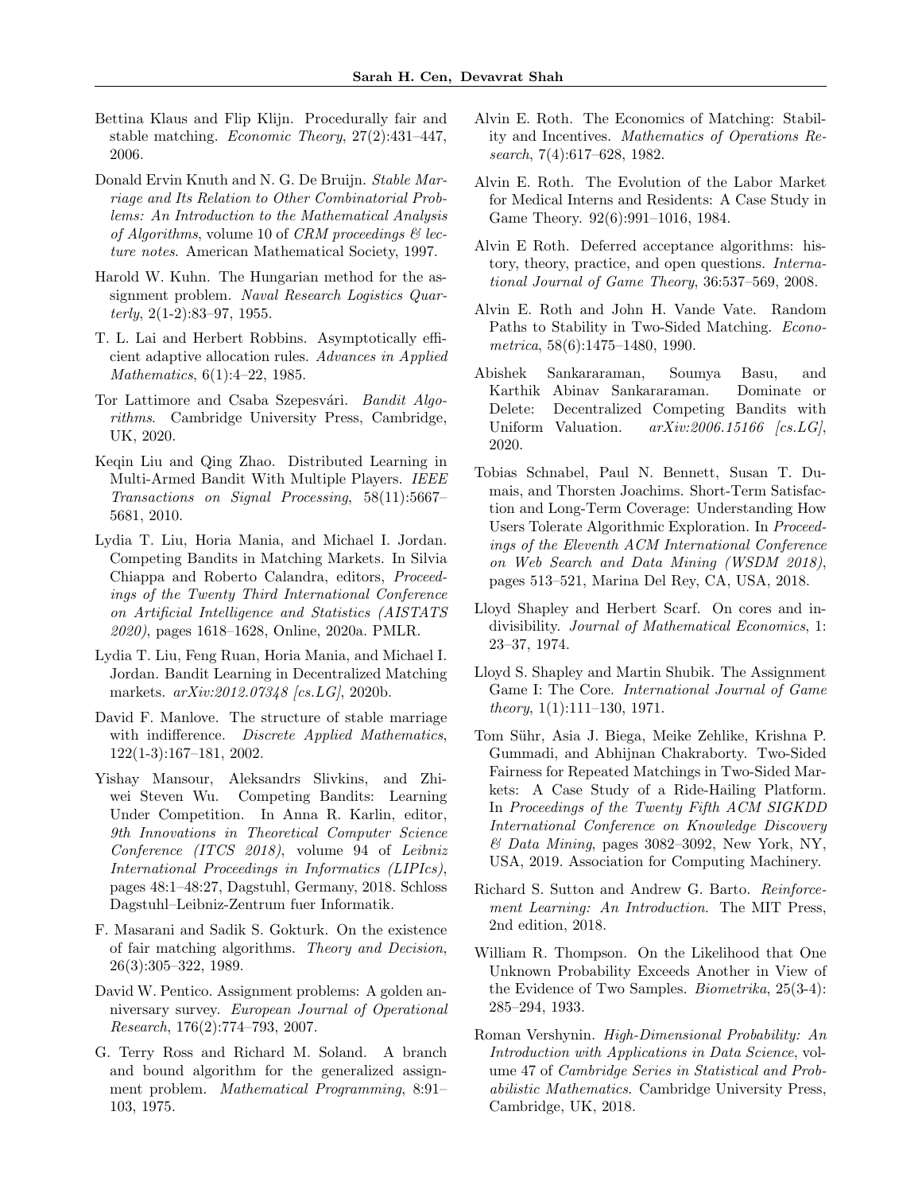Bettina Klaus and Flip Klijn. Procedurally fair and stable matching. *Economic Theory*, 27(2):431–447, 2006.

Donald Ervin Knuth and N. G. De Bruijn. *Stable Marriage and Its Relation to Other Combinatorial Problems: An Introduction to the Mathematical Analysis of Algorithms*, volume 10 of *CRM proceedings & lecture notes*. American Mathematical Society, 1997.

Harold W. Kuhn. The Hungarian method for the assignment problem. *Naval Research Logistics Quarterly*, 2(1-2):83–97, 1955.

T. L. Lai and Herbert Robbins. Asymptotically efficient adaptive allocation rules. *Advances in Applied Mathematics*, 6(1):4–22, 1985.

Tor Lattimore and Csaba Szepesvári. *Bandit Algorithms*. Cambridge University Press, Cambridge, UK, 2020.

Keqin Liu and Qing Zhao. Distributed Learning in Multi-Armed Bandit With Multiple Players. *IEEE Transactions on Signal Processing*, 58(11):5667–5681, 2010.

Lydia T. Liu, Horia Mania, and Michael I. Jordan. Competing Bandits in Matching Markets. In Silvia Chiappa and Roberto Calandra, editors, *Proceedings of the Twenty Third International Conference on Artificial Intelligence and Statistics (AISTATS 2020)*, pages 1618–1628, Online, 2020a. PMLR.

Lydia T. Liu, Feng Ruan, Horia Mania, and Michael I. Jordan. Bandit Learning in Decentralized Matching markets. *arXiv:2012.07348 [cs.LG]*, 2020b.

David F. Manlove. The structure of stable marriage with indifference. *Discrete Applied Mathematics*, 122(1-3):167–181, 2002.

Yishay Mansour, Aleksandrs Slivkins, and Zhiwei Steven Wu. Competing Bandits: Learning Under Competition. In Anna R. Karlin, editor, *9th Innovations in Theoretical Computer Science Conference (ITCS 2018)*, volume 94 of *Leibniz International Proceedings in Informatics (LIPIcs)*, pages 48:1–48:27, Dagstuhl, Germany, 2018. Schloss Dagstuhl–Leibniz-Zentrum fuer Informatik.

F. Masarani and Sadik S. Gokturk. On the existence of fair matching algorithms. *Theory and Decision*, 26(3):305–322, 1989.

David W. Pentico. Assignment problems: A golden anniversary survey. *European Journal of Operational Research*, 176(2):774–793, 2007.

G. Terry Ross and Richard M. Soland. A branch and bound algorithm for the generalized assignment problem. *Mathematical Programming*, 8:91–103, 1975.

Alvin E. Roth. The Economics of Matching: Stability and Incentives. *Mathematics of Operations Research*, 7(4):617–628, 1982.

Alvin E. Roth. The Evolution of the Labor Market for Medical Interns and Residents: A Case Study in Game Theory. 92(6):991–1016, 1984.

Alvin E Roth. Deferred acceptance algorithms: history, theory, practice, and open questions. *International Journal of Game Theory*, 36:537–569, 2008.

Alvin E. Roth and John H. Vande Vate. Random Paths to Stability in Two-Sided Matching. *Econometrica*, 58(6):1475–1480, 1990.

Abishek Sankararaman, Soumya Basu, and Karthik Abinav Sankararaman. Dominate or Delete: Decentralized Competing Bandits with Uniform Valuation. *arXiv:2006.15166 [cs.LG]*, 2020.

Tobias Schnabel, Paul N. Bennett, Susan T. Dumais, and Thorsten Joachims. Short-Term Satisfaction and Long-Term Coverage: Understanding How Users Tolerate Algorithmic Exploration. In *Proceedings of the Eleventh ACM International Conference on Web Search and Data Mining (WSDM 2018)*, pages 513–521, Marina Del Rey, CA, USA, 2018.

Lloyd Shapley and Herbert Scarf. On cores and indivisibility. *Journal of Mathematical Economics*, 1: 23–37, 1974.

Lloyd S. Shapley and Martin Shubik. The Assignment Game I: The Core. *International Journal of Game theory*, 1(1):111–130, 1971.

Tom Sühr, Asia J. Biega, Meike Zehlike, Krishna P. Gummadi, and Abhijnan Chakraborty. Two-Sided Fairness for Repeated Matchings in Two-Sided Markets: A Case Study of a Ride-Hailing Platform. In *Proceedings of the Twenty Fifth ACM SIGKDD International Conference on Knowledge Discovery & Data Mining*, pages 3082–3092, New York, NY, USA, 2019. Association for Computing Machinery.

Richard S. Sutton and Andrew G. Barto. *Reinforcement Learning: An Introduction*. The MIT Press, 2nd edition, 2018.

William R. Thompson. On the Likelihood that One Unknown Probability Exceeds Another in View of the Evidence of Two Samples. *Biometrika*, 25(3-4): 285–294, 1933.

Roman Vershynin. *High-Dimensional Probability: An Introduction with Applications in Data Science*, volume 47 of *Cambridge Series in Statistical and Probabilistic Mathematics*. Cambridge University Press, Cambridge, UK, 2018.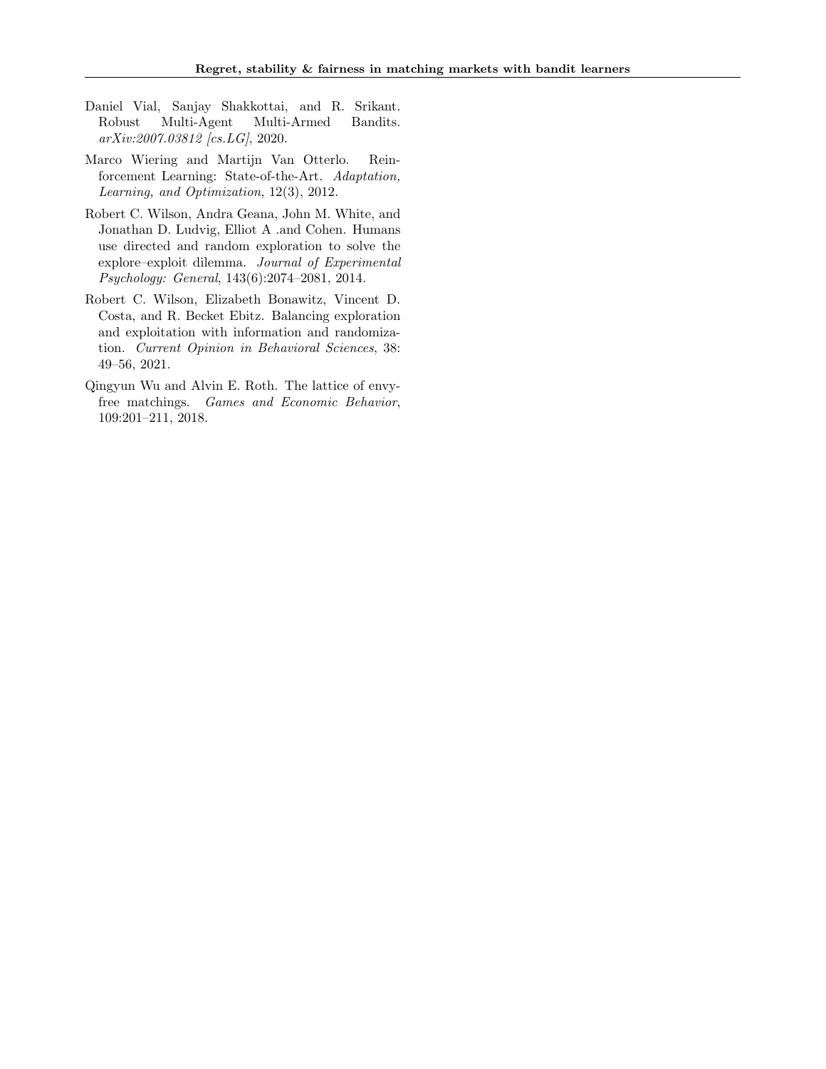Daniel Vial, Sanjay Shakkottai, and R. Srikant. Robust Multi-Agent Multi-Armed Bandits. *arXiv:2007.03812 [cs.LG]*, 2020.

Marco Wiering and Martijn Van Otterlo. Reinforcement Learning: State-of-the-Art. *Adaptation, Learning, and Optimization*, 12(3), 2012.

Robert C. Wilson, Andra Geana, John M. White, and Jonathan D. Ludvig, Elliot A .and Cohen. Humans use directed and random exploration to solve the explore–exploit dilemma. *Journal of Experimental Psychology: General*, 143(6):2074–2081, 2014.

Robert C. Wilson, Elizabeth Bonawitz, Vincent D. Costa, and R. Becket Ebitz. Balancing exploration and exploitation with information and randomization. *Current Opinion in Behavioral Sciences*, 38: 49–56, 2021.

Qingyun Wu and Alvin E. Roth. The lattice of envy-free matchings. *Games and Economic Behavior*, 109:201–211, 2018.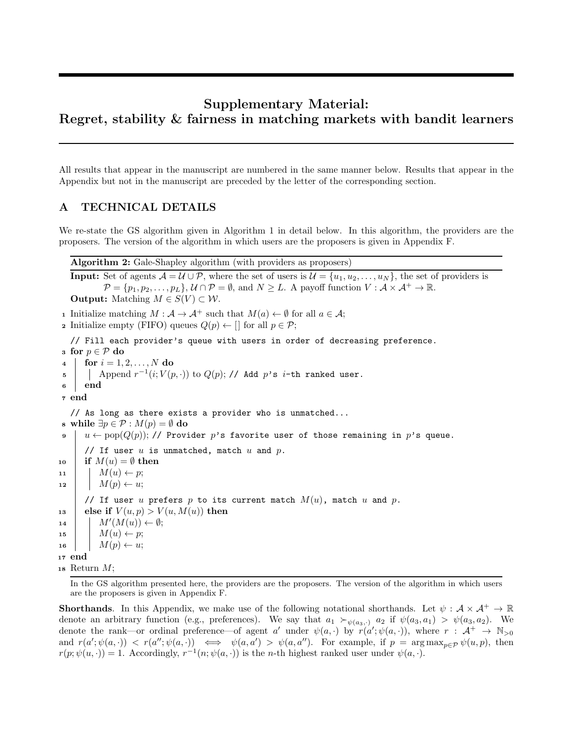# Supplementary Material:
# Regret, stability & fairness in matching markets with bandit learners

All results that appear in the manuscript are numbered in the same manner below. Results that appear in the Appendix but not in the manuscript are preceded by the letter of the corresponding section.

## A TECHNICAL DETAILS

We re-state the GS algorithm given in Algorithm 1 in detail below. In this algorithm, the providers are the proposers. The version of the algorithm in which users are the proposers is given in Appendix F.

**Algorithm 2:** Gale-Shapley algorithm (with providers as proposers)

**Input:** Set of agents $\mathcal{A} = \mathcal{U} \cup \mathcal{P}$, where the set of users is $\mathcal{U} = \{u_1, u_2, \ldots, u_N\}$, the set of providers is $\mathcal{P} = \{p_1, p_2, \ldots, p_L\}$, $\mathcal{U} \cap \mathcal{P} = \emptyset$, and $N \geq L$. A payoff function $V : \mathcal{A} \times \mathcal{A}^+ \to \mathbb{R}$.

**Output:** Matching $M \in S(V) \subset \mathcal{W}$.

```
1  Initialize matching M : A → A+ such that M(a) ← ∅ for all a ∈ A;
2  Initialize empty (FIFO) queues Q(p) ← [] for all p ∈ P;
   // Fill each provider's queue with users in order of decreasing preference.
3  for p ∈ P do
4  |   for i = 1, 2, ..., N do
5  |   |   Append r^{-1}(i; V(p, ·)) to Q(p); // Add p's i-th ranked user.
6  |   end
7  end
   // As long as there exists a provider who is unmatched...
8  while ∃p ∈ P : M(p) = ∅ do
9  |   u ← pop(Q(p)); // Provider p's favorite user of those remaining in p's queue.
   |   // If user u is unmatched, match u and p.
10 |   if M(u) = ∅ then
11 |   |   M(u) ← p;
12 |   |   M(p) ← u;
   |   // If user u prefers p to its current match M(u), match u and p.
13 |   else if V(u, p) > V(u, M(u)) then
14 |   |   M'(M(u)) ← ∅;
15 |   |   M(u) ← p;
16 |   |   M(p) ← u;
17 end
18 Return M;
```

In the GS algorithm presented here, the providers are the proposers. The version of the algorithm in which users are the proposers is given in Appendix F.

**Shorthands**. In this Appendix, we make use of the following notational shorthands. Let $\psi : \mathcal{A} \times \mathcal{A}^+ \to \mathbb{R}$ denote an arbitrary function (e.g., preferences). We say that $a_1 \succ_{\psi(a_3, \cdot)} a_2$ if $\psi(a_3, a_1) > \psi(a_3, a_2)$. We denote the rank—or ordinal preference—of agent $a'$ under $\psi(a, \cdot)$ by $r(a'; \psi(a, \cdot))$, where $r : \mathcal{A}^+ \to \mathbb{N}_{>0}$ and $r(a'; \psi(a, \cdot)) < r(a''; \psi(a, \cdot)) \iff \psi(a, a') > \psi(a, a'')$. For example, if $p = \arg\max_{p \in \mathcal{P}} \psi(u, p)$, then $r(p; \psi(u, \cdot)) = 1$. Accordingly, $r^{-1}(n; \psi(a, \cdot))$ is the $n$-th highest ranked user under $\psi(a, \cdot)$.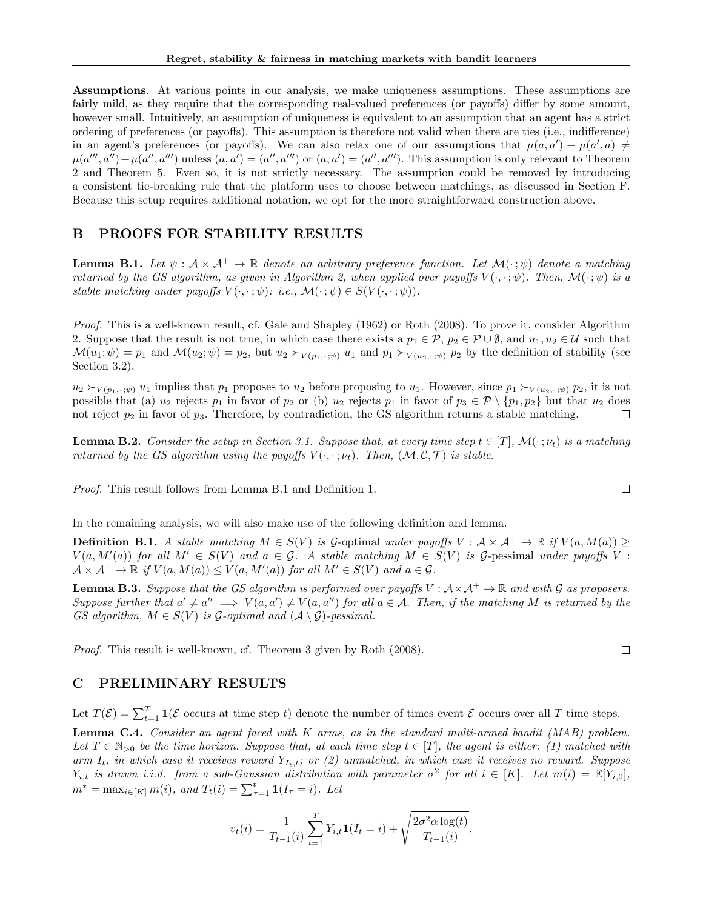**Assumptions**. At various points in our analysis, we make uniqueness assumptions. These assumptions are fairly mild, as they require that the corresponding real-valued preferences (or payoffs) differ by some amount, however small. Intuitively, an assumption of uniqueness is equivalent to an assumption that an agent has a strict ordering of preferences (or payoffs). This assumption is therefore not valid when there are ties (i.e., indifference) in an agent's preferences (or payoffs). We can also relax one of our assumptions that $\mu(a, a') + \mu(a', a) \neq \mu(a''', a'') + \mu(a'', a''')$ unless $(a, a') = (a'', a''')$ or $(a, a') = (a'', a''')$. This assumption is only relevant to Theorem 2 and Theorem 5. Even so, it is not strictly necessary. The assumption could be removed by introducing a consistent tie-breaking rule that the platform uses to choose between matchings, as discussed in Section F. Because this setup requires additional notation, we opt for the more straightforward construction above.

## B PROOFS FOR STABILITY RESULTS

**Lemma B.1.** *Let $\psi : \mathcal{A} \times \mathcal{A}^+ \to \mathbb{R}$ denote an arbitrary preference function. Let $\mathcal{M}(\cdot\,; \psi)$ denote a matching returned by the GS algorithm, as given in Algorithm 2, when applied over payoffs $V(\cdot, \cdot\,; \psi)$. Then, $\mathcal{M}(\cdot\,; \psi)$ is a stable matching under payoffs $V(\cdot, \cdot\,; \psi)$: i.e., $\mathcal{M}(\cdot\,; \psi) \in S(V(\cdot, \cdot\,; \psi))$.*

*Proof.* This is a well-known result, cf. Gale and Shapley (1962) or Roth (2008). To prove it, consider Algorithm 2. Suppose that the result is not true, in which case there exists a $p_1 \in \mathcal{P}$, $p_2 \in \mathcal{P} \cup \emptyset$, and $u_1, u_2 \in \mathcal{U}$ such that $\mathcal{M}(u_1; \psi) = p_1$ and $\mathcal{M}(u_2; \psi) = p_2$, but $u_2 \succ_{V(p_1, \cdot\,; \psi)} u_1$ and $p_1 \succ_{V(u_2, \cdot\,; \psi)} p_2$ by the definition of stability (see Section 3.2).

$u_2 \succ_{V(p_1, \cdot\,; \psi)} u_1$ implies that $p_1$ proposes to $u_2$ before proposing to $u_1$. However, since $p_1 \succ_{V(u_2, \cdot\,; \psi)} p_2$, it is not possible that (a) $u_2$ rejects $p_1$ in favor of $p_2$ or (b) $u_2$ rejects $p_1$ in favor of $p_3 \in \mathcal{P} \setminus \{p_1, p_2\}$ but that $u_2$ does not reject $p_2$ in favor of $p_3$. Therefore, by contradiction, the GS algorithm returns a stable matching. $\square$

**Lemma B.2.** *Consider the setup in Section 3.1. Suppose that, at every time step $t \in [T]$, $\mathcal{M}(\cdot\,; \nu_t)$ is a matching returned by the GS algorithm using the payoffs $V(\cdot, \cdot\,; \nu_t)$. Then, $(\mathcal{M}, \mathcal{C}, \mathcal{T})$ is stable.*

*Proof.* This result follows from Lemma B.1 and Definition 1. $\square$

In the remaining analysis, we will also make use of the following definition and lemma.

**Definition B.1.** *A stable matching $M \in S(V)$ is $\mathcal{G}$-optimal under payoffs $V : \mathcal{A} \times \mathcal{A}^+ \to \mathbb{R}$ if $V(a, M(a)) \geq V(a, M'(a))$ for all $M' \in S(V)$ and $a \in \mathcal{G}$. A stable matching $M \in S(V)$ is $\mathcal{G}$-pessimal under payoffs $V : \mathcal{A} \times \mathcal{A}^+ \to \mathbb{R}$ if $V(a, M(a)) \leq V(a, M'(a))$ for all $M' \in S(V)$ and $a \in \mathcal{G}$.*

**Lemma B.3.** *Suppose that the GS algorithm is performed over payoffs $V : \mathcal{A} \times \mathcal{A}^+ \to \mathbb{R}$ and with $\mathcal{G}$ as proposers. Suppose further that $a' \neq a'' \implies V(a, a') \neq V(a, a'')$ for all $a \in \mathcal{A}$. Then, if the matching $M$ is returned by the GS algorithm, $M \in S(V)$ is $\mathcal{G}$-optimal and $(\mathcal{A} \setminus \mathcal{G})$-pessimal.*

*Proof.* This result is well-known, cf. Theorem 3 given by Roth (2008). $\square$

## C PRELIMINARY RESULTS

Let $T(\mathcal{E}) = \sum_{t=1}^{T} \mathbf{1}(\mathcal{E}$ occurs at time step $t)$ denote the number of times event $\mathcal{E}$ occurs over all $T$ time steps.

**Lemma C.4.** *Consider an agent faced with $K$ arms, as in the standard multi-armed bandit (MAB) problem. Let $T \in \mathbb{N}_{>0}$ be the time horizon. Suppose that, at each time step $t \in [T]$, the agent is either: (1) matched with arm $I_t$, in which case it receives reward $Y_{I_t,t}$; or (2) unmatched, in which case it receives no reward. Suppose $Y_{i,t}$ is drawn i.i.d. from a sub-Gaussian distribution with parameter $\sigma^2$ for all $i \in [K]$. Let $m(i) = \mathbb{E}[Y_{i,0}]$, $m^* = \max_{i \in [K]} m(i)$, and $T_t(i) = \sum_{\tau=1}^{t} \mathbf{1}(I_\tau = i)$. Let*

$$v_t(i) = \frac{1}{T_{t-1}(i)} \sum_{t=1}^{T} Y_{i,t} \mathbf{1}(I_t = i) + \sqrt{\frac{2\sigma^2 \alpha \log(t)}{T_{t-1}(i)}},$$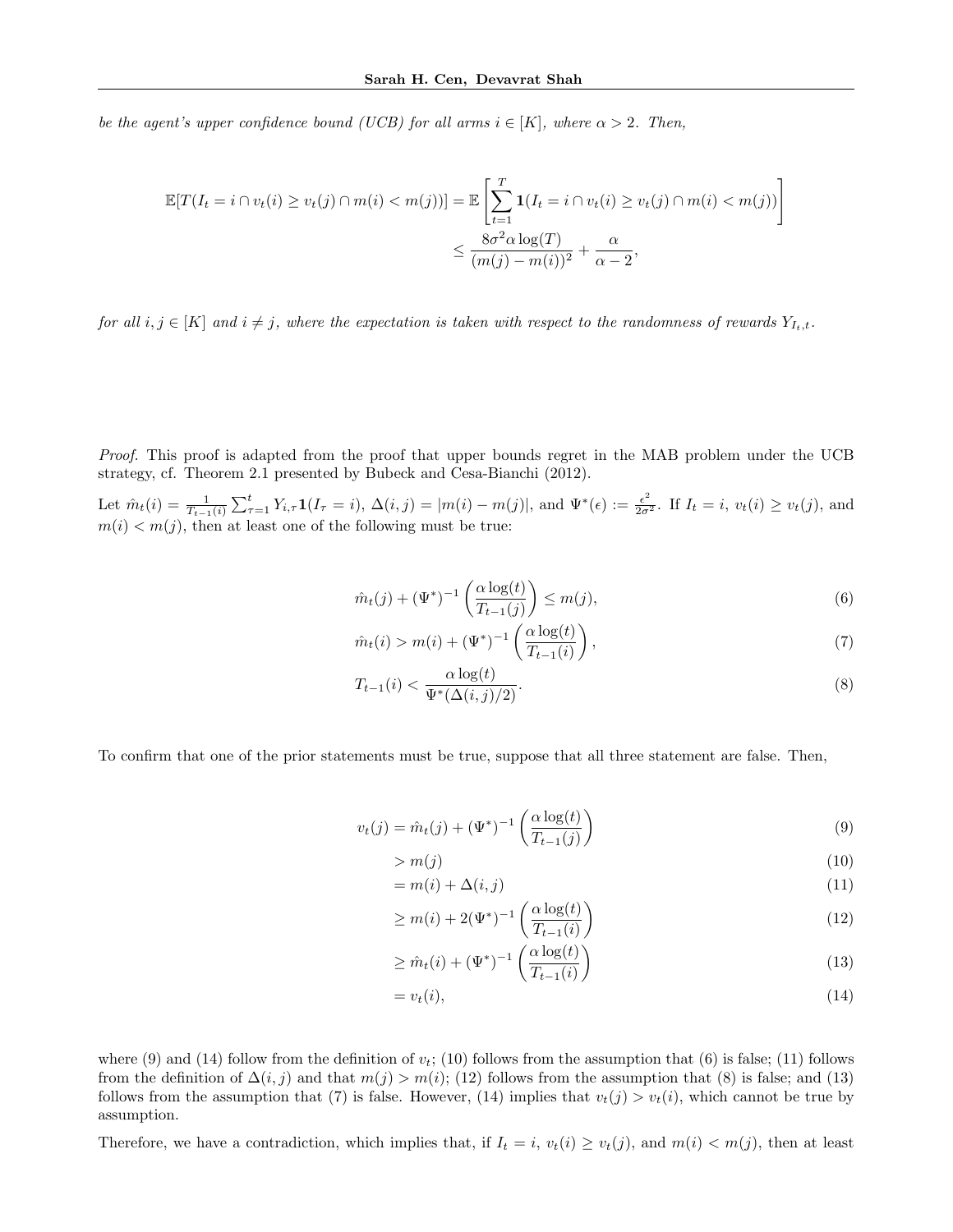*be the agent's upper confidence bound (UCB) for all arms $i \in [K]$, where $\alpha > 2$. Then,*

$$
\begin{aligned}
\mathbb{E}[T(I_t = i \cap v_t(i) \geq v_t(j) \cap m(i) < m(j))] &= \mathbb{E}\left[\sum_{t=1}^{T} \mathbf{1}(I_t = i \cap v_t(i) \geq v_t(j) \cap m(i) < m(j))\right] \\
&\leq \frac{8\sigma^2 \alpha \log(T)}{(m(j) - m(i))^2} + \frac{\alpha}{\alpha - 2},
\end{aligned}
$$

*for all $i, j \in [K]$ and $i \neq j$, where the expectation is taken with respect to the randomness of rewards $Y_{I_t,t}$.*

*Proof.* This proof is adapted from the proof that upper bounds regret in the MAB problem under the UCB strategy, cf. Theorem 2.1 presented by Bubeck and Cesa-Bianchi (2012).

Let $\hat{m}_t(i) = \frac{1}{T_{t-1}(i)} \sum_{\tau=1}^{t} Y_{i,\tau} \mathbf{1}(I_\tau = i)$, $\Delta(i,j) = |m(i) - m(j)|$, and $\Psi^*(\epsilon) := \frac{\epsilon^2}{2\sigma^2}$. If $I_t = i$, $v_t(i) \geq v_t(j)$, and $m(i) < m(j)$, then at least one of the following must be true:

$$
\hat{m}_t(j) + (\Psi^*)^{-1}\left(\frac{\alpha \log(t)}{T_{t-1}(j)}\right) \leq m(j), \tag{6}
$$

$$
\hat{m}_t(i) > m(i) + (\Psi^*)^{-1}\left(\frac{\alpha \log(t)}{T_{t-1}(i)}\right), \tag{7}
$$

$$
T_{t-1}(i) < \frac{\alpha \log(t)}{\Psi^*(\Delta(i,j)/2)}. \tag{8}
$$

To confirm that one of the prior statements must be true, suppose that all three statement are false. Then,

$$
\begin{aligned}
v_t(j) &= \hat{m}_t(j) + (\Psi^*)^{-1}\left(\frac{\alpha \log(t)}{T_{t-1}(j)}\right) && (9) \\
&> m(j) && (10) \\
&= m(i) + \Delta(i,j) && (11) \\
&\geq m(i) + 2(\Psi^*)^{-1}\left(\frac{\alpha \log(t)}{T_{t-1}(i)}\right) && (12) \\
&\geq \hat{m}_t(i) + (\Psi^*)^{-1}\left(\frac{\alpha \log(t)}{T_{t-1}(i)}\right) && (13) \\
&= v_t(i), && (14)
\end{aligned}
$$

where (9) and (14) follow from the definition of $v_t$; (10) follows from the assumption that (6) is false; (11) follows from the definition of $\Delta(i,j)$ and that $m(j) > m(i)$; (12) follows from the assumption that (8) is false; and (13) follows from the assumption that (7) is false. However, (14) implies that $v_t(j) > v_t(i)$, which cannot be true by assumption.

Therefore, we have a contradiction, which implies that, if $I_t = i$, $v_t(i) \geq v_t(j)$, and $m(i) < m(j)$, then at least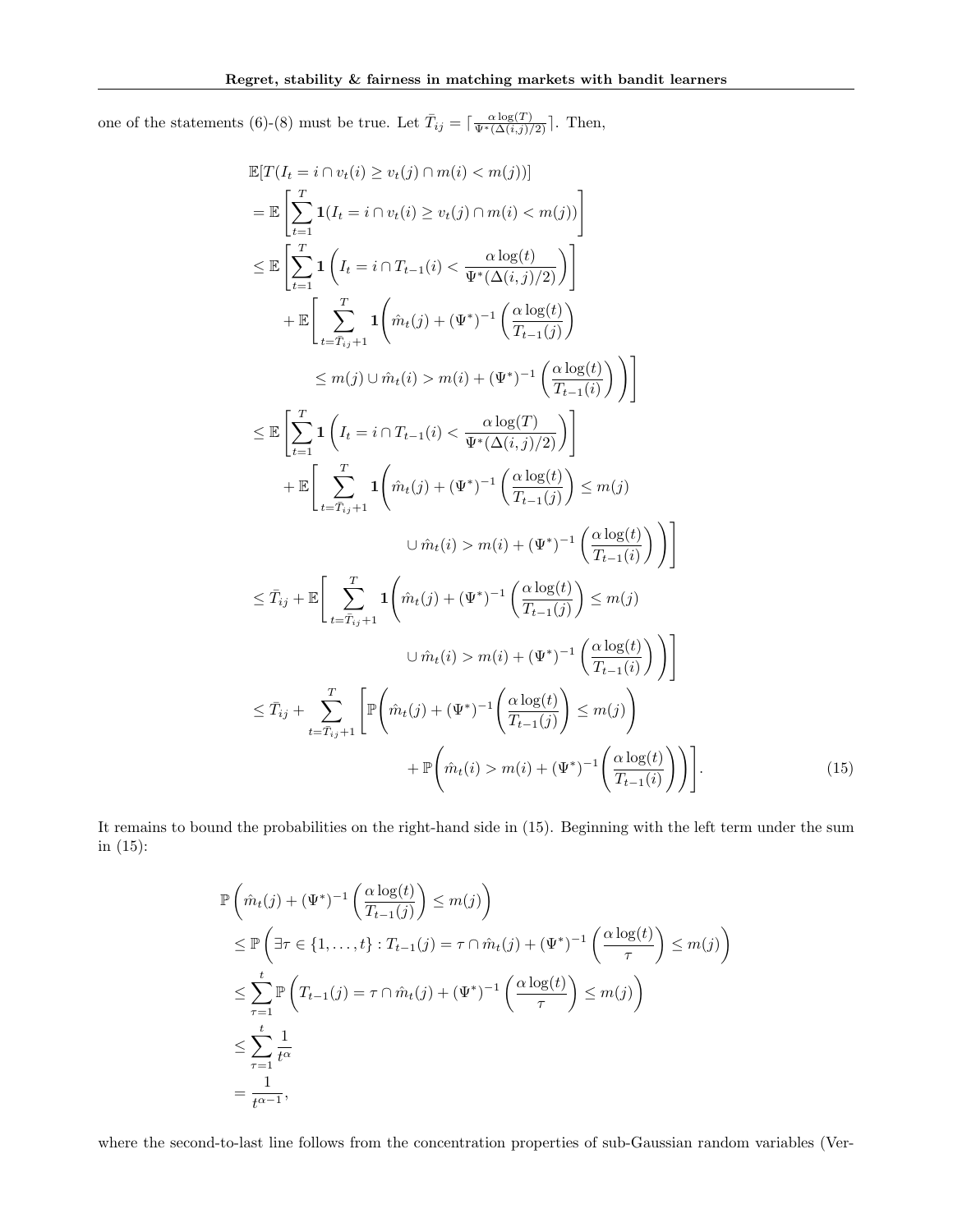one of the statements (6)-(8) must be true. Let $\bar{T}_{ij} = \lceil \frac{\alpha \log(T)}{\Psi^*(\Delta(i,j)/2)} \rceil$. Then,

$$
\begin{aligned}
&\mathbb{E}[T(I_t = i \cap v_t(i) \geq v_t(j) \cap m(i) < m(j))] \\
&= \mathbb{E}\left[\sum_{t=1}^{T} \mathbf{1}(I_t = i \cap v_t(i) \geq v_t(j) \cap m(i) < m(j))\right] \\
&\leq \mathbb{E}\left[\sum_{t=1}^{T} \mathbf{1}\left(I_t = i \cap T_{t-1}(i) < \frac{\alpha \log(t)}{\Psi^*(\Delta(i,j)/2)}\right)\right] \\
&\quad + \mathbb{E}\Bigg[\sum_{t=\bar{T}_{ij}+1}^{T} \mathbf{1}\Bigg(\hat{m}_t(j) + (\Psi^*)^{-1}\left(\frac{\alpha \log(t)}{T_{t-1}(j)}\right) \\
&\qquad\qquad \leq m(j) \cup \hat{m}_t(i) > m(i) + (\Psi^*)^{-1}\left(\frac{\alpha \log(t)}{T_{t-1}(i)}\right)\Bigg)\Bigg] \\
&\leq \mathbb{E}\left[\sum_{t=1}^{T} \mathbf{1}\left(I_t = i \cap T_{t-1}(i) < \frac{\alpha \log(T)}{\Psi^*(\Delta(i,j)/2)}\right)\right] \\
&\quad + \mathbb{E}\Bigg[\sum_{t=\bar{T}_{ij}+1}^{T} \mathbf{1}\Bigg(\hat{m}_t(j) + (\Psi^*)^{-1}\left(\frac{\alpha \log(t)}{T_{t-1}(j)}\right) \leq m(j) \\
&\qquad\qquad \cup \hat{m}_t(i) > m(i) + (\Psi^*)^{-1}\left(\frac{\alpha \log(t)}{T_{t-1}(i)}\right)\Bigg)\Bigg] \\
&\leq \bar{T}_{ij} + \mathbb{E}\Bigg[\sum_{t=\bar{T}_{ij}+1}^{T} \mathbf{1}\Bigg(\hat{m}_t(j) + (\Psi^*)^{-1}\left(\frac{\alpha \log(t)}{T_{t-1}(j)}\right) \leq m(j) \\
&\qquad\qquad \cup \hat{m}_t(i) > m(i) + (\Psi^*)^{-1}\left(\frac{\alpha \log(t)}{T_{t-1}(i)}\right)\Bigg)\Bigg] \\
&\leq \bar{T}_{ij} + \sum_{t=\bar{T}_{ij}+1}^{T} \Bigg[\mathbb{P}\Bigg(\hat{m}_t(j) + (\Psi^*)^{-1}\left(\frac{\alpha \log(t)}{T_{t-1}(j)}\right) \leq m(j)\Bigg) \\
&\qquad\qquad + \mathbb{P}\Bigg(\hat{m}_t(i) > m(i) + (\Psi^*)^{-1}\left(\frac{\alpha \log(t)}{T_{t-1}(i)}\right)\Bigg)\Bigg]. 
\end{aligned} \tag{15}
$$

It remains to bound the probabilities on the right-hand side in (15). Beginning with the left term under the sum in (15):

$$
\begin{aligned}
&\mathbb{P}\left(\hat{m}_t(j) + (\Psi^*)^{-1}\left(\frac{\alpha \log(t)}{T_{t-1}(j)}\right) \leq m(j)\right) \\
&\leq \mathbb{P}\left(\exists \tau \in \{1, \ldots, t\} : T_{t-1}(j) = \tau \cap \hat{m}_t(j) + (\Psi^*)^{-1}\left(\frac{\alpha \log(t)}{\tau}\right) \leq m(j)\right) \\
&\leq \sum_{\tau=1}^{t} \mathbb{P}\left(T_{t-1}(j) = \tau \cap \hat{m}_t(j) + (\Psi^*)^{-1}\left(\frac{\alpha \log(t)}{\tau}\right) \leq m(j)\right) \\
&\leq \sum_{\tau=1}^{t} \frac{1}{t^\alpha} \\
&= \frac{1}{t^{\alpha-1}},
\end{aligned}
$$

where the second-to-last line follows from the concentration properties of sub-Gaussian random variables (Ver-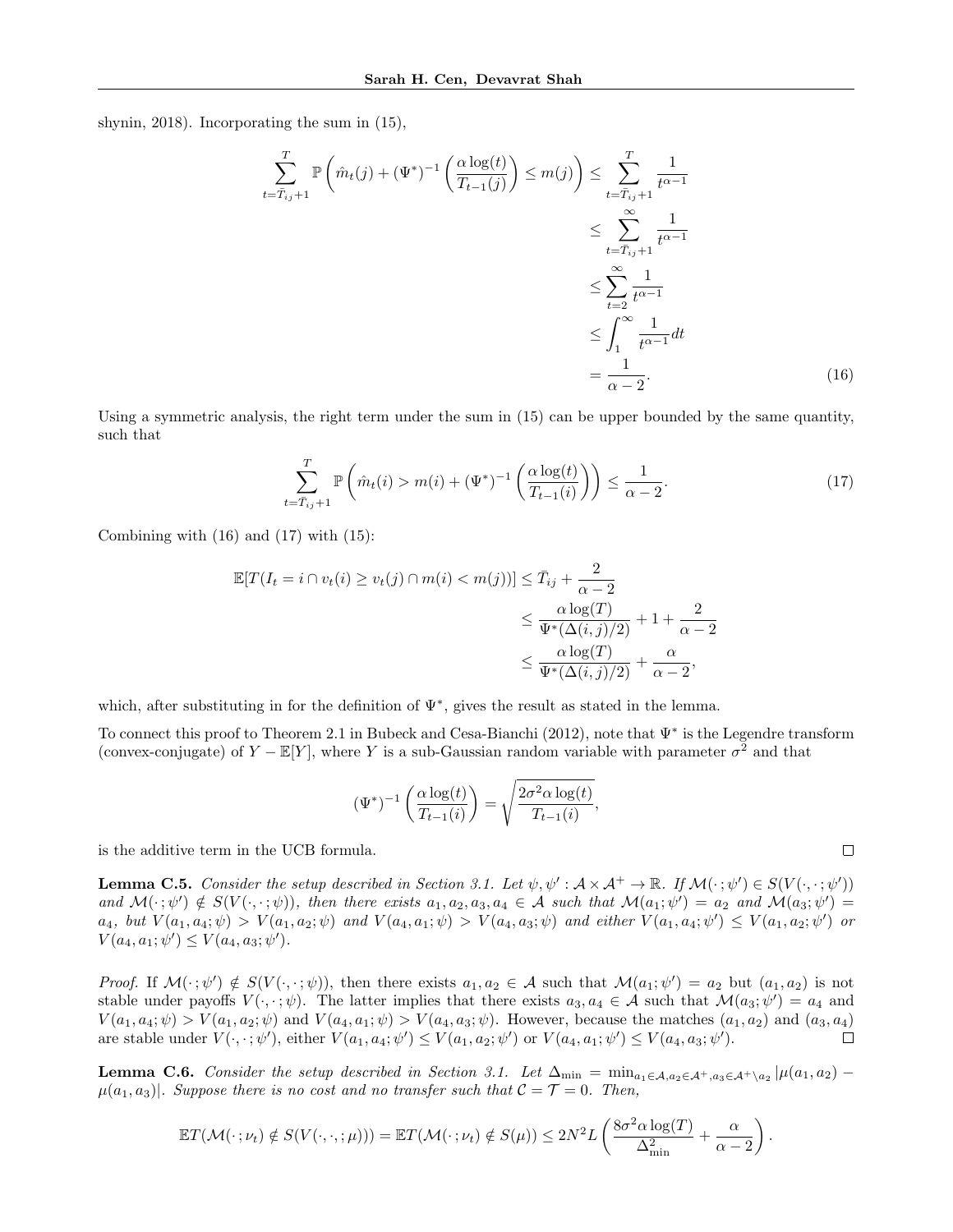shynin, 2018). Incorporating the sum in (15),

$$
\begin{aligned}
\sum_{t=\bar{T}_{ij}+1}^{T} \mathbb{P}\left(\hat{m}_t(j) + (\Psi^*)^{-1}\left(\frac{\alpha \log(t)}{T_{t-1}(j)}\right) \leq m(j)\right) &\leq \sum_{t=\bar{T}_{ij}+1}^{T} \frac{1}{t^{\alpha-1}} \\
&\leq \sum_{t=\bar{T}_{ij}+1}^{\infty} \frac{1}{t^{\alpha-1}} \\
&\leq \sum_{t=2}^{\infty} \frac{1}{t^{\alpha-1}} \\
&\leq \int_{1}^{\infty} \frac{1}{t^{\alpha-1}} dt \\
&= \frac{1}{\alpha-2}.
\end{aligned} \tag{16}
$$

Using a symmetric analysis, the right term under the sum in (15) can be upper bounded by the same quantity, such that

$$
\sum_{t=\bar{T}_{ij}+1}^{T} \mathbb{P}\left(\hat{m}_t(i) > m(i) + (\Psi^*)^{-1}\left(\frac{\alpha \log(t)}{T_{t-1}(i)}\right)\right) \leq \frac{1}{\alpha-2}. \tag{17}
$$

Combining with (16) and (17) with (15):

$$
\begin{aligned}
\mathbb{E}[T(I_t = i \cap v_t(i) \geq v_t(j) \cap m(i) < m(j))] &\leq \bar{T}_{ij} + \frac{2}{\alpha-2} \\
&\leq \frac{\alpha \log(T)}{\Psi^*(\Delta(i,j)/2)} + 1 + \frac{2}{\alpha-2} \\
&\leq \frac{\alpha \log(T)}{\Psi^*(\Delta(i,j)/2)} + \frac{\alpha}{\alpha-2},
\end{aligned}
$$

which, after substituting in for the definition of $\Psi^*$, gives the result as stated in the lemma.

To connect this proof to Theorem 2.1 in Bubeck and Cesa-Bianchi (2012), note that $\Psi^*$ is the Legendre transform (convex-conjugate) of $Y - \mathbb{E}[Y]$, where $Y$ is a sub-Gaussian random variable with parameter $\sigma^2$ and that

$$
(\Psi^*)^{-1}\left(\frac{\alpha \log(t)}{T_{t-1}(i)}\right) = \sqrt{\frac{2\sigma^2 \alpha \log(t)}{T_{t-1}(i)}},
$$

is the additive term in the UCB formula. $\square$

**Lemma C.5.** *Consider the setup described in Section 3.1. Let $\psi, \psi' : \mathcal{A} \times \mathcal{A}^+ \to \mathbb{R}$. If $\mathcal{M}(\cdot\,; \psi') \in S(V(\cdot, \cdot\,; \psi'))$ and $\mathcal{M}(\cdot\,; \psi') \notin S(V(\cdot, \cdot\,; \psi))$, then there exists $a_1, a_2, a_3, a_4 \in \mathcal{A}$ such that $\mathcal{M}(a_1; \psi') = a_2$ and $\mathcal{M}(a_3; \psi') = a_4$, but $V(a_1, a_4; \psi) > V(a_1, a_2; \psi)$ and $V(a_4, a_1; \psi) > V(a_4, a_3; \psi)$ and either $V(a_1, a_4; \psi') \leq V(a_1, a_2; \psi')$ or $V(a_4, a_1; \psi') \leq V(a_4, a_3; \psi')$.*

*Proof.* If $\mathcal{M}(\cdot\,; \psi') \notin S(V(\cdot, \cdot\,; \psi))$, then there exists $a_1, a_2 \in \mathcal{A}$ such that $\mathcal{M}(a_1; \psi') = a_2$ but $(a_1, a_2)$ is not stable under payoffs $V(\cdot, \cdot\,; \psi)$. The latter implies that there exists $a_3, a_4 \in \mathcal{A}$ such that $\mathcal{M}(a_3; \psi') = a_4$ and $V(a_1, a_4; \psi) > V(a_1, a_2; \psi)$ and $V(a_4, a_1; \psi) > V(a_4, a_3; \psi)$. However, because the matches $(a_1, a_2)$ and $(a_3, a_4)$ are stable under $V(\cdot, \cdot\,; \psi')$, either $V(a_1, a_4; \psi') \leq V(a_1, a_2; \psi')$ or $V(a_4, a_1; \psi') \leq V(a_4, a_3; \psi')$. $\square$

**Lemma C.6.** *Consider the setup described in Section 3.1. Let $\Delta_{\min} = \min_{a_1 \in \mathcal{A}, a_2 \in \mathcal{A}^+, a_3 \in \mathcal{A}^+ \setminus a_2} |\mu(a_1, a_2) - \mu(a_1, a_3)|$. Suppose there is no cost and no transfer such that $\mathcal{C} = \mathcal{T} = 0$. Then,*

$$
\mathbb{E}T(\mathcal{M}(\cdot\,; \nu_t) \notin S(V(\cdot, \cdot, ; \mu))) = \mathbb{E}T(\mathcal{M}(\cdot\,; \nu_t) \notin S(\mu)) \leq 2N^2 L \left(\frac{8\sigma^2 \alpha \log(T)}{\Delta_{\min}^2} + \frac{\alpha}{\alpha-2}\right).
$$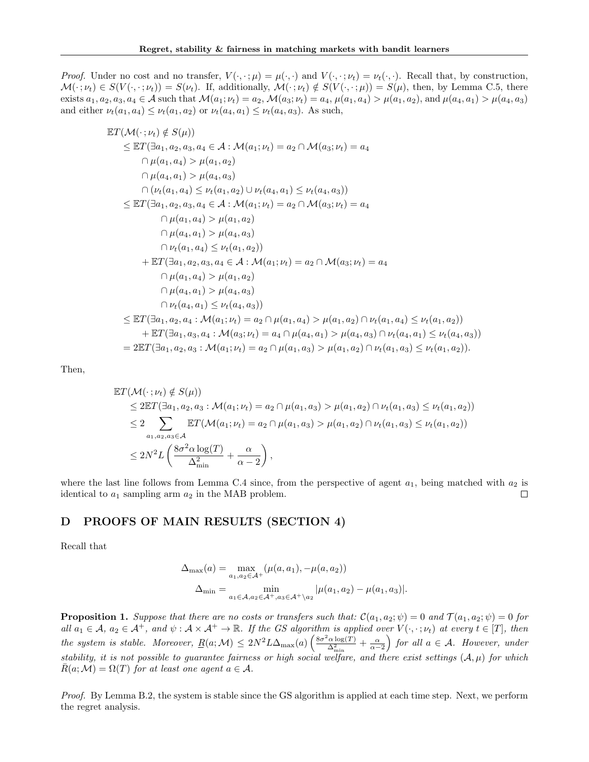*Proof.* Under no cost and no transfer, $V(\cdot, \cdot; \mu) = \mu(\cdot, \cdot)$ and $V(\cdot, \cdot; \nu_t) = \nu_t(\cdot, \cdot)$. Recall that, by construction, $\mathcal{M}(\cdot; \nu_t) \in S(V(\cdot, \cdot; \nu_t)) = S(\nu_t)$. If, additionally, $\mathcal{M}(\cdot; \nu_t) \notin S(V(\cdot, \cdot; \mu)) = S(\mu)$, then, by Lemma C.5, there exists $a_1, a_2, a_3, a_4 \in \mathcal{A}$ such that $\mathcal{M}(a_1; \nu_t) = a_2$, $\mathcal{M}(a_3; \nu_t) = a_4$, $\mu(a_1, a_4) > \mu(a_1, a_2)$, and $\mu(a_4, a_1) > \mu(a_4, a_3)$ and either $\nu_t(a_1, a_4) \leq \nu_t(a_1, a_2)$ or $\nu_t(a_4, a_1) \leq \nu_t(a_4, a_3)$. As such,

$$
\begin{aligned}
&\mathbb{E}T(\mathcal{M}(\cdot; \nu_t) \notin S(\mu)) \\
&\quad \leq \mathbb{E}T(\exists a_1, a_2, a_3, a_4 \in \mathcal{A} : \mathcal{M}(a_1; \nu_t) = a_2 \cap \mathcal{M}(a_3; \nu_t) = a_4 \\
&\qquad \cap \mu(a_1, a_4) > \mu(a_1, a_2) \\
&\qquad \cap \mu(a_4, a_1) > \mu(a_4, a_3) \\
&\qquad \cap (\nu_t(a_1, a_4) \leq \nu_t(a_1, a_2) \cup \nu_t(a_4, a_1) \leq \nu_t(a_4, a_3)) \\
&\quad \leq \mathbb{E}T(\exists a_1, a_2, a_3, a_4 \in \mathcal{A} : \mathcal{M}(a_1; \nu_t) = a_2 \cap \mathcal{M}(a_3; \nu_t) = a_4 \\
&\qquad\quad \cap \mu(a_1, a_4) > \mu(a_1, a_2) \\
&\qquad\quad \cap \mu(a_4, a_1) > \mu(a_4, a_3) \\
&\qquad\quad \cap \nu_t(a_1, a_4) \leq \nu_t(a_1, a_2)) \\
&\qquad + \mathbb{E}T(\exists a_1, a_2, a_3, a_4 \in \mathcal{A} : \mathcal{M}(a_1; \nu_t) = a_2 \cap \mathcal{M}(a_3; \nu_t) = a_4 \\
&\qquad\quad \cap \mu(a_1, a_4) > \mu(a_1, a_2) \\
&\qquad\quad \cap \mu(a_4, a_1) > \mu(a_4, a_3) \\
&\qquad\quad \cap \nu_t(a_4, a_1) \leq \nu_t(a_4, a_3)) \\
&\quad \leq \mathbb{E}T(\exists a_1, a_2, a_4 : \mathcal{M}(a_1; \nu_t) = a_2 \cap \mu(a_1, a_4) > \mu(a_1, a_2) \cap \nu_t(a_1, a_4) \leq \nu_t(a_1, a_2)) \\
&\qquad + \mathbb{E}T(\exists a_1, a_3, a_4 : \mathcal{M}(a_3; \nu_t) = a_4 \cap \mu(a_4, a_1) > \mu(a_4, a_3) \cap \nu_t(a_4, a_1) \leq \nu_t(a_4, a_3)) \\
&\quad = 2\mathbb{E}T(\exists a_1, a_2, a_3 : \mathcal{M}(a_1; \nu_t) = a_2 \cap \mu(a_1, a_3) > \mu(a_1, a_2) \cap \nu_t(a_1, a_3) \leq \nu_t(a_1, a_2)).
\end{aligned}
$$

Then,

$$
\begin{aligned}
&\mathbb{E}T(\mathcal{M}(\cdot; \nu_t) \notin S(\mu)) \\
&\quad \leq 2\mathbb{E}T(\exists a_1, a_2, a_3 : \mathcal{M}(a_1; \nu_t) = a_2 \cap \mu(a_1, a_3) > \mu(a_1, a_2) \cap \nu_t(a_1, a_3) \leq \nu_t(a_1, a_2)) \\
&\quad \leq 2 \sum_{a_1, a_2, a_3 \in \mathcal{A}} \mathbb{E}T(\mathcal{M}(a_1; \nu_t) = a_2 \cap \mu(a_1, a_3) > \mu(a_1, a_2) \cap \nu_t(a_1, a_3) \leq \nu_t(a_1, a_2)) \\
&\quad \leq 2N^2 L \left( \frac{8\sigma^2 \alpha \log(T)}{\Delta_{\min}^2} + \frac{\alpha}{\alpha - 2} \right),
\end{aligned}
$$

where the last line follows from Lemma C.4 since, from the perspective of agent $a_1$, being matched with $a_2$ is identical to $a_1$ sampling arm $a_2$ in the MAB problem. $\square$

## D PROOFS OF MAIN RESULTS (SECTION 4)

Recall that

$$
\begin{aligned}
\Delta_{\max}(a) &= \max_{a_1, a_2 \in \mathcal{A}^+} (\mu(a, a_1), -\mu(a, a_2)) \\
\Delta_{\min} &= \min_{a_1 \in \mathcal{A}, a_2 \in \mathcal{A}^+, a_3 \in \mathcal{A}^+ \setminus a_2} |\mu(a_1, a_2) - \mu(a_1, a_3)|.
\end{aligned}
$$

**Proposition 1.** *Suppose that there are no costs or transfers such that: $\mathcal{C}(a_1, a_2; \psi) = 0$ and $\mathcal{T}(a_1, a_2; \psi) = 0$ for all $a_1 \in \mathcal{A}$, $a_2 \in \mathcal{A}^+$, and $\psi : \mathcal{A} \times \mathcal{A}^+ \to \mathbb{R}$. If the GS algorithm is applied over $V(\cdot, \cdot; \nu_t)$ at every $t \in [T]$, then the system is stable. Moreover, $\underline{R}(a; \mathcal{M}) \leq 2N^2 L \Delta_{\max}(a) \left( \frac{8\sigma^2 \alpha \log(T)}{\Delta_{\min}^2} + \frac{\alpha}{\alpha - 2} \right)$ for all $a \in \mathcal{A}$. However, under stability, it is not possible to guarantee fairness or high social welfare, and there exist settings $(\mathcal{A}, \mu)$ for which $\bar{R}(a; \mathcal{M}) = \Omega(T)$ for at least one agent $a \in \mathcal{A}$.*

*Proof.* By Lemma B.2, the system is stable since the GS algorithm is applied at each time step. Next, we perform the regret analysis.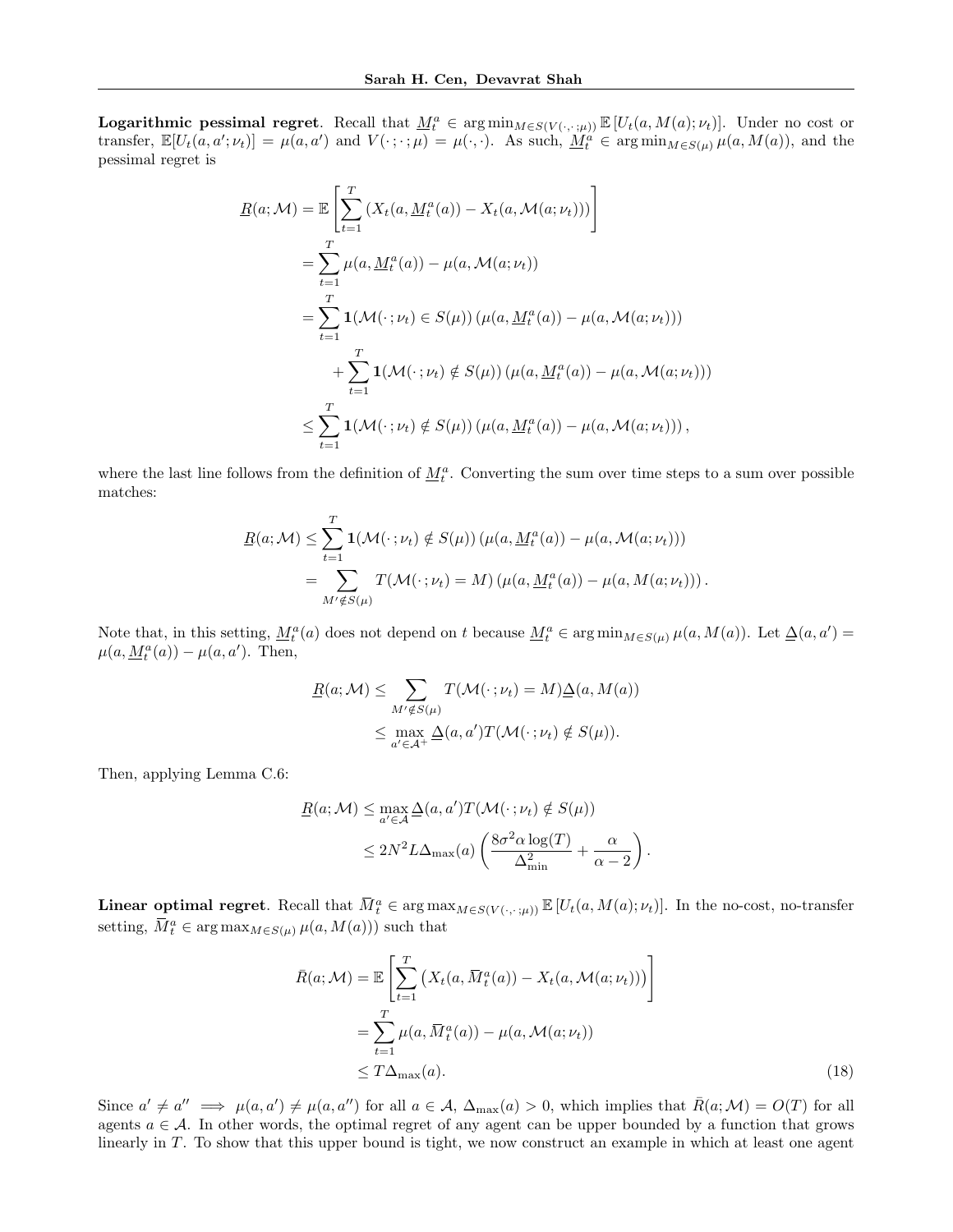**Logarithmic pessimal regret**. Recall that $\underline{M}_t^a \in \arg\min_{M \in S(V(\cdot,\cdot;\mu))} \mathbb{E}\left[U_t(a, M(a); \nu_t)\right]$. Under no cost or transfer, $\mathbb{E}[U_t(a, a'; \nu_t)] = \mu(a, a')$ and $V(\cdot;\cdot;\mu) = \mu(\cdot,\cdot)$. As such, $\underline{M}_t^a \in \arg\min_{M \in S(\mu)} \mu(a, M(a))$, and the pessimal regret is

$$
\begin{aligned}
\underline{R}(a; \mathcal{M}) &= \mathbb{E}\left[\sum_{t=1}^{T} \left(X_t(a, \underline{M}_t^a(a)) - X_t(a, \mathcal{M}(a; \nu_t))\right)\right] \\
&= \sum_{t=1}^{T} \mu(a, \underline{M}_t^a(a)) - \mu(a, \mathcal{M}(a; \nu_t)) \\
&= \sum_{t=1}^{T} \mathbf{1}(\mathcal{M}(\cdot\,; \nu_t) \in S(\mu)) \left(\mu(a, \underline{M}_t^a(a)) - \mu(a, \mathcal{M}(a; \nu_t))\right) \\
&\quad + \sum_{t=1}^{T} \mathbf{1}(\mathcal{M}(\cdot\,; \nu_t) \notin S(\mu)) \left(\mu(a, \underline{M}_t^a(a)) - \mu(a, \mathcal{M}(a; \nu_t))\right) \\
&\leq \sum_{t=1}^{T} \mathbf{1}(\mathcal{M}(\cdot\,; \nu_t) \notin S(\mu)) \left(\mu(a, \underline{M}_t^a(a)) - \mu(a, \mathcal{M}(a; \nu_t))\right),
\end{aligned}
$$

where the last line follows from the definition of $\underline{M}_t^a$. Converting the sum over time steps to a sum over possible matches:

$$
\begin{aligned}
\underline{R}(a; \mathcal{M}) &\leq \sum_{t=1}^{T} \mathbf{1}(\mathcal{M}(\cdot\,; \nu_t) \notin S(\mu)) \left(\mu(a, \underline{M}_t^a(a)) - \mu(a, \mathcal{M}(a; \nu_t))\right) \\
&= \sum_{M' \notin S(\mu)} T(\mathcal{M}(\cdot\,; \nu_t) = M) \left(\mu(a, \underline{M}_t^a(a)) - \mu(a, M(a; \nu_t))\right).
\end{aligned}
$$

Note that, in this setting, $\underline{M}_t^a(a)$ does not depend on $t$ because $\underline{M}_t^a \in \arg\min_{M \in S(\mu)} \mu(a, M(a))$. Let $\underline{\Delta}(a, a') = \mu(a, \underline{M}_t^a(a)) - \mu(a, a')$. Then,

$$
\begin{aligned}
\underline{R}(a; \mathcal{M}) &\leq \sum_{M' \notin S(\mu)} T(\mathcal{M}(\cdot\,; \nu_t) = M) \underline{\Delta}(a, M(a)) \\
&\leq \max_{a' \in \mathcal{A}^+} \underline{\Delta}(a, a') T(\mathcal{M}(\cdot\,; \nu_t) \notin S(\mu)).
\end{aligned}
$$

Then, applying Lemma C.6:

$$
\begin{aligned}
\underline{R}(a; \mathcal{M}) &\leq \max_{a' \in \mathcal{A}} \underline{\Delta}(a, a') T(\mathcal{M}(\cdot\,; \nu_t) \notin S(\mu)) \\
&\leq 2N^2 L \Delta_{\max}(a) \left(\frac{8\sigma^2 \alpha \log(T)}{\Delta_{\min}^2} + \frac{\alpha}{\alpha - 2}\right).
\end{aligned}
$$

**Linear optimal regret**. Recall that $\bar{M}_t^a \in \arg\max_{M \in S(V(\cdot,\cdot;\mu))} \mathbb{E}\left[U_t(a, M(a); \nu_t)\right]$. In the no-cost, no-transfer setting, $\bar{M}_t^a \in \arg\max_{M \in S(\mu)} \mu(a, M(a)))$ such that

$$
\begin{aligned}
\bar{R}(a; \mathcal{M}) &= \mathbb{E}\left[\sum_{t=1}^{T} \left(X_t(a, \bar{M}_t^a(a)) - X_t(a, \mathcal{M}(a; \nu_t))\right)\right] \\
&= \sum_{t=1}^{T} \mu(a, \bar{M}_t^a(a)) - \mu(a, \mathcal{M}(a; \nu_t)) \\
&\leq T \Delta_{\max}(a). \qquad (18)
\end{aligned}
$$

Since $a' \neq a'' \implies \mu(a, a') \neq \mu(a, a'')$ for all $a \in \mathcal{A}$, $\Delta_{\max}(a) > 0$, which implies that $\bar{R}(a; \mathcal{M}) = O(T)$ for all agents $a \in \mathcal{A}$. In other words, the optimal regret of any agent can be upper bounded by a function that grows linearly in $T$. To show that this upper bound is tight, we now construct an example in which at least one agent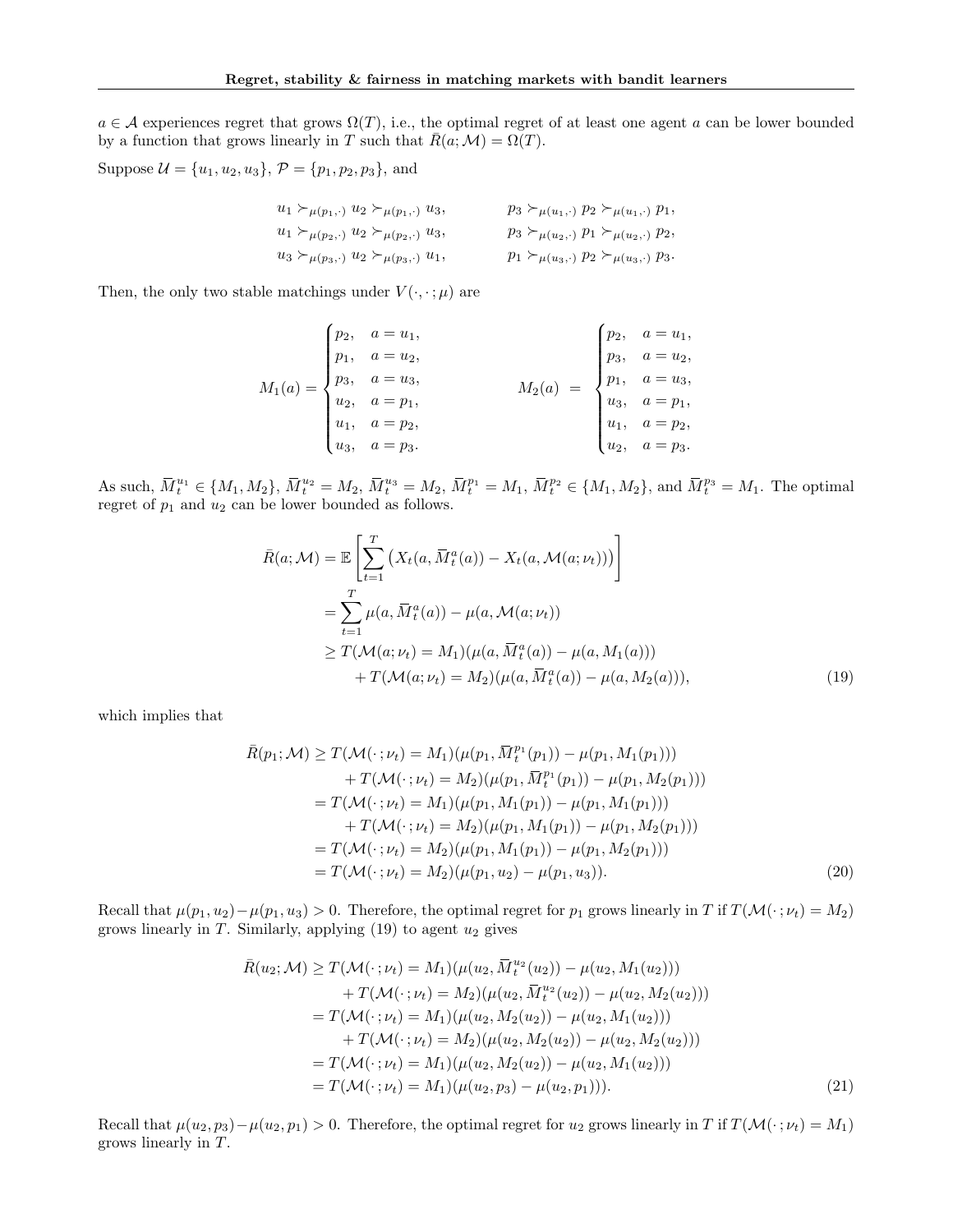$a \in \mathcal{A}$ experiences regret that grows $\Omega(T)$, i.e., the optimal regret of at least one agent $a$ can be lower bounded by a function that grows linearly in $T$ such that $\bar{R}(a;\mathcal{M}) = \Omega(T)$.

Suppose $\mathcal{U} = \{u_1, u_2, u_3\}$, $\mathcal{P} = \{p_1, p_2, p_3\}$, and

$$
\begin{aligned}
&u_1 \succ_{\mu(p_1,\cdot)} u_2 \succ_{\mu(p_1,\cdot)} u_3, \qquad && p_3 \succ_{\mu(u_1,\cdot)} p_2 \succ_{\mu(u_1,\cdot)} p_1,\\
&u_1 \succ_{\mu(p_2,\cdot)} u_2 \succ_{\mu(p_2,\cdot)} u_3, && p_3 \succ_{\mu(u_2,\cdot)} p_1 \succ_{\mu(u_2,\cdot)} p_2,\\
&u_3 \succ_{\mu(p_3,\cdot)} u_2 \succ_{\mu(p_3,\cdot)} u_1, && p_1 \succ_{\mu(u_3,\cdot)} p_2 \succ_{\mu(u_3,\cdot)} p_3.
\end{aligned}
$$

Then, the only two stable matchings under $V(\cdot,\cdot;\mu)$ are

$$
M_1(a) = \begin{cases} p_2, & a = u_1,\\ p_1, & a = u_2,\\ p_3, & a = u_3,\\ u_2, & a = p_1,\\ u_1, & a = p_2,\\ u_3, & a = p_3. \end{cases}
\qquad\qquad
M_2(a) = \begin{cases} p_2, & a = u_1,\\ p_3, & a = u_2,\\ p_1, & a = u_3,\\ u_3, & a = p_1,\\ u_1, & a = p_2,\\ u_2, & a = p_3. \end{cases}
$$

As such, $\overline{M}_t^{u_1} \in \{M_1, M_2\}$, $\overline{M}_t^{u_2} = M_2$, $\overline{M}_t^{u_3} = M_2$, $\overline{M}_t^{p_1} = M_1$, $\overline{M}_t^{p_2} \in \{M_1, M_2\}$, and $\overline{M}_t^{p_3} = M_1$. The optimal regret of $p_1$ and $u_2$ can be lower bounded as follows.

$$
\begin{aligned}
\bar{R}(a;\mathcal{M}) &= \mathbb{E}\left[\sum_{t=1}^{T} \left(X_t(a, \overline{M}_t^a(a)) - X_t(a, \mathcal{M}(a;\nu_t))\right)\right]\\
&= \sum_{t=1}^{T} \mu(a, \overline{M}_t^a(a)) - \mu(a, \mathcal{M}(a;\nu_t))\\
&\geq T(\mathcal{M}(a;\nu_t) = M_1)(\mu(a, \overline{M}_t^a(a)) - \mu(a, M_1(a)))\\
&\quad + T(\mathcal{M}(a;\nu_t) = M_2)(\mu(a, \overline{M}_t^a(a)) - \mu(a, M_2(a))),
\end{aligned} \tag{19}
$$

which implies that

$$
\begin{aligned}
\bar{R}(p_1;\mathcal{M}) &\geq T(\mathcal{M}(\cdot\,;\nu_t) = M_1)(\mu(p_1, \overline{M}_t^{p_1}(p_1)) - \mu(p_1, M_1(p_1)))\\
&\quad + T(\mathcal{M}(\cdot\,;\nu_t) = M_2)(\mu(p_1, \overline{M}_t^{p_1}(p_1)) - \mu(p_1, M_2(p_1)))\\
&= T(\mathcal{M}(\cdot\,;\nu_t) = M_1)(\mu(p_1, M_1(p_1)) - \mu(p_1, M_1(p_1)))\\
&\quad + T(\mathcal{M}(\cdot\,;\nu_t) = M_2)(\mu(p_1, M_1(p_1)) - \mu(p_1, M_2(p_1)))\\
&= T(\mathcal{M}(\cdot\,;\nu_t) = M_2)(\mu(p_1, M_1(p_1)) - \mu(p_1, M_2(p_1)))\\
&= T(\mathcal{M}(\cdot\,;\nu_t) = M_2)(\mu(p_1, u_2) - \mu(p_1, u_3)).
\end{aligned} \tag{20}
$$

Recall that $\mu(p_1, u_2) - \mu(p_1, u_3) > 0$. Therefore, the optimal regret for $p_1$ grows linearly in $T$ if $T(\mathcal{M}(\cdot\,;\nu_t) = M_2)$ grows linearly in $T$. Similarly, applying (19) to agent $u_2$ gives

$$
\begin{aligned}
\bar{R}(u_2;\mathcal{M}) &\geq T(\mathcal{M}(\cdot\,;\nu_t) = M_1)(\mu(u_2, \overline{M}_t^{u_2}(u_2)) - \mu(u_2, M_1(u_2)))\\
&\quad + T(\mathcal{M}(\cdot\,;\nu_t) = M_2)(\mu(u_2, \overline{M}_t^{u_2}(u_2)) - \mu(u_2, M_2(u_2)))\\
&= T(\mathcal{M}(\cdot\,;\nu_t) = M_1)(\mu(u_2, M_2(u_2)) - \mu(u_2, M_1(u_2)))\\
&\quad + T(\mathcal{M}(\cdot\,;\nu_t) = M_2)(\mu(u_2, M_2(u_2)) - \mu(u_2, M_2(u_2)))\\
&= T(\mathcal{M}(\cdot\,;\nu_t) = M_1)(\mu(u_2, M_2(u_2)) - \mu(u_2, M_1(u_2)))\\
&= T(\mathcal{M}(\cdot\,;\nu_t) = M_1)(\mu(u_2, p_3) - \mu(u_2, p_1))).
\end{aligned} \tag{21}
$$

Recall that $\mu(u_2, p_3) - \mu(u_2, p_1) > 0$. Therefore, the optimal regret for $u_2$ grows linearly in $T$ if $T(\mathcal{M}(\cdot\,;\nu_t) = M_1)$ grows linearly in $T$.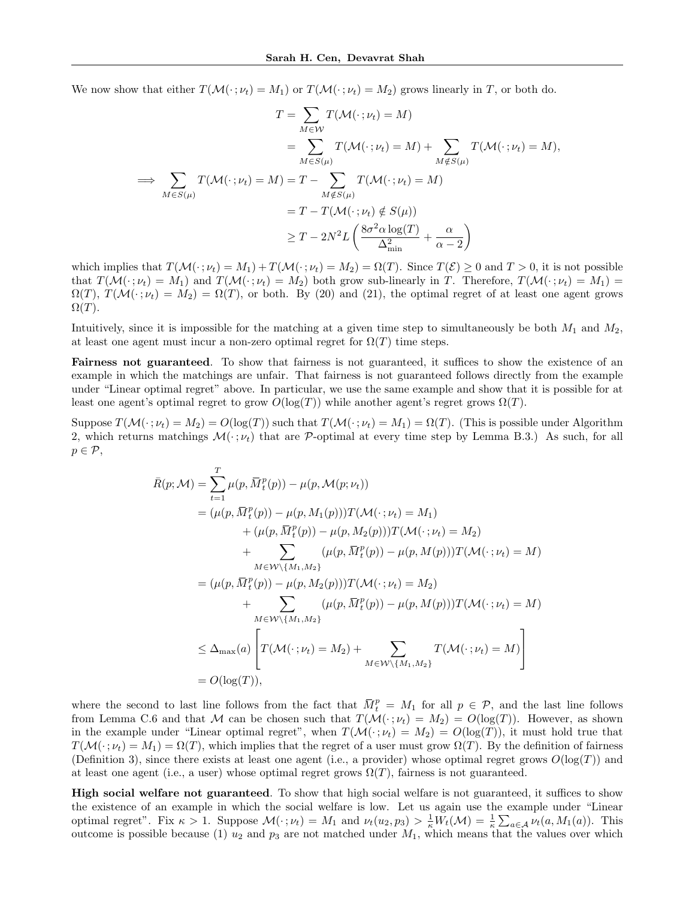We now show that either $T(\mathcal{M}(\cdot\,;\nu_t) = M_1)$ or $T(\mathcal{M}(\cdot\,;\nu_t) = M_2)$ grows linearly in $T$, or both do.

$$
\begin{aligned}
T &= \sum_{M \in \mathcal{W}} T(\mathcal{M}(\cdot\,;\nu_t) = M) \\
&= \sum_{M \in S(\mu)} T(\mathcal{M}(\cdot\,;\nu_t) = M) + \sum_{M \notin S(\mu)} T(\mathcal{M}(\cdot\,;\nu_t) = M), \\
\implies \sum_{M \in S(\mu)} T(\mathcal{M}(\cdot\,;\nu_t) = M) &= T - \sum_{M \notin S(\mu)} T(\mathcal{M}(\cdot\,;\nu_t) = M) \\
&= T - T(\mathcal{M}(\cdot\,;\nu_t) \notin S(\mu)) \\
&\geq T - 2N^2 L \left( \frac{8\sigma^2 \alpha \log(T)}{\Delta_{\min}^2} + \frac{\alpha}{\alpha - 2} \right)
\end{aligned}
$$

which implies that $T(\mathcal{M}(\cdot\,;\nu_t) = M_1) + T(\mathcal{M}(\cdot\,;\nu_t) = M_2) = \Omega(T)$. Since $T(\mathcal{E}) \geq 0$ and $T > 0$, it is not possible that $T(\mathcal{M}(\cdot\,;\nu_t) = M_1)$ and $T(\mathcal{M}(\cdot\,;\nu_t) = M_2)$ both grow sub-linearly in $T$. Therefore, $T(\mathcal{M}(\cdot\,;\nu_t) = M_1) = \Omega(T)$, $T(\mathcal{M}(\cdot\,;\nu_t) = M_2) = \Omega(T)$, or both. By (20) and (21), the optimal regret of at least one agent grows $\Omega(T)$.

Intuitively, since it is impossible for the matching at a given time step to simultaneously be both $M_1$ and $M_2$, at least one agent must incur a non-zero optimal regret for $\Omega(T)$ time steps.

**Fairness not guaranteed**. To show that fairness is not guaranteed, it suffices to show the existence of an example in which the matchings are unfair. That fairness is not guaranteed follows directly from the example under "Linear optimal regret" above. In particular, we use the same example and show that it is possible for at least one agent's optimal regret to grow $O(\log(T))$ while another agent's regret grows $\Omega(T)$.

Suppose $T(\mathcal{M}(\cdot\,;\nu_t) = M_2) = O(\log(T))$ such that $T(\mathcal{M}(\cdot\,;\nu_t) = M_1) = \Omega(T)$. (This is possible under Algorithm 2, which returns matchings $\mathcal{M}(\cdot\,;\nu_t)$ that are $\mathcal{P}$-optimal at every time step by Lemma B.3.) As such, for all $p \in \mathcal{P}$,

$$
\begin{aligned}
\bar{R}(p;\mathcal{M}) &= \sum_{t=1}^{T} \mu(p, \overline{M}_t^p(p)) - \mu(p, \mathcal{M}(p;\nu_t)) \\
&= (\mu(p, \overline{M}_t^p(p)) - \mu(p, M_1(p)))T(\mathcal{M}(\cdot\,;\nu_t) = M_1) \\
&\quad + (\mu(p, \overline{M}_t^p(p)) - \mu(p, M_2(p)))T(\mathcal{M}(\cdot\,;\nu_t) = M_2) \\
&\quad + \sum_{M \in \mathcal{W}\setminus\{M_1, M_2\}} (\mu(p, \overline{M}_t^p(p)) - \mu(p, M(p)))T(\mathcal{M}(\cdot\,;\nu_t) = M) \\
&= (\mu(p, \overline{M}_t^p(p)) - \mu(p, M_2(p)))T(\mathcal{M}(\cdot\,;\nu_t) = M_2) \\
&\quad + \sum_{M \in \mathcal{W}\setminus\{M_1, M_2\}} (\mu(p, \overline{M}_t^p(p)) - \mu(p, M(p)))T(\mathcal{M}(\cdot\,;\nu_t) = M) \\
&\leq \Delta_{\max}(a) \left[ T(\mathcal{M}(\cdot\,;\nu_t) = M_2) + \sum_{M \in \mathcal{W}\setminus\{M_1, M_2\}} T(\mathcal{M}(\cdot\,;\nu_t) = M) \right] \\
&= O(\log(T)),
\end{aligned}
$$

where the second to last line follows from the fact that $\overline{M}_t^p = M_1$ for all $p \in \mathcal{P}$, and the last line follows from Lemma C.6 and that $\mathcal{M}$ can be chosen such that $T(\mathcal{M}(\cdot\,;\nu_t) = M_2) = O(\log(T))$. However, as shown in the example under "Linear optimal regret", when $T(\mathcal{M}(\cdot\,;\nu_t) = M_2) = O(\log(T))$, it must hold true that $T(\mathcal{M}(\cdot\,;\nu_t) = M_1) = \Omega(T)$, which implies that the regret of a user must grow $\Omega(T)$. By the definition of fairness (Definition 3), since there exists at least one agent (i.e., a provider) whose optimal regret grows $O(\log(T))$ and at least one agent (i.e., a user) whose optimal regret grows $\Omega(T)$, fairness is not guaranteed.

**High social welfare not guaranteed**. To show that high social welfare is not guaranteed, it suffices to show the existence of an example in which the social welfare is low. Let us again use the example under "Linear optimal regret". Fix $\kappa > 1$. Suppose $\mathcal{M}(\cdot\,;\nu_t) = M_1$ and $\nu_t(u_2, p_3) > \frac{1}{\kappa} W_t(\mathcal{M}) = \frac{1}{\kappa} \sum_{a \in \mathcal{A}} \nu_t(a, M_1(a))$. This outcome is possible because (1) $u_2$ and $p_3$ are not matched under $M_1$, which means that the values over which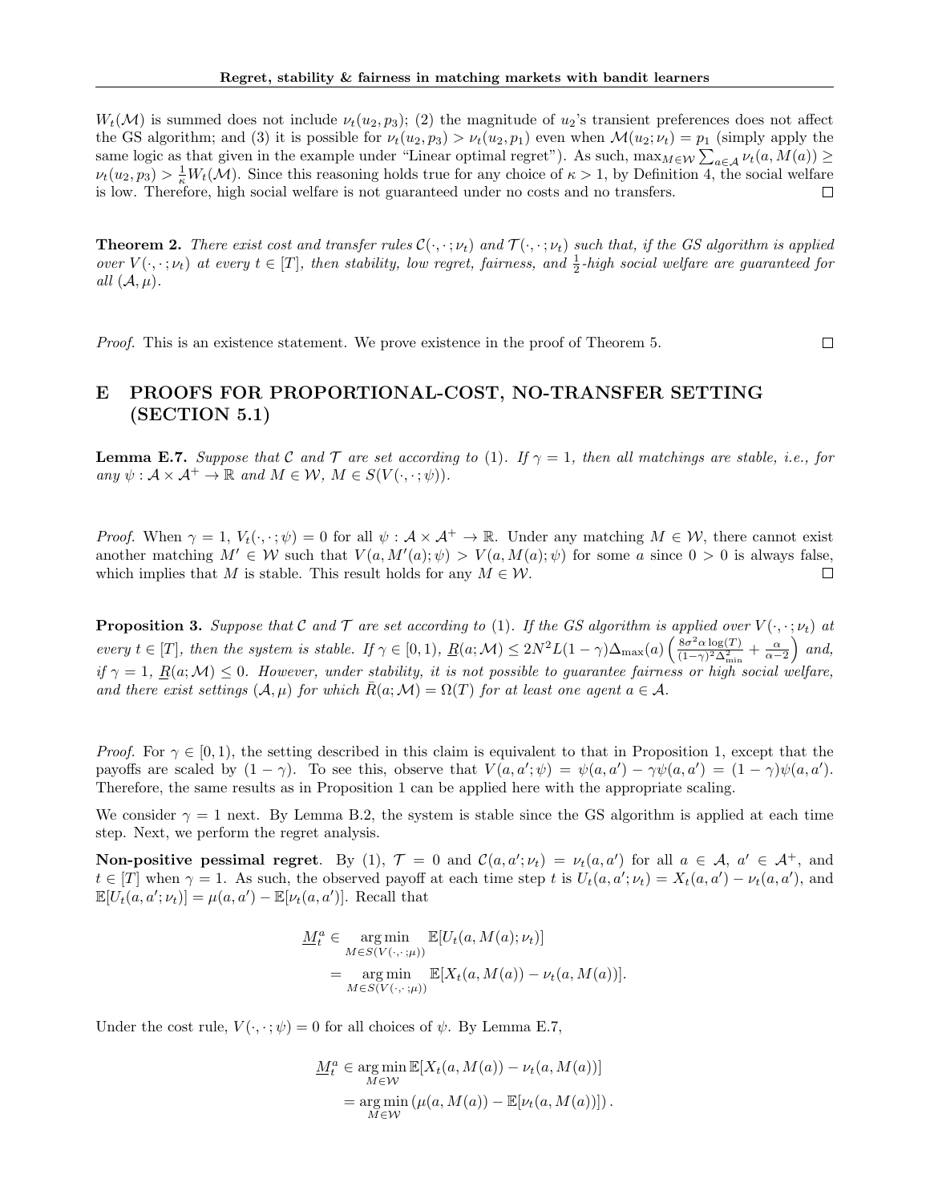$W_t(\mathcal{M})$ is summed does not include $\nu_t(u_2, p_3)$; (2) the magnitude of $u_2$'s transient preferences does not affect the GS algorithm; and (3) it is possible for $\nu_t(u_2, p_3) > \nu_t(u_2, p_1)$ even when $\mathcal{M}(u_2; \nu_t) = p_1$ (simply apply the same logic as that given in the example under "Linear optimal regret"). As such, $\max_{M \in \mathcal{W}} \sum_{a \in \mathcal{A}} \nu_t(a, M(a)) \geq \nu_t(u_2, p_3) > \frac{1}{\kappa} W_t(\mathcal{M})$. Since this reasoning holds true for any choice of $\kappa > 1$, by Definition 4, the social welfare is low. Therefore, high social welfare is not guaranteed under no costs and no transfers. □

**Theorem 2.** *There exist cost and transfer rules $\mathcal{C}(\cdot, \cdot; \nu_t)$ and $\mathcal{T}(\cdot, \cdot; \nu_t)$ such that, if the GS algorithm is applied over $V(\cdot, \cdot; \nu_t)$ at every $t \in [T]$, then stability, low regret, fairness, and $\frac{1}{2}$-high social welfare are guaranteed for all $(\mathcal{A}, \mu)$.*

*Proof.* This is an existence statement. We prove existence in the proof of Theorem 5. □

# E PROOFS FOR PROPORTIONAL-COST, NO-TRANSFER SETTING (SECTION 5.1)

**Lemma E.7.** *Suppose that $\mathcal{C}$ and $\mathcal{T}$ are set according to (1). If $\gamma = 1$, then all matchings are stable, i.e., for any $\psi : \mathcal{A} \times \mathcal{A}^+ \to \mathbb{R}$ and $M \in \mathcal{W}$, $M \in S(V(\cdot, \cdot; \psi))$.*

*Proof.* When $\gamma = 1$, $V_t(\cdot, \cdot; \psi) = 0$ for all $\psi : \mathcal{A} \times \mathcal{A}^+ \to \mathbb{R}$. Under any matching $M \in \mathcal{W}$, there cannot exist another matching $M' \in \mathcal{W}$ such that $V(a, M'(a); \psi) > V(a, M(a); \psi)$ for some $a$ since $0 > 0$ is always false, which implies that $M$ is stable. This result holds for any $M \in \mathcal{W}$. □

**Proposition 3.** *Suppose that $\mathcal{C}$ and $\mathcal{T}$ are set according to (1). If the GS algorithm is applied over $V(\cdot, \cdot; \nu_t)$ at every $t \in [T]$, then the system is stable. If $\gamma \in [0, 1)$, $\underline{R}(a; \mathcal{M}) \leq 2N^2 L(1 - \gamma)\Delta_{\max}(a) \left( \frac{8\sigma^2 \alpha \log(T)}{(1-\gamma)^2 \Delta_{\min}^2} + \frac{\alpha}{\alpha - 2} \right)$ and, if $\gamma = 1$, $\underline{R}(a; \mathcal{M}) \leq 0$. However, under stability, it is not possible to guarantee fairness or high social welfare, and there exist settings $(\mathcal{A}, \mu)$ for which $\bar{R}(a; \mathcal{M}) = \Omega(T)$ for at least one agent $a \in \mathcal{A}$.*

*Proof.* For $\gamma \in [0, 1)$, the setting described in this claim is equivalent to that in Proposition 1, except that the payoffs are scaled by $(1 - \gamma)$. To see this, observe that $V(a, a'; \psi) = \psi(a, a') - \gamma\psi(a, a') = (1 - \gamma)\psi(a, a')$. Therefore, the same results as in Proposition 1 can be applied here with the appropriate scaling.

We consider $\gamma = 1$ next. By Lemma B.2, the system is stable since the GS algorithm is applied at each time step. Next, we perform the regret analysis.

**Non-positive pessimal regret**. By (1), $\mathcal{T} = 0$ and $\mathcal{C}(a, a'; \nu_t) = \nu_t(a, a')$ for all $a \in \mathcal{A}$, $a' \in \mathcal{A}^+$, and $t \in [T]$ when $\gamma = 1$. As such, the observed payoff at each time step $t$ is $U_t(a, a'; \nu_t) = X_t(a, a') - \nu_t(a, a')$, and $\mathbb{E}[U_t(a, a'; \nu_t)] = \mu(a, a') - \mathbb{E}[\nu_t(a, a')]$. Recall that

$$
\begin{aligned}
\underline{M}_t^a &\in \underset{M \in S(V(\cdot, \cdot; \mu))}{\arg\min} \; \mathbb{E}[U_t(a, M(a); \nu_t)] \\
&= \underset{M \in S(V(\cdot, \cdot; \mu))}{\arg\min} \; \mathbb{E}[X_t(a, M(a)) - \nu_t(a, M(a))].
\end{aligned}
$$

Under the cost rule, $V(\cdot, \cdot; \psi) = 0$ for all choices of $\psi$. By Lemma E.7,

$$
\begin{aligned}
\underline{M}_t^a &\in \underset{M \in \mathcal{W}}{\arg\min} \, \mathbb{E}[X_t(a, M(a)) - \nu_t(a, M(a))] \\
&= \underset{M \in \mathcal{W}}{\arg\min} \left( \mu(a, M(a)) - \mathbb{E}[\nu_t(a, M(a))] \right).
\end{aligned}
$$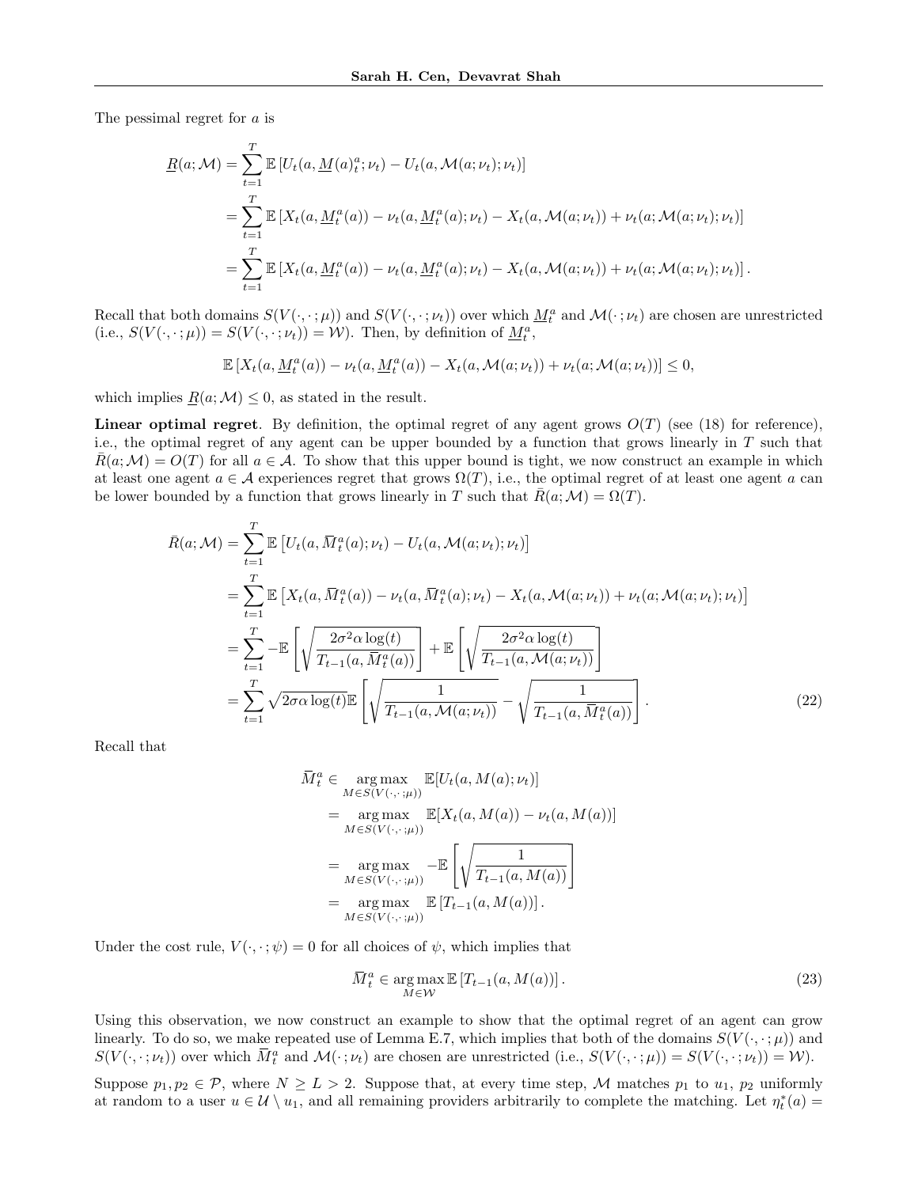The pessimal regret for $a$ is

$$
\begin{aligned}
\underline{R}(a;\mathcal{M}) &= \sum_{t=1}^{T} \mathbb{E}\left[U_t(a, \underline{M}(a)_t^a; \nu_t) - U_t(a, \mathcal{M}(a;\nu_t); \nu_t)\right] \\
&= \sum_{t=1}^{T} \mathbb{E}\left[X_t(a, \underline{M}_t^a(a)) - \nu_t(a, \underline{M}_t^a(a); \nu_t) - X_t(a, \mathcal{M}(a;\nu_t)) + \nu_t(a; \mathcal{M}(a;\nu_t); \nu_t)\right] \\
&= \sum_{t=1}^{T} \mathbb{E}\left[X_t(a, \underline{M}_t^a(a)) - \nu_t(a, \underline{M}_t^a(a); \nu_t) - X_t(a, \mathcal{M}(a;\nu_t)) + \nu_t(a; \mathcal{M}(a;\nu_t); \nu_t)\right].
\end{aligned}
$$

Recall that both domains $S(V(\cdot,\cdot;\mu))$ and $S(V(\cdot,\cdot;\nu_t))$ over which $\underline{M}_t^a$ and $\mathcal{M}(\cdot;\nu_t)$ are chosen are unrestricted (i.e., $S(V(\cdot,\cdot;\mu)) = S(V(\cdot,\cdot;\nu_t)) = \mathcal{W}$). Then, by definition of $\underline{M}_t^a$,

$$
\mathbb{E}\left[X_t(a, \underline{M}_t^a(a)) - \nu_t(a, \underline{M}_t^a(a)) - X_t(a, \mathcal{M}(a;\nu_t)) + \nu_t(a; \mathcal{M}(a;\nu_t))\right] \leq 0,
$$

which implies $\underline{R}(a;\mathcal{M}) \leq 0$, as stated in the result.

**Linear optimal regret**. By definition, the optimal regret of any agent grows $O(T)$ (see (18) for reference), i.e., the optimal regret of any agent can be upper bounded by a function that grows linearly in $T$ such that $\bar{R}(a;\mathcal{M}) = O(T)$ for all $a \in \mathcal{A}$. To show that this upper bound is tight, we now construct an example in which at least one agent $a \in \mathcal{A}$ experiences regret that grows $\Omega(T)$, i.e., the optimal regret of at least one agent $a$ can be lower bounded by a function that grows linearly in $T$ such that $\bar{R}(a;\mathcal{M}) = \Omega(T)$.

$$
\begin{aligned}
\bar{R}(a;\mathcal{M}) &= \sum_{t=1}^{T} \mathbb{E}\left[U_t(a, \bar{M}_t^a(a); \nu_t) - U_t(a, \mathcal{M}(a;\nu_t); \nu_t)\right] \\
&= \sum_{t=1}^{T} \mathbb{E}\left[X_t(a, \bar{M}_t^a(a)) - \nu_t(a, \bar{M}_t^a(a); \nu_t) - X_t(a, \mathcal{M}(a;\nu_t)) + \nu_t(a; \mathcal{M}(a;\nu_t); \nu_t)\right] \\
&= \sum_{t=1}^{T} -\mathbb{E}\left[\sqrt{\frac{2\sigma^2 \alpha \log(t)}{T_{t-1}(a, \bar{M}_t^a(a))}}\right] + \mathbb{E}\left[\sqrt{\frac{2\sigma^2 \alpha \log(t)}{T_{t-1}(a, \mathcal{M}(a;\nu_t))}}\right] \\
&= \sum_{t=1}^{T} \sqrt{2\sigma\alpha \log(t)}\, \mathbb{E}\left[\sqrt{\frac{1}{T_{t-1}(a, \mathcal{M}(a;\nu_t))}} - \sqrt{\frac{1}{T_{t-1}(a, \bar{M}_t^a(a))}}\right].
\end{aligned} \tag{22}
$$

Recall that

$$
\begin{aligned}
\bar{M}_t^a &\in \underset{M \in S(V(\cdot,\cdot;\mu))}{\arg\max}\ \mathbb{E}[U_t(a, M(a); \nu_t)] \\
&= \underset{M \in S(V(\cdot,\cdot;\mu))}{\arg\max}\ \mathbb{E}[X_t(a, M(a)) - \nu_t(a, M(a))] \\
&= \underset{M \in S(V(\cdot,\cdot;\mu))}{\arg\max}\ -\mathbb{E}\left[\sqrt{\frac{1}{T_{t-1}(a, M(a))}}\right] \\
&= \underset{M \in S(V(\cdot,\cdot;\mu))}{\arg\max}\ \mathbb{E}\left[T_{t-1}(a, M(a))\right].
\end{aligned}
$$

Under the cost rule, $V(\cdot,\cdot;\psi) = 0$ for all choices of $\psi$, which implies that

$$
\bar{M}_t^a \in \underset{M \in \mathcal{W}}{\arg\max}\ \mathbb{E}\left[T_{t-1}(a, M(a))\right]. \tag{23}
$$

Using this observation, we now construct an example to show that the optimal regret of an agent can grow linearly. To do so, we make repeated use of Lemma E.7, which implies that both of the domains $S(V(\cdot,\cdot;\mu))$ and $S(V(\cdot,\cdot;\nu_t))$ over which $\bar{M}_t^a$ and $\mathcal{M}(\cdot;\nu_t)$ are chosen are unrestricted (i.e., $S(V(\cdot,\cdot;\mu)) = S(V(\cdot,\cdot;\nu_t)) = \mathcal{W}$).

Suppose $p_1, p_2 \in \mathcal{P}$, where $N \geq L > 2$. Suppose that, at every time step, $\mathcal{M}$ matches $p_1$ to $u_1$, $p_2$ uniformly at random to a user $u \in \mathcal{U} \setminus u_1$, and all remaining providers arbitrarily to complete the matching. Let $\eta_t^*(a) =$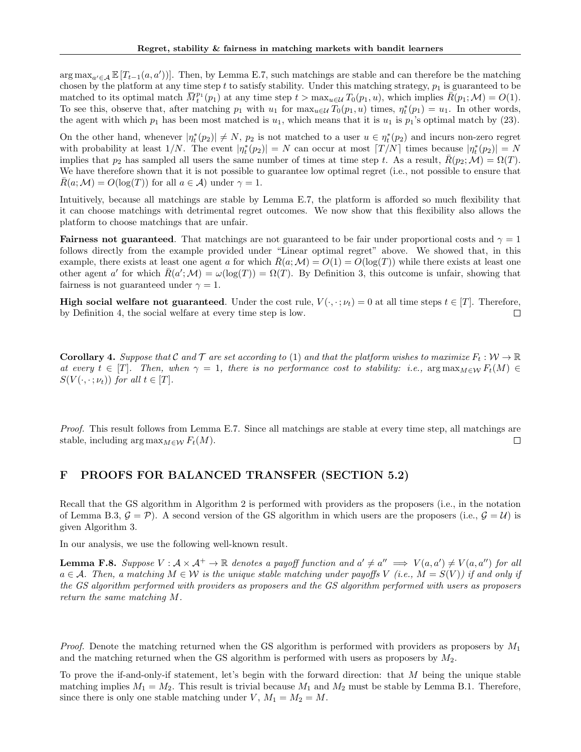$\arg\max_{a' \in \mathcal{A}} \mathbb{E}[T_{t-1}(a, a')]$]. Then, by Lemma E.7, such matchings are stable and can therefore be the matching chosen by the platform at any time step $t$ to satisfy stability. Under this matching strategy, $p_1$ is guaranteed to be matched to its optimal match $\bar{M}_t^{p_1}(p_1)$ at any time step $t > \max_{u \in \mathcal{U}} T_0(p_1, u)$, which implies $\bar{R}(p_1; \mathcal{M}) = O(1)$. To see this, observe that, after matching $p_1$ with $u_1$ for $\max_{u \in \mathcal{U}} T_0(p_1, u)$ times, $\eta_t^*(p_1) = u_1$. In other words, the agent with which $p_1$ has been most matched is $u_1$, which means that it is $u_1$ is $p_1$'s optimal match by (23).

On the other hand, whenever $|\eta_t^*(p_2)| \neq N$, $p_2$ is not matched to a user $u \in \eta_t^*(p_2)$ and incurs non-zero regret with probability at least $1/N$. The event $|\eta_t^*(p_2)| = N$ can occur at most $\lceil T/N \rceil$ times because $|\eta_t^*(p_2)| = N$ implies that $p_2$ has sampled all users the same number of times at time step $t$. As a result, $\bar{R}(p_2; \mathcal{M}) = \Omega(T)$. We have therefore shown that it is not possible to guarantee low optimal regret (i.e., not possible to ensure that $\bar{R}(a; \mathcal{M}) = O(\log(T))$ for all $a \in \mathcal{A}$) under $\gamma = 1$.

Intuitively, because all matchings are stable by Lemma E.7, the platform is afforded so much flexibility that it can choose matchings with detrimental regret outcomes. We now show that this flexibility also allows the platform to choose matchings that are unfair.

**Fairness not guaranteed**. That matchings are not guaranteed to be fair under proportional costs and $\gamma = 1$ follows directly from the example provided under "Linear optimal regret" above. We showed that, in this example, there exists at least one agent $a$ for which $\bar{R}(a; \mathcal{M}) = O(1) = O(\log(T))$ while there exists at least one other agent $a'$ for which $\bar{R}(a'; \mathcal{M}) = \omega(\log(T)) = \Omega(T)$. By Definition 3, this outcome is unfair, showing that fairness is not guaranteed under $\gamma = 1$.

**High social welfare not guaranteed**. Under the cost rule, $V(\cdot, \cdot; \nu_t) = 0$ at all time steps $t \in [T]$. Therefore, by Definition 4, the social welfare at every time step is low. $\square$

**Corollary 4.** *Suppose that $\mathcal{C}$ and $\mathcal{T}$ are set according to* (1) *and that the platform wishes to maximize $F_t : \mathcal{W} \to \mathbb{R}$ at every $t \in [T]$. Then, when $\gamma = 1$, there is no performance cost to stability: i.e., $\arg\max_{M \in \mathcal{W}} F_t(M) \in S(V(\cdot, \cdot; \nu_t))$ for all $t \in [T]$.*

*Proof.* This result follows from Lemma E.7. Since all matchings are stable at every time step, all matchings are stable, including $\arg\max_{M \in \mathcal{W}} F_t(M)$. $\square$

# F PROOFS FOR BALANCED TRANSFER (SECTION 5.2)

Recall that the GS algorithm in Algorithm 2 is performed with providers as the proposers (i.e., in the notation of Lemma B.3, $\mathcal{G} = \mathcal{P}$). A second version of the GS algorithm in which users are the proposers (i.e., $\mathcal{G} = \mathcal{U}$) is given Algorithm 3.

In our analysis, we use the following well-known result.

**Lemma F.8.** *Suppose $V : \mathcal{A} \times \mathcal{A}^+ \to \mathbb{R}$ denotes a payoff function and $a' \neq a'' \implies V(a, a') \neq V(a, a'')$ for all $a \in \mathcal{A}$. Then, a matching $M \in \mathcal{W}$ is the unique stable matching under payoffs $V$ (i.e., $M = S(V)$) if and only if the GS algorithm performed with providers as proposers and the GS algorithm performed with users as proposers return the same matching $M$.*

*Proof.* Denote the matching returned when the GS algorithm is performed with providers as proposers by $M_1$ and the matching returned when the GS algorithm is performed with users as proposers by $M_2$.

To prove the if-and-only-if statement, let's begin with the forward direction: that $M$ being the unique stable matching implies $M_1 = M_2$. This result is trivial because $M_1$ and $M_2$ must be stable by Lemma B.1. Therefore, since there is only one stable matching under $V$, $M_1 = M_2 = M$.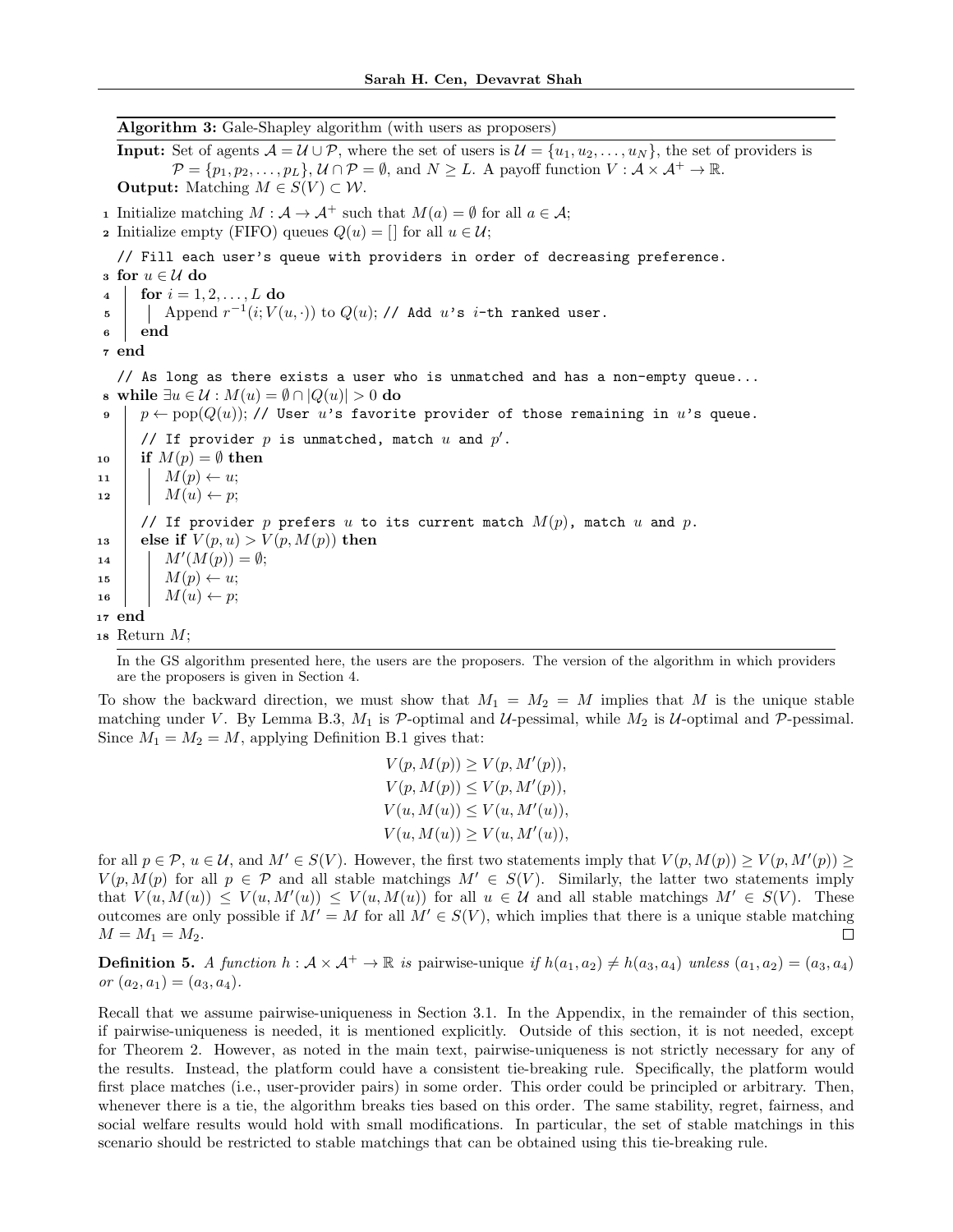**Algorithm 3:** Gale-Shapley algorithm (with users as proposers)

**Input:** Set of agents $\mathcal{A} = \mathcal{U} \cup \mathcal{P}$, where the set of users is $\mathcal{U} = \{u_1, u_2, \ldots, u_N\}$, the set of providers is $\mathcal{P} = \{p_1, p_2, \ldots, p_L\}$, $\mathcal{U} \cap \mathcal{P} = \emptyset$, and $N \geq L$. A payoff function $V : \mathcal{A} \times \mathcal{A}^+ \to \mathbb{R}$.

**Output:** Matching $M \in S(V) \subset \mathcal{W}$.

```
1  Initialize matching M : A → A+ such that M(a) = ∅ for all a ∈ A;
2  Initialize empty (FIFO) queues Q(u) = [] for all u ∈ U;
   // Fill each user's queue with providers in order of decreasing preference.
3  for u ∈ U do
4      for i = 1, 2, ..., L do
5          Append r^{-1}(i; V(u, ·)) to Q(u); // Add u's i-th ranked user.
6      end
7  end
   // As long as there exists a user who is unmatched and has a non-empty queue...
8  while ∃u ∈ U : M(u) = ∅ ∩ |Q(u)| > 0 do
9      p ← pop(Q(u)); // User u's favorite provider of those remaining in u's queue.
       // If provider p is unmatched, match u and p'.
10     if M(p) = ∅ then
11         M(p) ← u;
12         M(u) ← p;
       // If provider p prefers u to its current match M(p), match u and p.
13     else if V(p, u) > V(p, M(p)) then
14         M'(M(p)) = ∅;
15         M(p) ← u;
16         M(u) ← p;
17 end
18 Return M;
```

In the GS algorithm presented here, the users are the proposers. The version of the algorithm in which providers are the proposers is given in Section 4.

To show the backward direction, we must show that $M_1 = M_2 = M$ implies that $M$ is the unique stable matching under $V$. By Lemma B.3, $M_1$ is $\mathcal{P}$-optimal and $\mathcal{U}$-pessimal, while $M_2$ is $\mathcal{U}$-optimal and $\mathcal{P}$-pessimal. Since $M_1 = M_2 = M$, applying Definition B.1 gives that:

$$
\begin{aligned}
V(p, M(p)) &\geq V(p, M'(p)), \\
V(p, M(p)) &\leq V(p, M'(p)), \\
V(u, M(u)) &\leq V(u, M'(u)), \\
V(u, M(u)) &\geq V(u, M'(u)),
\end{aligned}
$$

for all $p \in \mathcal{P}$, $u \in \mathcal{U}$, and $M' \in S(V)$. However, the first two statements imply that $V(p, M(p)) \geq V(p, M'(p)) \geq V(p, M(p)$ for all $p \in \mathcal{P}$ and all stable matchings $M' \in S(V)$. Similarly, the latter two statements imply that $V(u, M(u)) \leq V(u, M'(u)) \leq V(u, M(u))$ for all $u \in \mathcal{U}$ and all stable matchings $M' \in S(V)$. These outcomes are only possible if $M' = M$ for all $M' \in S(V)$, which implies that there is a unique stable matching $M = M_1 = M_2$. $\square$

**Definition 5.** *A function $h : \mathcal{A} \times \mathcal{A}^+ \to \mathbb{R}$ is* pairwise-unique *if $h(a_1, a_2) \neq h(a_3, a_4)$ unless $(a_1, a_2) = (a_3, a_4)$ or $(a_2, a_1) = (a_3, a_4)$.*

Recall that we assume pairwise-uniqueness in Section 3.1. In the Appendix, in the remainder of this section, if pairwise-uniqueness is needed, it is mentioned explicitly. Outside of this section, it is not needed, except for Theorem 2. However, as noted in the main text, pairwise-uniqueness is not strictly necessary for any of the results. Instead, the platform could have a consistent tie-breaking rule. Specifically, the platform would first place matches (i.e., user-provider pairs) in some order. This order could be principled or arbitrary. Then, whenever there is a tie, the algorithm breaks ties based on this order. The same stability, regret, fairness, and social welfare results would hold with small modifications. In particular, the set of stable matchings in this scenario should be restricted to stable matchings that can be obtained using this tie-breaking rule.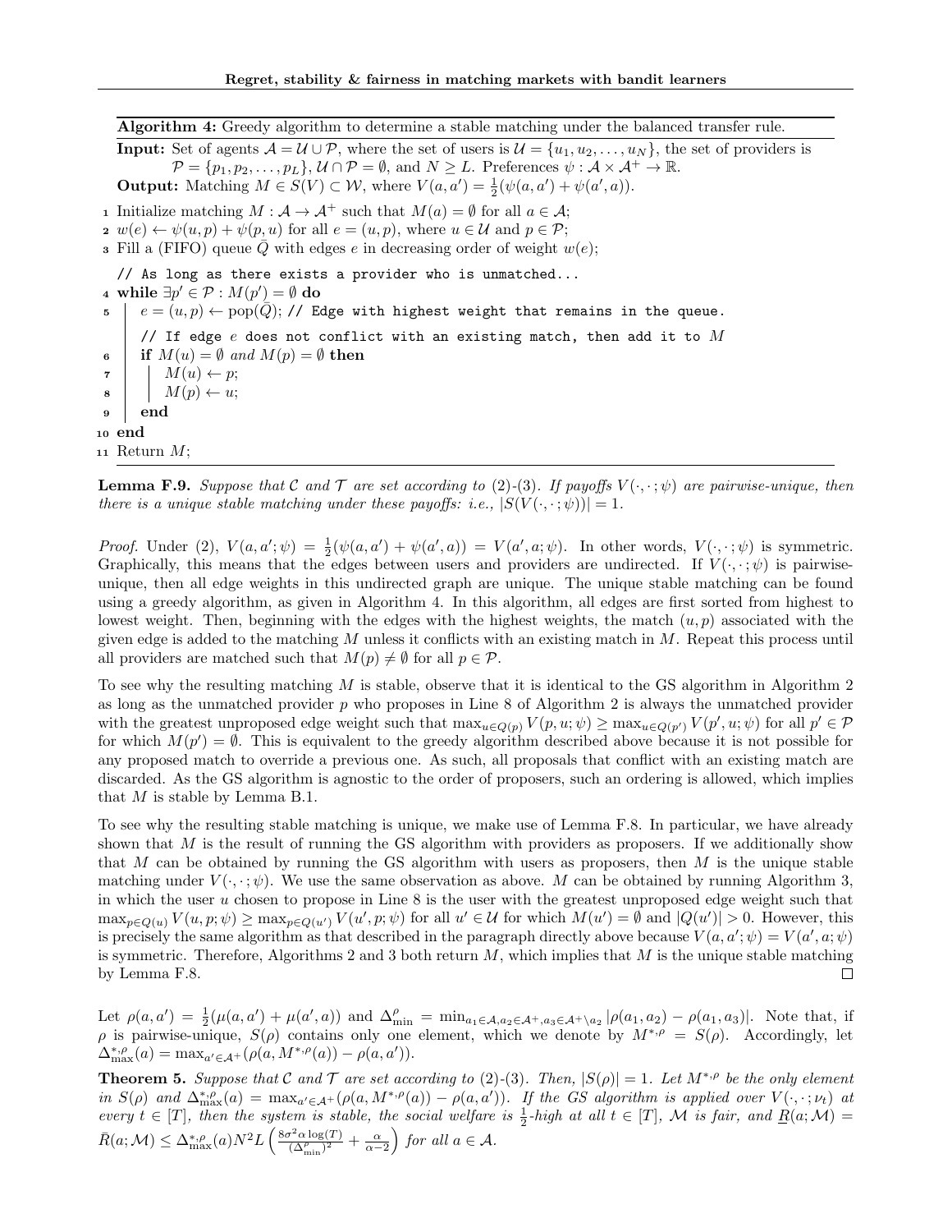**Algorithm 4:** Greedy algorithm to determine a stable matching under the balanced transfer rule.

**Input:** Set of agents $\mathcal{A} = \mathcal{U} \cup \mathcal{P}$, where the set of users is $\mathcal{U} = \{u_1, u_2, \ldots, u_N\}$, the set of providers is $\mathcal{P} = \{p_1, p_2, \ldots, p_L\}$, $\mathcal{U} \cap \mathcal{P} = \emptyset$, and $N \geq L$. Preferences $\psi : \mathcal{A} \times \mathcal{A}^+ \to \mathbb{R}$.

**Output:** Matching $M \in S(V) \subset \mathcal{W}$, where $V(a, a') = \frac{1}{2}(\psi(a, a') + \psi(a', a))$.

```
1  Initialize matching M : A → A+ such that M(a) = ∅ for all a ∈ A;
2  w(e) ← ψ(u, p) + ψ(p, u) for all e = (u, p), where u ∈ U and p ∈ P;
3  Fill a (FIFO) queue Q̄ with edges e in decreasing order of weight w(e);
   // As long as there exists a provider who is unmatched...
4  while ∃p' ∈ P : M(p') = ∅ do
5      e = (u, p) ← pop(Q̄); // Edge with highest weight that remains in the queue.
       // If edge e does not conflict with an existing match, then add it to M
6      if M(u) = ∅ and M(p) = ∅ then
7          M(u) ← p;
8          M(p) ← u;
9      end
10 end
11 Return M;
```

**Lemma F.9.** *Suppose that $\mathcal{C}$ and $\mathcal{T}$ are set according to (2)-(3). If payoffs $V(\cdot, \cdot; \psi)$ are pairwise-unique, then there is a unique stable matching under these payoffs: i.e., $|S(V(\cdot, \cdot; \psi))| = 1$.*

*Proof.* Under (2), $V(a, a'; \psi) = \frac{1}{2}(\psi(a, a') + \psi(a', a)) = V(a', a; \psi)$. In other words, $V(\cdot, \cdot; \psi)$ is symmetric. Graphically, this means that the edges between users and providers are undirected. If $V(\cdot, \cdot; \psi)$ is pairwise-unique, then all edge weights in this undirected graph are unique. The unique stable matching can be found using a greedy algorithm, as given in Algorithm 4. In this algorithm, all edges are first sorted from highest to lowest weight. Then, beginning with the edges with the highest weights, the match $(u, p)$ associated with the given edge is added to the matching $M$ unless it conflicts with an existing match in $M$. Repeat this process until all providers are matched such that $M(p) \neq \emptyset$ for all $p \in \mathcal{P}$.

To see why the resulting matching $M$ is stable, observe that it is identical to the GS algorithm in Algorithm 2 as long as the unmatched provider $p$ who proposes in Line 8 of Algorithm 2 is always the unmatched provider with the greatest unproposed edge weight such that $\max_{u \in Q(p)} V(p, u; \psi) \geq \max_{u \in Q(p')} V(p', u; \psi)$ for all $p' \in \mathcal{P}$ for which $M(p') = \emptyset$. This is equivalent to the greedy algorithm described above because it is not possible for any proposed match to override a previous one. As such, all proposals that conflict with an existing match are discarded. As the GS algorithm is agnostic to the order of proposers, such an ordering is allowed, which implies that $M$ is stable by Lemma B.1.

To see why the resulting stable matching is unique, we make use of Lemma F.8. In particular, we have already shown that $M$ is the result of running the GS algorithm with providers as proposers. If we additionally show that $M$ can be obtained by running the GS algorithm with users as proposers, then $M$ is the unique stable matching under $V(\cdot, \cdot; \psi)$. We use the same observation as above. $M$ can be obtained by running Algorithm 3, in which the user $u$ chosen to propose in Line 8 is the user with the greatest unproposed edge weight such that $\max_{p \in Q(u)} V(u, p; \psi) \geq \max_{p \in Q(u')} V(u', p; \psi)$ for all $u' \in \mathcal{U}$ for which $M(u') = \emptyset$ and $|Q(u')| > 0$. However, this is precisely the same algorithm as that described in the paragraph directly above because $V(a, a'; \psi) = V(a', a; \psi)$ is symmetric. Therefore, Algorithms 2 and 3 both return $M$, which implies that $M$ is the unique stable matching by Lemma F.8. $\square$

Let $\rho(a, a') = \frac{1}{2}(\mu(a, a') + \mu(a', a))$ and $\Delta^{\rho}_{\min} = \min_{a_1 \in \mathcal{A}, a_2 \in \mathcal{A}^+, a_3 \in \mathcal{A}^+ \setminus a_2} |\rho(a_1, a_2) - \rho(a_1, a_3)|$. Note that, if $\rho$ is pairwise-unique, $S(\rho)$ contains only one element, which we denote by $M^{*,\rho} = S(\rho)$. Accordingly, let $\Delta^{*,\rho}_{\max}(a) = \max_{a' \in \mathcal{A}^+}(\rho(a, M^{*,\rho}(a)) - \rho(a, a'))$.

**Theorem 5.** *Suppose that $\mathcal{C}$ and $\mathcal{T}$ are set according to (2)-(3). Then, $|S(\rho)| = 1$. Let $M^{*,\rho}$ be the only element in $S(\rho)$ and $\Delta^{*,\rho}_{\max}(a) = \max_{a' \in \mathcal{A}^+}(\rho(a, M^{*,\rho}(a)) - \rho(a, a'))$. If the GS algorithm is applied over $V(\cdot, \cdot; \nu_t)$ at every $t \in [T]$, then the system is stable, the social welfare is $\frac{1}{2}$-high at all $t \in [T]$, $\mathcal{M}$ is fair, and $\underline{R}(a; \mathcal{M}) = \bar{R}(a; \mathcal{M}) \leq \Delta^{*,\rho}_{\max}(a) N^2 L \left( \frac{8\sigma^2 \alpha \log(T)}{(\Delta^{\rho}_{\min})^2} + \frac{\alpha}{\alpha - 2} \right)$ for all $a \in \mathcal{A}$.*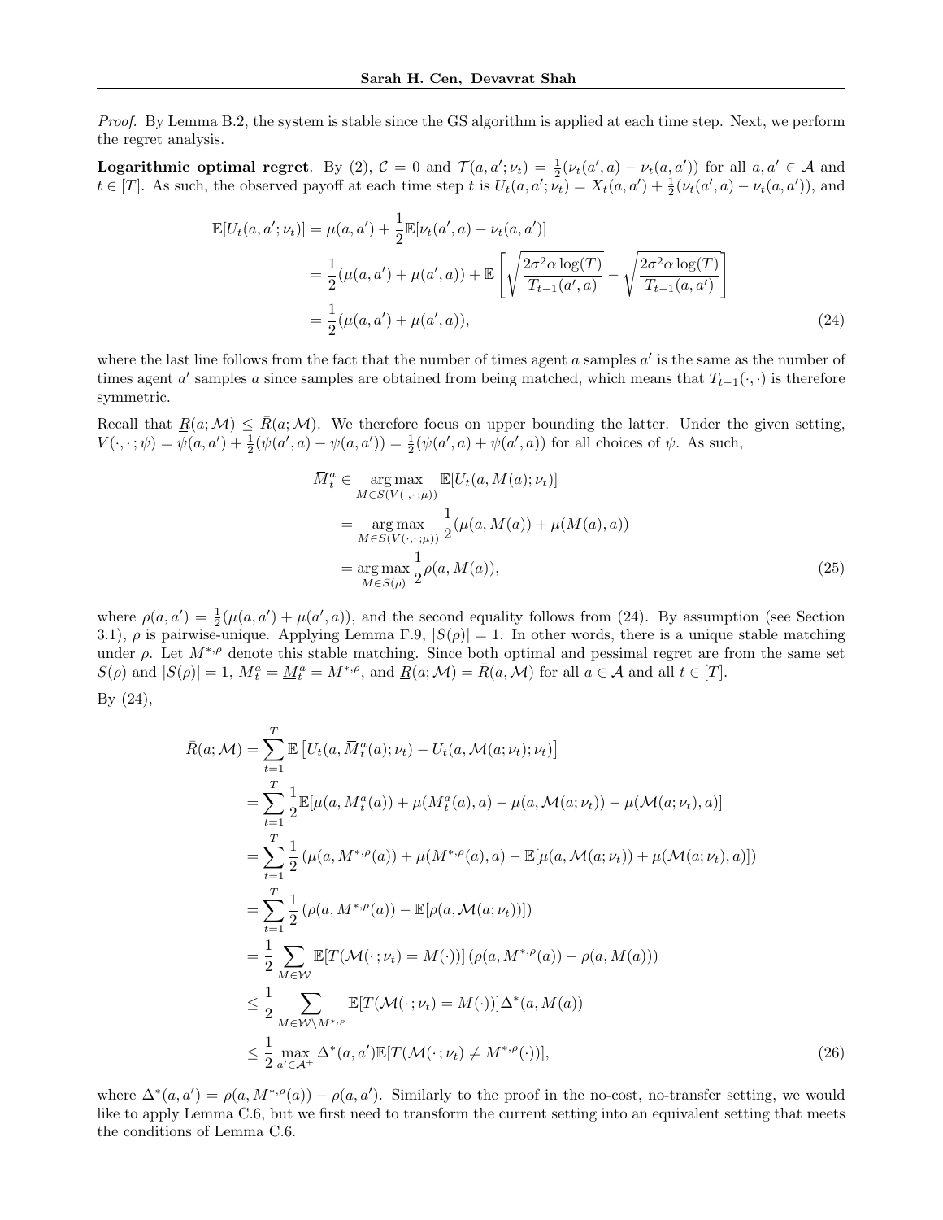*Proof.* By Lemma B.2, the system is stable since the GS algorithm is applied at each time step. Next, we perform the regret analysis.

**Logarithmic optimal regret**. By (2), $\mathcal{C} = 0$ and $\mathcal{T}(a, a'; \nu_t) = \frac{1}{2}(\nu_t(a', a) - \nu_t(a, a'))$ for all $a, a' \in \mathcal{A}$ and $t \in [T]$. As such, the observed payoff at each time step $t$ is $U_t(a, a'; \nu_t) = X_t(a, a') + \frac{1}{2}(\nu_t(a', a) - \nu_t(a, a'))$, and

$$
\begin{aligned}
\mathbb{E}[U_t(a, a'; \nu_t)] &= \mu(a, a') + \frac{1}{2}\mathbb{E}[\nu_t(a', a) - \nu_t(a, a')] \\
&= \frac{1}{2}(\mu(a, a') + \mu(a', a)) + \mathbb{E}\left[\sqrt{\frac{2\sigma^2 \alpha \log(T)}{T_{t-1}(a', a)}} - \sqrt{\frac{2\sigma^2 \alpha \log(T)}{T_{t-1}(a, a')}}\right] \\
&= \frac{1}{2}(\mu(a, a') + \mu(a', a)), \qquad (24)
\end{aligned}
$$

where the last line follows from the fact that the number of times agent $a$ samples $a'$ is the same as the number of times agent $a'$ samples $a$ since samples are obtained from being matched, which means that $T_{t-1}(\cdot, \cdot)$ is therefore symmetric.

Recall that $\underline{R}(a; \mathcal{M}) \leq \bar{R}(a; \mathcal{M})$. We therefore focus on upper bounding the latter. Under the given setting, $V(\cdot, \cdot; \psi) = \psi(a, a') + \frac{1}{2}(\psi(a', a) - \psi(a, a')) = \frac{1}{2}(\psi(a', a) + \psi(a', a))$ for all choices of $\psi$. As such,

$$
\begin{aligned}
\overline{M}_t^a &\in \underset{M \in S(V(\cdot, \cdot; \mu))}{\arg\max} \; \mathbb{E}[U_t(a, M(a); \nu_t)] \\
&= \underset{M \in S(V(\cdot, \cdot; \mu))}{\arg\max} \; \frac{1}{2}(\mu(a, M(a)) + \mu(M(a), a)) \\
&= \underset{M \in S(\rho)}{\arg\max} \; \frac{1}{2}\rho(a, M(a)), \qquad (25)
\end{aligned}
$$

where $\rho(a, a') = \frac{1}{2}(\mu(a, a') + \mu(a', a))$, and the second equality follows from (24). By assumption (see Section 3.1), $\rho$ is pairwise-unique. Applying Lemma F.9, $|S(\rho)| = 1$. In other words, there is a unique stable matching under $\rho$. Let $M^{*,\rho}$ denote this stable matching. Since both optimal and pessimal regret are from the same set $S(\rho)$ and $|S(\rho)| = 1$, $\overline{M}_t^a = \underline{M}_t^a = M^{*,\rho}$, and $\underline{R}(a; \mathcal{M}) = \bar{R}(a, \mathcal{M})$ for all $a \in \mathcal{A}$ and all $t \in [T]$.

By (24),

$$
\begin{aligned}
\bar{R}(a; \mathcal{M}) &= \sum_{t=1}^{T} \mathbb{E}\left[U_t(a, \overline{M}_t^a(a); \nu_t) - U_t(a, \mathcal{M}(a; \nu_t); \nu_t)\right] \\
&= \sum_{t=1}^{T} \frac{1}{2}\mathbb{E}[\mu(a, \overline{M}_t^a(a)) + \mu(\overline{M}_t^a(a), a) - \mu(a, \mathcal{M}(a; \nu_t)) - \mu(\mathcal{M}(a; \nu_t), a)] \\
&= \sum_{t=1}^{T} \frac{1}{2}\left(\mu(a, M^{*,\rho}(a)) + \mu(M^{*,\rho}(a), a) - \mathbb{E}[\mu(a, \mathcal{M}(a; \nu_t)) + \mu(\mathcal{M}(a; \nu_t), a)]\right) \\
&= \sum_{t=1}^{T} \frac{1}{2}\left(\rho(a, M^{*,\rho}(a)) - \mathbb{E}[\rho(a, \mathcal{M}(a; \nu_t))]\right) \\
&= \frac{1}{2} \sum_{M \in \mathcal{W}} \mathbb{E}[T(\mathcal{M}(\cdot; \nu_t) = M(\cdot))]\left(\rho(a, M^{*,\rho}(a)) - \rho(a, M(a))\right) \\
&\leq \frac{1}{2} \sum_{M \in \mathcal{W} \setminus M^{*,\rho}} \mathbb{E}[T(\mathcal{M}(\cdot; \nu_t) = M(\cdot))]\Delta^*(a, M(a)) \\
&\leq \frac{1}{2} \max_{a' \in \mathcal{A}^+} \Delta^*(a, a')\mathbb{E}[T(\mathcal{M}(\cdot; \nu_t) \neq M^{*,\rho}(\cdot))], \qquad (26)
\end{aligned}
$$

where $\Delta^*(a, a') = \rho(a, M^{*,\rho}(a)) - \rho(a, a')$. Similarly to the proof in the no-cost, no-transfer setting, we would like to apply Lemma C.6, but we first need to transform the current setting into an equivalent setting that meets the conditions of Lemma C.6.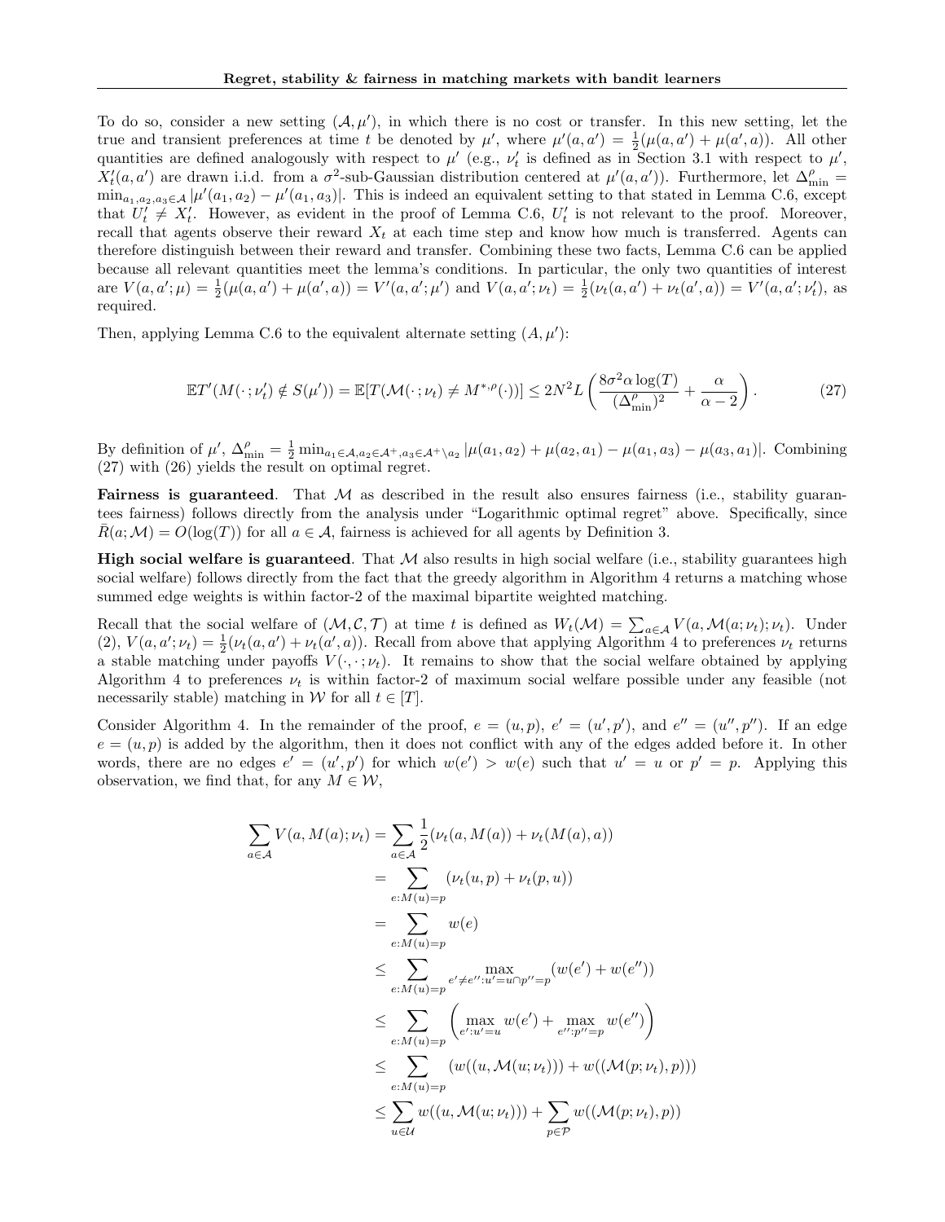To do so, consider a new setting $(\mathcal{A}, \mu')$, in which there is no cost or transfer. In this new setting, let the true and transient preferences at time $t$ be denoted by $\mu'$, where $\mu'(a,a') = \frac{1}{2}(\mu(a,a') + \mu(a',a))$. All other quantities are defined analogously with respect to $\mu'$ (e.g., $\nu'_t$ is defined as in Section 3.1 with respect to $\mu'$, $X'_t(a,a')$ are drawn i.i.d. from a $\sigma^2$-sub-Gaussian distribution centered at $\mu'(a,a')$). Furthermore, let $\Delta^{\rho}_{\min} = \min_{a_1,a_2,a_3 \in \mathcal{A}} |\mu'(a_1,a_2) - \mu'(a_1,a_3)|$. This is indeed an equivalent setting to that stated in Lemma C.6, except that $U'_t \neq X'_t$. However, as evident in the proof of Lemma C.6, $U'_t$ is not relevant to the proof. Moreover, recall that agents observe their reward $X_t$ at each time step and know how much is transferred. Agents can therefore distinguish between their reward and transfer. Combining these two facts, Lemma C.6 can be applied because all relevant quantities meet the lemma's conditions. In particular, the only two quantities of interest are $V(a,a';\mu) = \frac{1}{2}(\mu(a,a') + \mu(a',a)) = V'(a,a';\mu')$ and $V(a,a';\nu_t) = \frac{1}{2}(\nu_t(a,a') + \nu_t(a',a)) = V'(a,a';\nu'_t)$, as required.

Then, applying Lemma C.6 to the equivalent alternate setting $(A, \mu')$:

$$\mathbb{E}T'(M(\cdot;\nu'_t) \notin S(\mu')) = \mathbb{E}[T(\mathcal{M}(\cdot;\nu_t) \neq M^{*,\rho}(\cdot))] \leq 2N^2L\left(\frac{8\sigma^2\alpha\log(T)}{(\Delta^{\rho}_{\min})^2} + \frac{\alpha}{\alpha-2}\right). \tag{27}$$

By definition of $\mu'$, $\Delta^{\rho}_{\min} = \frac{1}{2}\min_{a_1 \in \mathcal{A}, a_2 \in \mathcal{A}^+, a_3 \in \mathcal{A}^+ \setminus a_2} |\mu(a_1,a_2) + \mu(a_2,a_1) - \mu(a_1,a_3) - \mu(a_3,a_1)|$. Combining (27) with (26) yields the result on optimal regret.

**Fairness is guaranteed**. That $\mathcal{M}$ as described in the result also ensures fairness (i.e., stability guarantees fairness) follows directly from the analysis under "Logarithmic optimal regret" above. Specifically, since $\bar{R}(a;\mathcal{M}) = O(\log(T))$ for all $a \in \mathcal{A}$, fairness is achieved for all agents by Definition 3.

**High social welfare is guaranteed**. That $\mathcal{M}$ also results in high social welfare (i.e., stability guarantees high social welfare) follows directly from the fact that the greedy algorithm in Algorithm 4 returns a matching whose summed edge weights is within factor-2 of the maximal bipartite weighted matching.

Recall that the social welfare of $(\mathcal{M}, \mathcal{C}, \mathcal{T})$ at time $t$ is defined as $W_t(\mathcal{M}) = \sum_{a \in \mathcal{A}} V(a, \mathcal{M}(a;\nu_t);\nu_t)$. Under (2), $V(a,a';\nu_t) = \frac{1}{2}(\nu_t(a,a') + \nu_t(a',a))$. Recall from above that applying Algorithm 4 to preferences $\nu_t$ returns a stable matching under payoffs $V(\cdot,\cdot;\nu_t)$. It remains to show that the social welfare obtained by applying Algorithm 4 to preferences $\nu_t$ is within factor-2 of maximum social welfare possible under any feasible (not necessarily stable) matching in $\mathcal{W}$ for all $t \in [T]$.

Consider Algorithm 4. In the remainder of the proof, $e = (u,p)$, $e' = (u',p')$, and $e'' = (u'',p'')$. If an edge $e = (u,p)$ is added by the algorithm, then it does not conflict with any of the edges added before it. In other words, there are no edges $e' = (u',p')$ for which $w(e') > w(e)$ such that $u' = u$ or $p' = p$. Applying this observation, we find that, for any $M \in \mathcal{W}$,

$$\begin{aligned}
\sum_{a \in \mathcal{A}} V(a, M(a);\nu_t) &= \sum_{a \in \mathcal{A}} \frac{1}{2}(\nu_t(a, M(a)) + \nu_t(M(a), a)) \\
&= \sum_{e: M(u) = p} (\nu_t(u,p) + \nu_t(p,u)) \\
&= \sum_{e: M(u) = p} w(e) \\
&\leq \sum_{e: M(u) = p} \max_{e' \neq e'': u' = u \cap p'' = p} (w(e') + w(e'')) \\
&\leq \sum_{e: M(u) = p} \left( \max_{e': u' = u} w(e') + \max_{e'': p'' = p} w(e'') \right) \\
&\leq \sum_{e: M(u) = p} (w((u, \mathcal{M}(u;\nu_t))) + w((\mathcal{M}(p;\nu_t), p))) \\
&\leq \sum_{u \in \mathcal{U}} w((u, \mathcal{M}(u;\nu_t))) + \sum_{p \in \mathcal{P}} w((\mathcal{M}(p;\nu_t), p))
\end{aligned}$$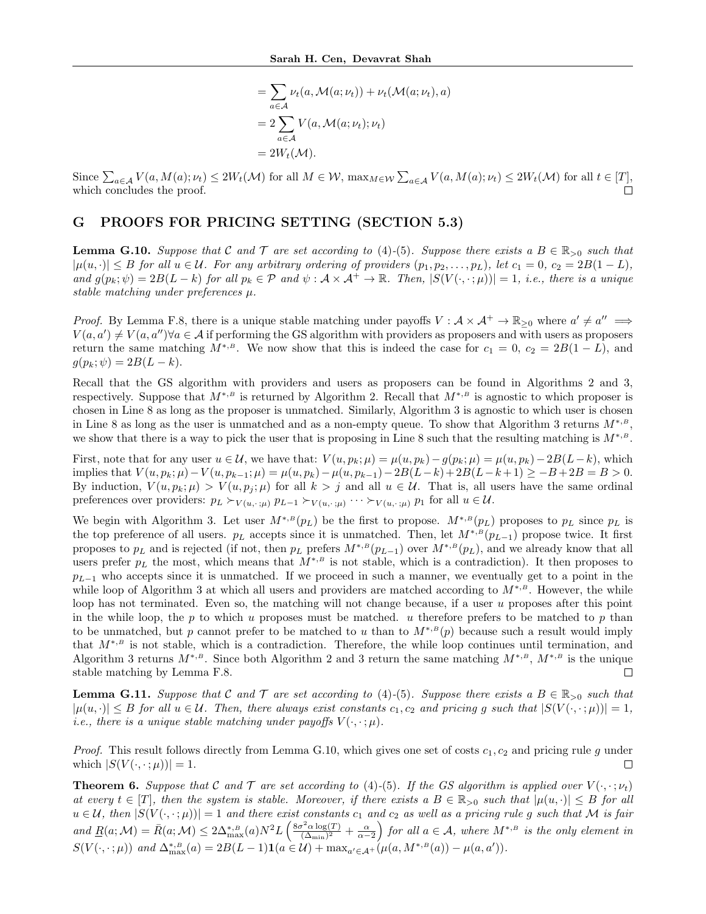$$
\begin{aligned}
&= \sum_{a \in \mathcal{A}} \nu_t(a, \mathcal{M}(a; \nu_t)) + \nu_t(\mathcal{M}(a; \nu_t), a) \\
&= 2 \sum_{a \in \mathcal{A}} V(a, \mathcal{M}(a; \nu_t); \nu_t) \\
&= 2W_t(\mathcal{M}).
\end{aligned}
$$

Since $\sum_{a \in \mathcal{A}} V(a, M(a); \nu_t) \leq 2W_t(\mathcal{M})$ for all $M \in \mathcal{W}$, $\max_{M \in \mathcal{W}} \sum_{a \in \mathcal{A}} V(a, M(a); \nu_t) \leq 2W_t(\mathcal{M})$ for all $t \in [T]$, which concludes the proof. □

## G PROOFS FOR PRICING SETTING (SECTION 5.3)

**Lemma G.10.** *Suppose that $\mathcal{C}$ and $\mathcal{T}$ are set according to (4)-(5). Suppose there exists a $B \in \mathbb{R}_{>0}$ such that $|\mu(u, \cdot)| \leq B$ for all $u \in \mathcal{U}$. For any arbitrary ordering of providers $(p_1, p_2, \dots, p_L)$, let $c_1 = 0$, $c_2 = 2B(1-L)$, and $g(p_k; \psi) = 2B(L-k)$ for all $p_k \in \mathcal{P}$ and $\psi : \mathcal{A} \times \mathcal{A}^+ \to \mathbb{R}$. Then, $|S(V(\cdot, \cdot; \mu))| = 1$, i.e., there is a unique stable matching under preferences $\mu$.*

*Proof.* By Lemma F.8, there is a unique stable matching under payoffs $V : \mathcal{A} \times \mathcal{A}^+ \to \mathbb{R}_{\geq 0}$ where $a' \neq a'' \implies V(a, a') \neq V(a, a'') \forall a \in \mathcal{A}$ if performing the GS algorithm with providers as proposers and with users as proposers return the same matching $M^{*,B}$. We now show that this is indeed the case for $c_1 = 0$, $c_2 = 2B(1-L)$, and $g(p_k; \psi) = 2B(L-k)$.

Recall that the GS algorithm with providers and users as proposers can be found in Algorithms 2 and 3, respectively. Suppose that $M^{*,B}$ is returned by Algorithm 2. Recall that $M^{*,B}$ is agnostic to which proposer is chosen in Line 8 as long as the proposer is unmatched. Similarly, Algorithm 3 is agnostic to which user is chosen in Line 8 as long as the user is unmatched and as a non-empty queue. To show that Algorithm 3 returns $M^{*,B}$, we show that there is a way to pick the user that is proposing in Line 8 such that the resulting matching is $M^{*,B}$.

First, note that for any user $u \in \mathcal{U}$, we have that: $V(u, p_k; \mu) = \mu(u, p_k) - g(p_k; \mu) = \mu(u, p_k) - 2B(L-k)$, which implies that $V(u, p_k; \mu) - V(u, p_{k-1}; \mu) = \mu(u, p_k) - \mu(u, p_{k-1}) - 2B(L-k) + 2B(L-k+1) \geq -B + 2B = B > 0$. By induction, $V(u, p_k; \mu) > V(u, p_j; \mu)$ for all $k > j$ and all $u \in \mathcal{U}$. That is, all users have the same ordinal preferences over providers: $p_L \succ_{V(u, \cdot; \mu)} p_{L-1} \succ_{V(u, \cdot; \mu)} \cdots \succ_{V(u, \cdot; \mu)} p_1$ for all $u \in \mathcal{U}$.

We begin with Algorithm 3. Let user $M^{*,B}(p_L)$ be the first to propose. $M^{*,B}(p_L)$ proposes to $p_L$ since $p_L$ is the top preference of all users. $p_L$ accepts since it is unmatched. Then, let $M^{*,B}(p_{L-1})$ propose twice. It first proposes to $p_L$ and is rejected (if not, then $p_L$ prefers $M^{*,B}(p_{L-1})$ over $M^{*,B}(p_L)$, and we already know that all users prefer $p_L$ the most, which means that $M^{*,B}$ is not stable, which is a contradiction). It then proposes to $p_{L-1}$ who accepts since it is unmatched. If we proceed in such a manner, we eventually get to a point in the while loop of Algorithm 3 at which all users and providers are matched according to $M^{*,B}$. However, the while loop has not terminated. Even so, the matching will not change because, if a user $u$ proposes after this point in the while loop, the $p$ to which $u$ proposes must be matched. $u$ therefore prefers to be matched to $p$ than to be unmatched, but $p$ cannot prefer to be matched to $u$ than to $M^{*,B}(p)$ because such a result would imply that $M^{*,B}$ is not stable, which is a contradiction. Therefore, the while loop continues until termination, and Algorithm 3 returns $M^{*,B}$. Since both Algorithm 2 and 3 return the same matching $M^{*,B}$, $M^{*,B}$ is the unique stable matching by Lemma F.8. □

**Lemma G.11.** *Suppose that $\mathcal{C}$ and $\mathcal{T}$ are set according to (4)-(5). Suppose there exists a $B \in \mathbb{R}_{>0}$ such that $|\mu(u, \cdot)| \leq B$ for all $u \in \mathcal{U}$. Then, there always exist constants $c_1, c_2$ and pricing $g$ such that $|S(V(\cdot, \cdot; \mu))| = 1$, i.e., there is a unique stable matching under payoffs $V(\cdot, \cdot; \mu)$.*

*Proof.* This result follows directly from Lemma G.10, which gives one set of costs $c_1, c_2$ and pricing rule $g$ under which $|S(V(\cdot, \cdot; \mu))| = 1$. □

**Theorem 6.** *Suppose that $\mathcal{C}$ and $\mathcal{T}$ are set according to (4)-(5). If the GS algorithm is applied over $V(\cdot, \cdot; \nu_t)$ at every $t \in [T]$, then the system is stable. Moreover, if there exists a $B \in \mathbb{R}_{>0}$ such that $|\mu(u, \cdot)| \leq B$ for all $u \in \mathcal{U}$, then $|S(V(\cdot, \cdot; \mu))| = 1$ and there exist constants $c_1$ and $c_2$ as well as a pricing rule $g$ such that $\mathcal{M}$ is fair and $\underline{R}(a; \mathcal{M}) = \bar{R}(a; \mathcal{M}) \leq 2\Delta^{*,B}_{\max}(a) N^2 L \left( \frac{8\sigma^2 \alpha \log(T)}{(\Delta_{\min})^2} + \frac{\alpha}{\alpha - 2} \right)$ for all $a \in \mathcal{A}$, where $M^{*,B}$ is the only element in $S(V(\cdot, \cdot; \mu))$ and $\Delta^{*,B}_{\max}(a) = 2B(L-1)\mathbf{1}(a \in \mathcal{U}) + \max_{a' \in \mathcal{A}^+}(\mu(a, M^{*,B}(a)) - \mu(a, a'))$.*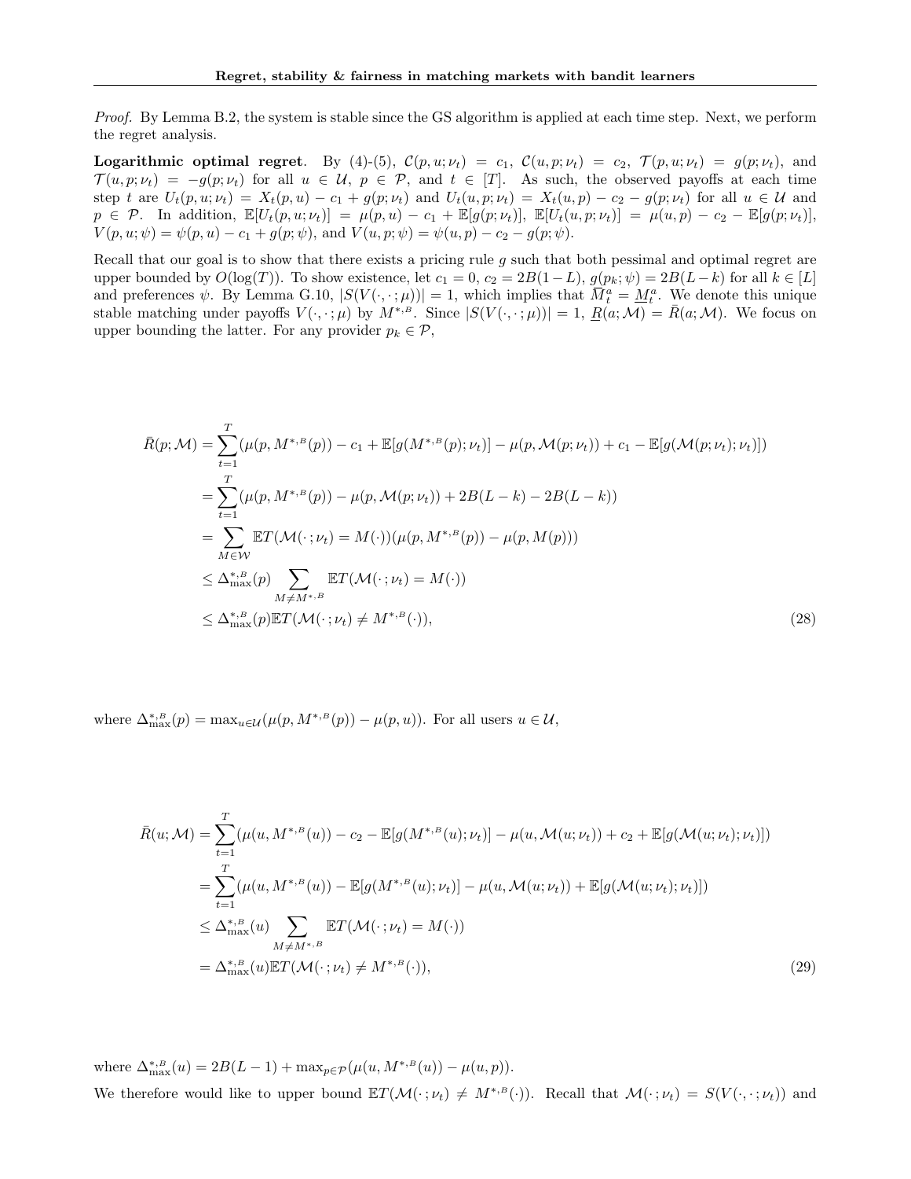*Proof.* By Lemma B.2, the system is stable since the GS algorithm is applied at each time step. Next, we perform the regret analysis.

**Logarithmic optimal regret**. By (4)-(5), $\mathcal{C}(p, u; \nu_t) = c_1$, $\mathcal{C}(u, p; \nu_t) = c_2$, $\mathcal{T}(p, u; \nu_t) = g(p; \nu_t)$, and $\mathcal{T}(u, p; \nu_t) = -g(p; \nu_t)$ for all $u \in \mathcal{U}$, $p \in \mathcal{P}$, and $t \in [T]$. As such, the observed payoffs at each time step $t$ are $U_t(p, u; \nu_t) = X_t(p, u) - c_1 + g(p; \nu_t)$ and $U_t(u, p; \nu_t) = X_t(u, p) - c_2 - g(p; \nu_t)$ for all $u \in \mathcal{U}$ and $p \in \mathcal{P}$. In addition, $\mathbb{E}[U_t(p, u; \nu_t)] = \mu(p, u) - c_1 + \mathbb{E}[g(p; \nu_t)]$, $\mathbb{E}[U_t(u, p; \nu_t)] = \mu(u, p) - c_2 - \mathbb{E}[g(p; \nu_t)]$, $V(p, u; \psi) = \psi(p, u) - c_1 + g(p; \psi)$, and $V(u, p; \psi) = \psi(u, p) - c_2 - g(p; \psi)$.

Recall that our goal is to show that there exists a pricing rule $g$ such that both pessimal and optimal regret are upper bounded by $O(\log(T))$. To show existence, let $c_1 = 0$, $c_2 = 2B(1 - L)$, $g(p_k; \psi) = 2B(L - k)$ for all $k \in [L]$ and preferences $\psi$. By Lemma G.10, $|S(V(\cdot, \cdot; \mu))| = 1$, which implies that $\overline{M}^a_t = \underline{M}^a_t$. We denote this unique stable matching under payoffs $V(\cdot, \cdot; \mu)$ by $M^{*,B}$. Since $|S(V(\cdot, \cdot; \mu))| = 1$, $\underline{R}(a; \mathcal{M}) = \bar{R}(a; \mathcal{M})$. We focus on upper bounding the latter. For any provider $p_k \in \mathcal{P}$,

$$
\begin{aligned}
\bar{R}(p; \mathcal{M}) &= \sum_{t=1}^{T} (\mu(p, M^{*,B}(p)) - c_1 + \mathbb{E}[g(M^{*,B}(p); \nu_t)] - \mu(p, \mathcal{M}(p; \nu_t)) + c_1 - \mathbb{E}[g(\mathcal{M}(p; \nu_t); \nu_t)]) \\
&= \sum_{t=1}^{T} (\mu(p, M^{*,B}(p)) - \mu(p, \mathcal{M}(p; \nu_t)) + 2B(L - k) - 2B(L - k)) \\
&= \sum_{M \in \mathcal{W}} \mathbb{E}T(\mathcal{M}(\cdot\,; \nu_t) = M(\cdot))(\mu(p, M^{*,B}(p)) - \mu(p, M(p))) \\
&\leq \Delta^{*,B}_{\max}(p) \sum_{M \neq M^{*,B}} \mathbb{E}T(\mathcal{M}(\cdot\,; \nu_t) = M(\cdot)) \\
&\leq \Delta^{*,B}_{\max}(p) \mathbb{E}T(\mathcal{M}(\cdot\,; \nu_t) \neq M^{*,B}(\cdot)),
\end{aligned} \tag{28}
$$

where $\Delta^{*,B}_{\max}(p) = \max_{u \in \mathcal{U}}(\mu(p, M^{*,B}(p)) - \mu(p, u))$. For all users $u \in \mathcal{U}$,

$$
\begin{aligned}
\bar{R}(u; \mathcal{M}) &= \sum_{t=1}^{T} (\mu(u, M^{*,B}(u)) - c_2 - \mathbb{E}[g(M^{*,B}(u); \nu_t)] - \mu(u, \mathcal{M}(u; \nu_t)) + c_2 + \mathbb{E}[g(\mathcal{M}(u; \nu_t); \nu_t)]) \\
&= \sum_{t=1}^{T} (\mu(u, M^{*,B}(u)) - \mathbb{E}[g(M^{*,B}(u); \nu_t)] - \mu(u, \mathcal{M}(u; \nu_t)) + \mathbb{E}[g(\mathcal{M}(u; \nu_t); \nu_t)]) \\
&\leq \Delta^{*,B}_{\max}(u) \sum_{M \neq M^{*,B}} \mathbb{E}T(\mathcal{M}(\cdot\,; \nu_t) = M(\cdot)) \\
&= \Delta^{*,B}_{\max}(u) \mathbb{E}T(\mathcal{M}(\cdot\,; \nu_t) \neq M^{*,B}(\cdot)),
\end{aligned} \tag{29}
$$

where $\Delta^{*,B}_{\max}(u) = 2B(L - 1) + \max_{p \in \mathcal{P}}(\mu(u, M^{*,B}(u)) - \mu(u, p))$.

We therefore would like to upper bound $\mathbb{E}T(\mathcal{M}(\cdot\,; \nu_t) \neq M^{*,B}(\cdot))$. Recall that $\mathcal{M}(\cdot\,; \nu_t) = S(V(\cdot, \cdot; \nu_t))$ and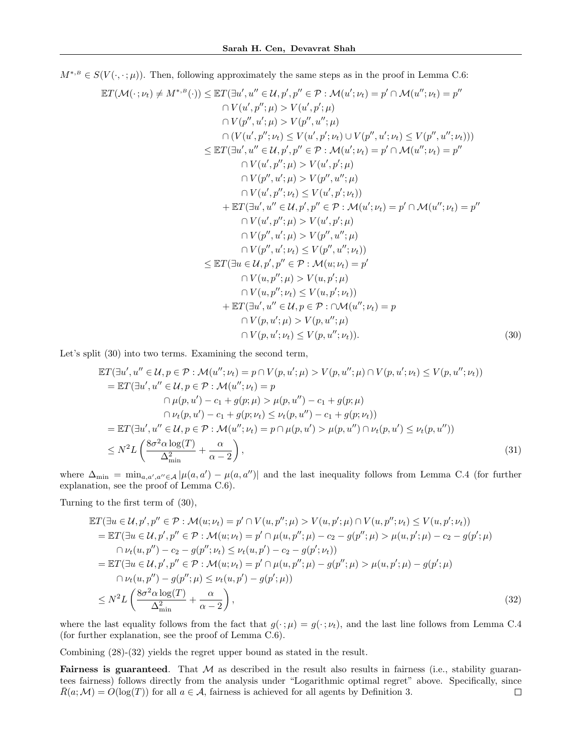$M^{*,B} \in S(V(\cdot,\cdot;\mu))$. Then, following approximately the same steps as in the proof in Lemma C.6:

$$
\begin{aligned}
\mathbb{E}T(\mathcal{M}(\cdot;\nu_t) \neq M^{*,B}(\cdot)) \leq\ & \mathbb{E}T(\exists u', u'' \in \mathcal{U}, p', p'' \in \mathcal{P} : \mathcal{M}(u';\nu_t) = p' \cap \mathcal{M}(u'';\nu_t) = p'' \\
& \cap V(u', p''; \mu) > V(u', p'; \mu) \\
& \cap V(p'', u'; \mu) > V(p'', u''; \mu) \\
& \cap (V(u', p''; \nu_t) \leq V(u', p'; \nu_t) \cup V(p'', u'; \nu_t) \leq V(p'', u''; \nu_t))) \\
\leq\ & \mathbb{E}T(\exists u', u'' \in \mathcal{U}, p', p'' \in \mathcal{P} : \mathcal{M}(u';\nu_t) = p' \cap \mathcal{M}(u'';\nu_t) = p'' \\
& \quad \cap V(u', p''; \mu) > V(u', p'; \mu) \\
& \quad \cap V(p'', u'; \mu) > V(p'', u''; \mu) \\
& \quad \cap V(u', p''; \nu_t) \leq V(u', p'; \nu_t)) \\
& + \mathbb{E}T(\exists u', u'' \in \mathcal{U}, p', p'' \in \mathcal{P} : \mathcal{M}(u';\nu_t) = p' \cap \mathcal{M}(u'';\nu_t) = p'' \\
& \quad \cap V(u', p''; \mu) > V(u', p'; \mu) \\
& \quad \cap V(p'', u'; \mu) > V(p'', u''; \mu) \\
& \quad \cap V(p'', u'; \nu_t) \leq V(p'', u''; \nu_t)) \\
\leq\ & \mathbb{E}T(\exists u \in \mathcal{U}, p', p'' \in \mathcal{P} : \mathcal{M}(u;\nu_t) = p' \\
& \quad \cap V(u, p''; \mu) > V(u, p'; \mu) \\
& \quad \cap V(u, p''; \nu_t) \leq V(u, p'; \nu_t)) \\
& + \mathbb{E}T(\exists u', u'' \in \mathcal{U}, p \in \mathcal{P} : \cap \mathcal{M}(u'';\nu_t) = p \\
& \quad \cap V(p, u'; \mu) > V(p, u''; \mu) \\
& \quad \cap V(p, u'; \nu_t) \leq V(p, u''; \nu_t)). \qquad (30)
\end{aligned}
$$

Let's split (30) into two terms. Examining the second term,

$$
\begin{aligned}
& \mathbb{E}T(\exists u', u'' \in \mathcal{U}, p \in \mathcal{P} : \mathcal{M}(u'';\nu_t) = p \cap V(p, u'; \mu) > V(p, u''; \mu) \cap V(p, u'; \nu_t) \leq V(p, u''; \nu_t)) \\
&= \mathbb{E}T(\exists u', u'' \in \mathcal{U}, p \in \mathcal{P} : \mathcal{M}(u'';\nu_t) = p \\
& \qquad \cap \mu(p, u') - c_1 + g(p;\mu) > \mu(p, u'') - c_1 + g(p;\mu) \\
& \qquad \cap \nu_t(p, u') - c_1 + g(p;\nu_t) \leq \nu_t(p, u'') - c_1 + g(p;\nu_t)) \\
&= \mathbb{E}T(\exists u', u'' \in \mathcal{U}, p \in \mathcal{P} : \mathcal{M}(u'';\nu_t) = p \cap \mu(p, u') > \mu(p, u'') \cap \nu_t(p, u') \leq \nu_t(p, u'')) \\
&\leq N^2 L \left( \frac{8\sigma^2 \alpha \log(T)}{\Delta_{\min}^2} + \frac{\alpha}{\alpha - 2} \right), \qquad (31)
\end{aligned}
$$

where $\Delta_{\min} = \min_{a,a',a'' \in \mathcal{A}} |\mu(a, a') - \mu(a, a'')|$ and the last inequality follows from Lemma C.4 (for further explanation, see the proof of Lemma C.6).

Turning to the first term of (30),

$$
\begin{aligned}
& \mathbb{E}T(\exists u \in \mathcal{U}, p', p'' \in \mathcal{P} : \mathcal{M}(u;\nu_t) = p' \cap V(u, p''; \mu) > V(u, p'; \mu) \cap V(u, p''; \nu_t) \leq V(u, p'; \nu_t)) \\
&= \mathbb{E}T(\exists u \in \mathcal{U}, p', p'' \in \mathcal{P} : \mathcal{M}(u;\nu_t) = p' \cap \mu(u, p''; \mu) - c_2 - g(p'';\mu) > \mu(u, p'; \mu) - c_2 - g(p';\mu) \\
& \qquad \cap \nu_t(u, p'') - c_2 - g(p'';\nu_t) \leq \nu_t(u, p') - c_2 - g(p';\nu_t)) \\
&= \mathbb{E}T(\exists u \in \mathcal{U}, p', p'' \in \mathcal{P} : \mathcal{M}(u;\nu_t) = p' \cap \mu(u, p''; \mu) - g(p'';\mu) > \mu(u, p'; \mu) - g(p';\mu) \\
& \qquad \cap \nu_t(u, p'') - g(p'';\mu) \leq \nu_t(u, p') - g(p';\mu)) \\
&\leq N^2 L \left( \frac{8\sigma^2 \alpha \log(T)}{\Delta_{\min}^2} + \frac{\alpha}{\alpha - 2} \right), \qquad (32)
\end{aligned}
$$

where the last equality follows from the fact that $g(\cdot;\mu) = g(\cdot;\nu_t)$, and the last line follows from Lemma C.4 (for further explanation, see the proof of Lemma C.6).

Combining (28)-(32) yields the regret upper bound as stated in the result.

**Fairness is guaranteed**. That $\mathcal{M}$ as described in the result also results in fairness (i.e., stability guarantees fairness) follows directly from the analysis under "Logarithmic optimal regret" above. Specifically, since $\bar{R}(a;\mathcal{M}) = O(\log(T))$ for all $a \in \mathcal{A}$, fairness is achieved for all agents by Definition 3. ☐